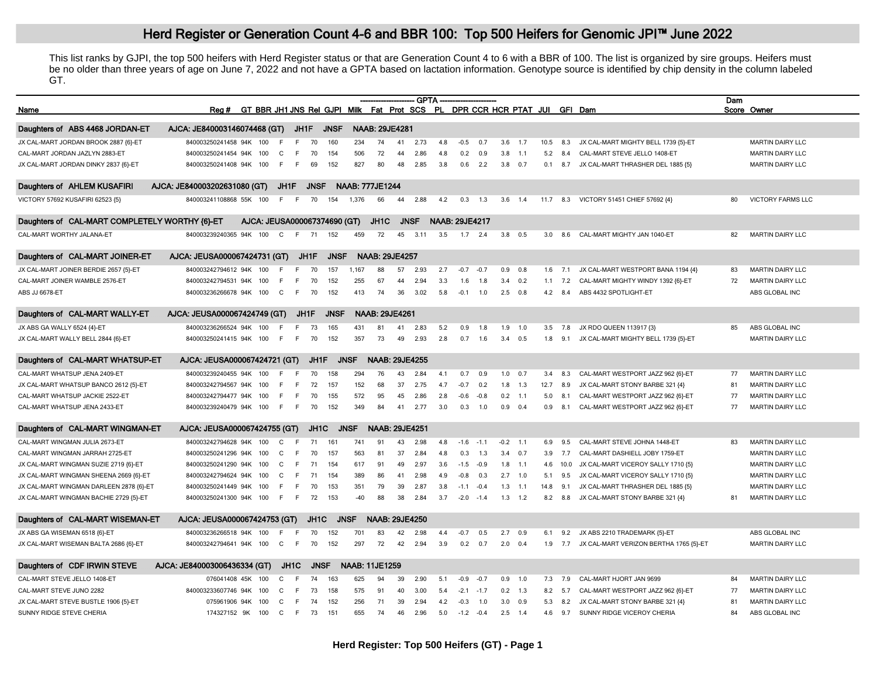# Herd Register or Generation Count 4-6 and BBR 100: Top 500 Heifers for Genomic JPI™ June 2022

This list ranks by GJPI, the top 500 heifers with Herd Register status or that are Generation Count 4 to 6 with a BBR of 100. The list is organized by sire groups. Heifers must be no older than three years of age on June 7, 2022 and not have a GPTA based on lactation information. Genotype source is identified by chip density in the column labeled GT.

| Name | Reg # | GT | BBR | JH1 | JNS | Rel | GJPI | Milk | Fat | Prot | SCS | PL | DPR | CCR | HCR | PTAT | JUI | GFI | Dam | Dam Score | Owner |
|---|---|---|---|---|---|---|---|---|---|---|---|---|---|---|---|---|---|---|---|---|---|
| **Daughters of ABS 4468 JORDAN-ET** AJCA: JE840003146074468 (GT) JH1F JNSF NAAB: 29JE4281 | | | | | | | | | | | | | | | | | | | | | |
| JX CAL-MART JORDAN BROOK 2887 {6}-ET | 840003250241458 | 94K | 100 | F | F | 70 | 160 | 234 | 74 | 41 | 2.73 | 4.8 | -0.5 | 0.7 | 3.6 | 1.7 | 10.5 | 8.3 | JX CAL-MART MIGHTY BELL 1739 {5}-ET | | MARTIN DAIRY LLC |
| CAL-MART JORDAN JAZLYN 2883-ET | 840003250241454 | 94K | 100 | C | F | 70 | 154 | 506 | 72 | 44 | 2.86 | 4.8 | 0.2 | 0.9 | 3.8 | 1.1 | 5.2 | 8.4 | CAL-MART STEVE JELLO 1408-ET | | MARTIN DAIRY LLC |
| JX CAL-MART JORDAN DINKY 2837 {6}-ET | 840003250241408 | 94K | 100 | F | F | 69 | 152 | 827 | 80 | 48 | 2.85 | 3.8 | 0.6 | 2.2 | 3.8 | 0.7 | 0.1 | 8.7 | JX CAL-MART THRASHER DEL 1885 {5} | | MARTIN DAIRY LLC |
| **Daughters of AHLEM KUSAFIRI** AJCA: JE840003202631080 (GT) JH1F JNSF NAAB: 777JE1244 | | | | | | | | | | | | | | | | | | | | | |
| VICTORY 57692 KUSAFIRI 62523 {5} | 840003241108868 | 55K | 100 | F | F | 70 | 154 | 1,376 | 66 | 44 | 2.88 | 4.2 | 0.3 | 1.3 | 3.6 | 1.4 | 11.7 | 8.3 | VICTORY 51451 CHIEF 57692 {4} | 80 | VICTORY FARMS LLC |
| **Daughters of CAL-MART COMPLETELY WORTHY {6}-ET** AJCA: JEUSA000067374690 (GT) JH1C JNSF NAAB: 29JE4217 | | | | | | | | | | | | | | | | | | | | | |
| CAL-MART WORTHY JALANA-ET | 840003239240365 | 94K | 100 | C | F | 71 | 152 | 459 | 72 | 45 | 3.11 | 3.5 | 1.7 | 2.4 | 3.8 | 0.5 | 3.0 | 8.6 | CAL-MART MIGHTY JAN 1040-ET | 82 | MARTIN DAIRY LLC |
| **Daughters of CAL-MART JOINER-ET** AJCA: JEUSA000067424731 (GT) JH1F JNSF NAAB: 29JE4257 | | | | | | | | | | | | | | | | | | | | | |
| JX CAL-MART JOINER BERDIE 2657 {5}-ET | 840003242794612 | 94K | 100 | F | F | 70 | 157 | 1,167 | 88 | 57 | 2.93 | 2.7 | -0.7 | -0.7 | 0.9 | 0.8 | 1.6 | 7.1 | JX CAL-MART WESTPORT BANA 1194 {4} | 83 | MARTIN DAIRY LLC |
| CAL-MART JOINER WAMBLE 2576-ET | 840003242794531 | 94K | 100 | F | F | 70 | 152 | 255 | 67 | 44 | 2.94 | 3.3 | 1.6 | 1.8 | 3.4 | 0.2 | 1.1 | 7.2 | CAL-MART MIGHTY WINDY 1392 {6}-ET | 72 | MARTIN DAIRY LLC |
| ABS JJ 6678-ET | 840003236266678 | 94K | 100 | C | F | 70 | 152 | 413 | 74 | 36 | 3.02 | 5.8 | -0.1 | 1.0 | 2.5 | 0.8 | 4.2 | 8.4 | ABS 4432 SPOTLIGHT-ET | | ABS GLOBAL INC |
| **Daughters of CAL-MART WALLY-ET** AJCA: JEUSA000067424749 (GT) JH1F JNSF NAAB: 29JE4261 | | | | | | | | | | | | | | | | | | | | | |
| JX ABS GA WALLY 6524 {4}-ET | 840003236266524 | 94K | 100 | F | F | 73 | 165 | 431 | 81 | 41 | 2.83 | 5.2 | 0.9 | 1.8 | 1.9 | 1.0 | 3.5 | 7.8 | JX RDO QUEEN 113917 {3} | 85 | ABS GLOBAL INC |
| JX CAL-MART WALLY BELL 2844 {6}-ET | 840003250241415 | 94K | 100 | F | F | 70 | 152 | 357 | 73 | 49 | 2.93 | 2.8 | 0.7 | 1.6 | 3.4 | 0.5 | 1.8 | 9.1 | JX CAL-MART MIGHTY BELL 1739 {5}-ET | | MARTIN DAIRY LLC |
| **Daughters of CAL-MART WHATSUP-ET** AJCA: JEUSA000067424721 (GT) JH1F JNSF NAAB: 29JE4255 | | | | | | | | | | | | | | | | | | | | | |
| CAL-MART WHATSUP JENA 2409-ET | 840003239240455 | 94K | 100 | F | F | 70 | 158 | 294 | 76 | 43 | 2.84 | 4.1 | 0.7 | 0.9 | 1.0 | 0.7 | 3.4 | 8.3 | CAL-MART WESTPORT JAZZ 962 {6}-ET | 77 | MARTIN DAIRY LLC |
| JX CAL-MART WHATSUP BANCO 2612 {5}-ET | 840003242794567 | 94K | 100 | F | F | 72 | 157 | 152 | 68 | 37 | 2.75 | 4.7 | -0.7 | 0.2 | 1.8 | 1.3 | 12.7 | 8.9 | JX CAL-MART STONY BARBE 321 {4} | 81 | MARTIN DAIRY LLC |
| CAL-MART WHATSUP JACKIE 2522-ET | 840003242794477 | 94K | 100 | F | F | 70 | 155 | 572 | 95 | 45 | 2.86 | 2.8 | -0.6 | -0.8 | 0.2 | 1.1 | 5.0 | 8.1 | CAL-MART WESTPORT JAZZ 962 {6}-ET | 77 | MARTIN DAIRY LLC |
| CAL-MART WHATSUP JENA 2433-ET | 840003239240479 | 94K | 100 | F | F | 70 | 152 | 349 | 84 | 41 | 2.77 | 3.0 | 0.3 | 1.0 | 0.9 | 0.4 | 0.9 | 8.1 | CAL-MART WESTPORT JAZZ 962 {6}-ET | 77 | MARTIN DAIRY LLC |
| **Daughters of CAL-MART WINGMAN-ET** AJCA: JEUSA000067424755 (GT) JH1C JNSF NAAB: 29JE4251 | | | | | | | | | | | | | | | | | | | | | |
| CAL-MART WINGMAN JULIA 2673-ET | 840003242794628 | 94K | 100 | C | F | 71 | 161 | 741 | 91 | 43 | 2.98 | 4.8 | -1.6 | -1.1 | -0.2 | 1.1 | 6.9 | 9.5 | CAL-MART STEVE JOHNA 1448-ET | 83 | MARTIN DAIRY LLC |
| CAL-MART WINGMAN JARRAH 2725-ET | 840003250241296 | 94K | 100 | C | F | 70 | 157 | 563 | 81 | 37 | 2.84 | 4.8 | 0.3 | 1.3 | 3.4 | 0.7 | 3.9 | 7.7 | CAL-MART DASHIELL JOBY 1759-ET | | MARTIN DAIRY LLC |
| JX CAL-MART WINGMAN SUZIE 2719 {6}-ET | 840003250241290 | 94K | 100 | C | F | 71 | 154 | 617 | 91 | 49 | 2.97 | 3.6 | -1.5 | -0.9 | 1.8 | 1.1 | 4.6 | 10.0 | JX CAL-MART VICEROY SALLY 1710 {5} | | MARTIN DAIRY LLC |
| JX CAL-MART WINGMAN SHEENA 2669 {6}-ET | 840003242794624 | 94K | 100 | C | F | 71 | 154 | 389 | 86 | 41 | 2.98 | 4.9 | -0.8 | 0.3 | 2.7 | 1.0 | 5.1 | 9.5 | JX CAL-MART VICEROY SALLY 1710 {5} | | MARTIN DAIRY LLC |
| JX CAL-MART WINGMAN DARLEEN 2878 {6}-ET | 840003250241449 | 94K | 100 | F | F | 70 | 153 | 351 | 79 | 39 | 2.87 | 3.8 | -1.1 | -0.4 | 1.3 | 1.1 | 14.8 | 9.1 | JX CAL-MART THRASHER DEL 1885 {5} | | MARTIN DAIRY LLC |
| JX CAL-MART WINGMAN BACHIE 2729 {5}-ET | 840003250241300 | 94K | 100 | F | F | 72 | 153 | -40 | 88 | 38 | 2.84 | 3.7 | -2.0 | -1.4 | 1.3 | 1.2 | 8.2 | 8.8 | JX CAL-MART STONY BARBE 321 {4} | 81 | MARTIN DAIRY LLC |
| **Daughters of CAL-MART WISEMAN-ET** AJCA: JEUSA000067424753 (GT) JH1C JNSF NAAB: 29JE4250 | | | | | | | | | | | | | | | | | | | | | |
| JX ABS GA WISEMAN 6518 {6}-ET | 840003236266518 | 94K | 100 | F | F | 70 | 152 | 701 | 83 | 42 | 2.98 | 4.4 | -0.7 | 0.5 | 2.7 | 0.9 | 6.1 | 9.2 | JX ABS 2210 TRADEMARK {5}-ET | | ABS GLOBAL INC |
| JX CAL-MART WISEMAN BALTA 2686 {6}-ET | 840003242794641 | 94K | 100 | C | F | 70 | 152 | 297 | 72 | 42 | 2.94 | 3.9 | 0.2 | 0.7 | 2.0 | 0.4 | 1.9 | 7.7 | JX CAL-MART VERIZON BERTHA 1765 {5}-ET | | MARTIN DAIRY LLC |
| **Daughters of CDF IRWIN STEVE** AJCA: JE840003006436334 (GT) JH1C JNSF NAAB: 11JE1259 | | | | | | | | | | | | | | | | | | | | | |
| CAL-MART STEVE JELLO 1408-ET | 076041408 | 45K | 100 | C | F | 74 | 163 | 625 | 94 | 39 | 2.90 | 5.1 | -0.9 | -0.7 | 0.9 | 1.0 | 7.3 | 7.9 | CAL-MART HJORT JAN 9699 | 84 | MARTIN DAIRY LLC |
| CAL-MART STEVE JUNO 2282 | 840003233607746 | 94K | 100 | C | F | 73 | 158 | 575 | 91 | 40 | 3.00 | 5.4 | -2.1 | -1.7 | 0.2 | 1.3 | 8.2 | 5.7 | CAL-MART WESTPORT JAZZ 962 {6}-ET | 77 | MARTIN DAIRY LLC |
| JX CAL-MART STEVE BUSTLE 1906 {5}-ET | 075961906 | 94K | 100 | C | F | 74 | 152 | 256 | 71 | 39 | 2.94 | 4.2 | -0.3 | 1.0 | 3.0 | 0.9 | 5.3 | 8.2 | JX CAL-MART STONY BARBE 321 {4} | 81 | MARTIN DAIRY LLC |
| SUNNY RIDGE STEVE CHERIA | 174327152 | 9K | 100 | C | F | 73 | 151 | 655 | 74 | 46 | 2.96 | 5.0 | -1.2 | -0.4 | 2.5 | 1.4 | 4.6 | 9.7 | SUNNY RIDGE VICEROY CHERIA | 84 | ABS GLOBAL INC |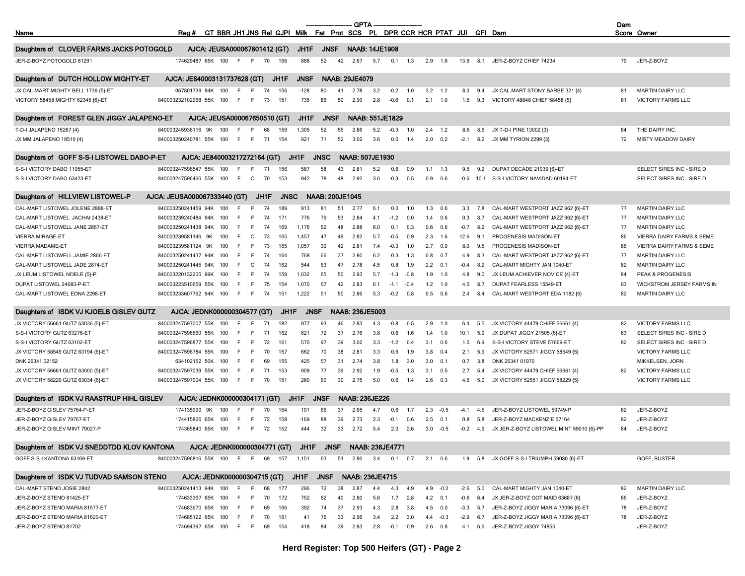| Name | Reg # | GT | BBR | JH1 | JNS | Rel | GJPI | Milk | Fat | Prot | SCS | PL | DPR | CCR | HCR | PTAT | JUI | GFI | Dam | Dam Score | Owner |
|---|---|---|---|---|---|---|---|---|---|---|---|---|---|---|---|---|---|---|---|---|---|
| | | | | | | | | GPTA | | | | | | | | | | | | | |
| **Daughters of CLOVER FARMS JACKS POTOGOLD** | **AJCA: JEUSA000067801412 (GT)** | | | **JH1F** | **JNSF** | | **NAAB: 14JE1908** | | | | | | | | | | | | | | |
| JER-Z-BOYZ POTOGOLD 81291 | 174629487 | 65K | 100 | F | F | 70 | 166 | 888 | 52 | 42 | 2.67 | 5.7 | 0.1 | 1.3 | 2.9 | 1.6 | 13.6 | 8.1 | JER-Z-BOYZ CHIEF 74234 | 79 | JER-Z-BOYZ |
| **Daughters of DUTCH HOLLOW MIGHTY-ET** | **AJCA: JE840003131737628 (GT)** | | | **JH1F** | **JNSF** | | **NAAB: 29JE4079** | | | | | | | | | | | | | | |
| JX CAL-MART MIGHTY BELL 1739 {5}-ET | 067801739 | 94K | 100 | F | F | 74 | 156 | -128 | 80 | 41 | 2.78 | 3.2 | -0.2 | 1.0 | 3.2 | 1.2 | 8.0 | 9.4 | JX CAL-MART STONY BARBE 321 {4} | 81 | MARTIN DAIRY LLC |
| VICTORY 58458 MIGHTY 62345 {6}-ET | 840003232102968 | 55K | 100 | F | F | 73 | 151 | 735 | 86 | 50 | 2.90 | 2.8 | -0.6 | 0.1 | 2.1 | 1.0 | 1.5 | 9.3 | VICTORY 48848 CHIEF 58458 {5} | 81 | VICTORY FARMS LLC |
| **Daughters of FOREST GLEN JIGGY JALAPENO-ET** | **AJCA: JEUSA000067650510 (GT)** | | | **JH1F** | **JNSF** | | **NAAB: 551JE1829** | | | | | | | | | | | | | | |
| T-D-I JALAPENO 15267 {4} | 840003245936116 | 9K | 100 | F | F | 68 | 159 | 1,305 | 52 | 55 | 2.86 | 5.2 | -0.3 | 1.0 | 2.4 | 1.2 | 8.6 | 8.6 | JX T-D-I PINE 13002 {3} | 84 | THE DAIRY INC. |
| JX MM JALAPENO 18510 {4} | 840003250240781 | 55K | 100 | F | F | 71 | 154 | 921 | 71 | 52 | 3.02 | 3.6 | 0.0 | 1.4 | 2.0 | 0.2 | -2.1 | 8.2 | JX MM TYRION 2299 {3} | 72 | MISTY MEADOW DAIRY |
| **Daughters of GOFF S-S-I LISTOWEL DABO-P-ET** | **AJCA: JE840003217272164 (GT)** | | | **JH1F** | **JNSC** | | **NAAB: 507JE1930** | | | | | | | | | | | | | | |
| S-S-I VICTORY DABO 11955-ET | 840003247596547 | 55K | 100 | F | F | 71 | 156 | 587 | 58 | 43 | 2.81 | 5.2 | 0.6 | 0.9 | 1.1 | 1.3 | 9.5 | 9.2 | DUPAT DECADE 21939 {6}-ET | | SELECT SIRES INC - SIRE D |
| S-S-I VICTORY DABO 63423-ET | 840003247596466 | 55K | 100 | F | C | 70 | 153 | 942 | 78 | 48 | 2.92 | 3.6 | -0.3 | 0.5 | 0.9 | 0.6 | -0.6 | 10.1 | S-S-I VICTORY NAVIDAD 60194-ET | | SELECT SIRES INC - SIRE D |
| **Daughters of HILLVIEW LISTOWEL-P** | **AJCA: JEUSA000067333440 (GT)** | | | **JH1F** | **JNSC** | | **NAAB: 200JE1045** | | | | | | | | | | | | | | |
| CAL-MART LISTOWEL JOLENE 2888-ET | 840003250241459 | 94K | 100 | F | F | 74 | 189 | 913 | 81 | 51 | 2.77 | 6.1 | 0.0 | 1.0 | 1.3 | 0.6 | 3.3 | 7.8 | CAL-MART WESTPORT JAZZ 962 {6}-ET | 77 | MARTIN DAIRY LLC |
| CAL-MART LISTOWEL JACHAI 2438-ET | 840003239240484 | 94K | 100 | F | F | 74 | 171 | 776 | 79 | 53 | 2.84 | 4.1 | -1.2 | 0.0 | 1.4 | 0.6 | 0.3 | 8.7 | CAL-MART WESTPORT JAZZ 962 {6}-ET | 77 | MARTIN DAIRY LLC |
| CAL-MART LISTOWELL JANE 2867-ET | 840003250241438 | 94K | 100 | F | F | 74 | 169 | 1,176 | 62 | 48 | 2.88 | 6.0 | 0.1 | 0.3 | 0.6 | 0.6 | -0.7 | 8.2 | CAL-MART WESTPORT JAZZ 962 {6}-ET | 77 | MARTIN DAIRY LLC |
| VIERRA MIRAGE-ET | 840003239581146 | 9K | 100 | F | C | 73 | 165 | 1,457 | 47 | 49 | 2.82 | 5.7 | -0.5 | 0.9 | 2.3 | 1.6 | 12.6 | 9.1 | PROGENESIS MADISON-ET | 86 | VIERRA DAIRY FARMS & SEME |
| VIERRA MADAME-ET | 840003239581124 | 9K | 100 | F | F | 73 | 165 | 1,057 | 39 | 42 | 2.81 | 7.4 | -0.3 | 1.0 | 2.7 | 0.9 | 8.0 | 9.5 | PROGENESIS MADISON-ET | 86 | VIERRA DAIRY FARMS & SEME |
| CAL-MART LISTOWELL JAMIE 2866-ET | 840003250241437 | 94K | 100 | F | F | 74 | 164 | 768 | 66 | 37 | 2.80 | 6.2 | 0.3 | 1.3 | 0.8 | 0.7 | 4.9 | 8.3 | CAL-MART WESTPORT JAZZ 962 {6}-ET | 77 | MARTIN DAIRY LLC |
| CAL-MART LISTOWELL JADE 2874-ET | 840003250241445 | 94K | 100 | F | C | 74 | 162 | 544 | 63 | 47 | 2.78 | 4.5 | 0.8 | 1.9 | 2.2 | 0.1 | -0.4 | 8.2 | CAL-MART MIGHTY JAN 1040-ET | 82 | MARTIN DAIRY LLC |
| JX LEUM LISTOWEL NOELE {5}-P | 840003220132205 | 99K | 100 | F | F | 74 | 159 | 1,032 | 65 | 50 | 2.93 | 5.7 | -1.3 | -0.8 | 1.9 | 1.0 | 4.8 | 9.0 | JX LEUM ACHIEVER NOVICE {4}-ET | 84 | PEAK & PROGENESIS |
| DUPAT LISTOWEL 24083-P-ET | 840003223510659 | 55K | 100 | F | F | 75 | 154 | 1,070 | 67 | 42 | 2.83 | 6.1 | -1.1 | -0.4 | 1.2 | 1.0 | 4.5 | 8.7 | DUPAT FEARLESS 15549-ET | 93 | WICKSTROM JERSEY FARMS IN |
| CAL-MART LISTOWEL EDNA 2298-ET | 840003233607762 | 94K | 100 | F | F | 74 | 151 | 1,222 | 51 | 50 | 2.86 | 5.3 | -0.2 | 0.8 | 0.5 | 0.6 | 2.4 | 8.4 | CAL-MART WESTPORT EDA 1182 {6} | 82 | MARTIN DAIRY LLC |
| **Daughters of ISDK VJ KJOELB GISLEV GUTZ** | **AJCA: JEDNK000000304577 (GT)** | | | **JH1F** | **JNSF** | | **NAAB: 236JE5003** | | | | | | | | | | | | | | |
| JX VICTORY 56661 GUTZ 63036 {5}-ET | 840003247597007 | 55K | 100 | F | F | 71 | 182 | 977 | 93 | 46 | 2.83 | 4.3 | -0.8 | 0.5 | 2.9 | 1.0 | 6.4 | 5.5 | JX VICTORY 44479 CHIEF 56661 {4} | 82 | VICTORY FARMS LLC |
| S-S-I VICTORY GUTZ 63276-ET | 840003247596560 | 55K | 100 | F | F | 71 | 162 | 621 | 72 | 37 | 2.76 | 3.8 | 0.6 | 1.6 | 1.4 | 1.0 | 10.1 | 5.9 | JX DUPAT JIGGY 21505 {6}-ET | 83 | SELECT SIRES INC - SIRE D |
| S-S-I VICTORY GUTZ 63102-ET | 840003247596877 | 55K | 100 | F | F | 72 | 161 | 570 | 97 | 39 | 3.02 | 3.3 | -1.2 | 0.4 | 3.1 | 0.6 | 1.5 | 6.9 | S-S-I VICTORY STEVE 57669-ET | 82 | SELECT SIRES INC - SIRE D |
| JX VICTORY 58549 GUTZ 63194 {6}-ET | 840003247596784 | 55K | 100 | F | F | 70 | 157 | 662 | 70 | 38 | 2.81 | 3.3 | 0.6 | 1.9 | 3.8 | 0.4 | 2.1 | 5.9 | JX VICTORY 52571 JIGGY 58549 {5} | | VICTORY FARMS LLC |
| DNK 26341 02152 | 634102152 | 50K | 100 | F | F | 69 | 155 | 425 | 57 | 31 | 2.74 | 3.8 | 1.8 | 3.0 | 3.0 | 0.1 | 0.7 | 3.8 | DNK 26341 01970 | | MIKKELSEN, JORN |
| JX VICTORY 56661 GUTZ 63000 {5}-ET | 840003247597039 | 55K | 100 | F | F | 71 | 153 | 909 | 77 | 39 | 2.92 | 1.9 | -0.5 | 1.3 | 3.1 | 0.5 | 2.7 | 5.4 | JX VICTORY 44479 CHIEF 56661 {4} | 82 | VICTORY FARMS LLC |
| JX VICTORY 58229 GUTZ 63034 {6}-ET | 840003247597004 | 55K | 100 | F | F | 70 | 151 | 280 | 60 | 30 | 2.75 | 5.0 | 0.6 | 1.4 | 2.6 | 0.3 | 4.5 | 5.0 | JX VICTORY 52551 JIGGY 58229 {5} | | VICTORY FARMS LLC |
| **Daughters of ISDK VJ RAASTRUP HIHL GISLEV** | **AJCA: JEDNK000000304171 (GT)** | | | **JH1F** | **JNSF** | | **NAAB: 236JE226** | | | | | | | | | | | | | | |
| JER-Z-BOYZ GISLEV 75764-P-ET | 174135999 | 9K | 100 | F | F | 70 | 164 | 191 | 66 | 37 | 2.65 | 4.7 | 0.6 | 1.7 | 2.3 | -0.5 | -4.1 | 4.5 | JER-Z-BOYZ LISTOWEL 59749-P | 82 | JER-Z-BOYZ |
| JER-Z-BOYZ GISLEV 79767-ET | 174415826 | 65K | 100 | F | F | 72 | 158 | -169 | 88 | 39 | 2.73 | 2.3 | -0.1 | 0.6 | 2.5 | 0.1 | 0.8 | 5.8 | JER-Z-BOYZ MACKENZIE 57164 | 82 | JER-Z-BOYZ |
| JER-Z-BOYZ GISLEV MINT 79027-P | 173365840 | 65K | 100 | F | F | 72 | 152 | 444 | 32 | 33 | 2.72 | 5.4 | 2.0 | 2.6 | 3.0 | -0.5 | -0.2 | 4.9 | JX JER-Z-BOYZ LISTOWEL MINT 59010 {6}-PP | 84 | JER-Z-BOYZ |
| **Daughters of ISDK VJ SNEDDTDD KLOV KANTONA** | **AJCA: JEDNK000000304771 (GT)** | | | **JH1F** | **JNSF** | | **NAAB: 236JE4771** | | | | | | | | | | | | | | |
| GOFF S-S-I KANTONA 63169-ET | 840003247596816 | 55K | 100 | F | F | 69 | 157 | 1,151 | 63 | 51 | 2.80 | 3.4 | 0.1 | 0.7 | 2.1 | 0.6 | 1.9 | 5.8 | JX GOFF S-S-I TRIUMPH 59080 {6}-ET | | GOFF, BUSTER |
| **Daughters of ISDK VJ TUDVAD SAMSON STENO** | **AJCA: JEDNK000000304715 (GT)** | | | **JH1F** | **JNSF** | | **NAAB: 236JE4715** | | | | | | | | | | | | | | |
| CAL-MART STENO JOSIE 2842 | 840003250241413 | 94K | 100 | F | F | 68 | 177 | 296 | 72 | 38 | 2.87 | 4.4 | 4.3 | 4.9 | 4.9 | -0.2 | -2.6 | 5.0 | CAL-MART MIGHTY JAN 1040-ET | 82 | MARTIN DAIRY LLC |
| JER-Z-BOYZ STENO 81425-ET | 174633367 | 65K | 100 | F | F | 70 | 172 | 752 | 62 | 40 | 2.80 | 5.6 | 1.7 | 2.8 | 4.2 | 0.1 | -0.6 | 6.4 | JX JER-Z-BOYZ GOT MAID 63687 {6} | 86 | JER-Z-BOYZ |
| JER-Z-BOYZ STENO MARIA 81577-ET | 174683670 | 65K | 100 | F | F | 69 | 166 | 392 | 74 | 37 | 2.93 | 4.3 | 2.8 | 3.8 | 4.5 | 0.0 | -3.3 | 5.7 | JER-Z-BOYZ JIGGY MARIA 73096 {6}-ET | 78 | JER-Z-BOYZ |
| JER-Z-BOYZ STENO MARIA 81620-ET | 174685122 | 65K | 100 | F | F | 70 | 161 | 41 | 76 | 33 | 2.96 | 3.4 | 2.2 | 3.0 | 4.4 | -0.3 | -2.9 | 6.7 | JER-Z-BOYZ JIGGY MARIA 73096 {6}-ET | 78 | JER-Z-BOYZ |
| JER-Z-BOYZ STENO 81702 | 174694397 | 65K | 100 | F | F | 69 | 154 | 418 | 84 | 39 | 2.83 | 2.8 | -0.1 | 0.9 | 2.6 | 0.8 | 4.1 | 6.6 | JER-Z-BOYZ JIGGY 74850 | | JER-Z-BOYZ |

**Herd Register: Top 500 Heifers (GT) - Page 2**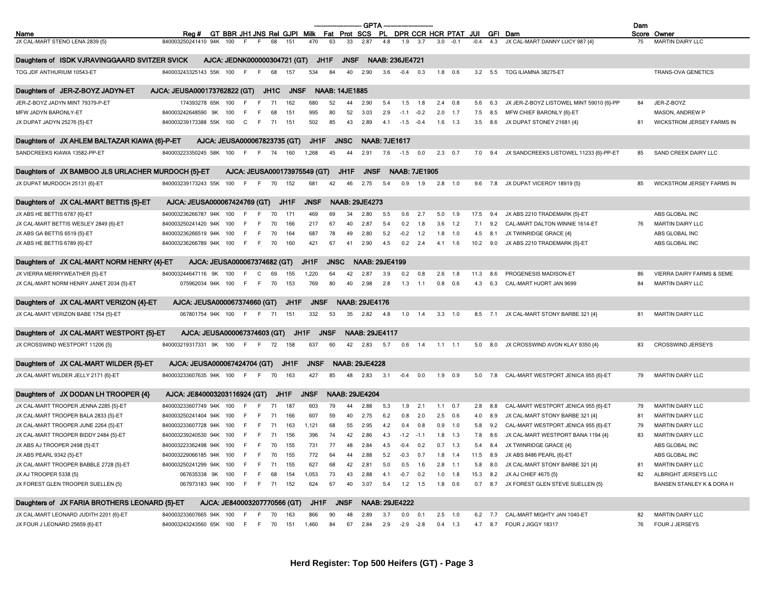| Name | Reg # | GT | BBR | JH1 | JNS | Rel | GJPI | Milk | Fat | Prot | SCS | PL | DPR | CCR | HCR | PTAT | JUI | GFI | Dam | Dam Score | Owner |
|---|---|---|---|---|---|---|---|---|---|---|---|---|---|---|---|---|---|---|---|---|---|
| JX CAL-MART STENO LENA 2839 {5} | 840003250241410 | 94K | 100 | F | F | 68 | 151 | 470 | 63 | 33 | 2.87 | 4.8 | 1.9 | 3.7 | 3.0 | -0.1 | -0.4 | 4.3 | JX CAL-MART DANNY LUCY 987 {4} | 75 | MARTIN DAIRY LLC |
| **Daughters of ISDK VJRAVINGGAARD SVITZER SVICK** | **AJCA: JEDNK000000304721 (GT)** | **JH1F** | **JNSF** | **NAAB: 236JE4721** | | | | | | | | | | | | | | | | | |
| TOG JDF ANTHURIUM 10543-ET | 840003243325143 | 55K | 100 | F | F | 68 | 157 | 534 | 84 | 40 | 2.90 | 3.6 | -0.4 | 0.3 | 1.8 | 0.6 | 3.2 | 5.5 | TOG ILIAMNA 38275-ET | | TRANS-OVA GENETICS |
| **Daughters of JER-Z-BOYZ JADYN-ET** | **AJCA: JEUSA000173762822 (GT)** | **JH1C** | **JNSF** | **NAAB: 14JE1885** | | | | | | | | | | | | | | | | | |
| JER-Z-BOYZ JADYN MINT 79379-P-ET | 174393278 | 65K | 100 | F | F | 71 | 162 | 680 | 52 | 44 | 2.90 | 5.4 | 1.5 | 1.8 | 2.4 | 0.8 | 5.6 | 6.3 | JX JER-Z-BOYZ LISTOWEL MINT 59010 {6}-PP | 84 | JER-Z-BOYZ |
| MFW JADYN BARONLY-ET | 840003242648590 | 9K | 100 | F | F | 68 | 151 | 995 | 80 | 52 | 3.03 | 2.9 | -1.1 | -0.2 | 2.0 | 1.7 | 7.5 | 8.5 | MFW CHIEF BARONLY {6}-ET | | MASON, ANDREW P |
| JX DUPAT JADYN 25276 {5}-ET | 840003239173388 | 55K | 100 | C | F | 71 | 151 | 502 | 85 | 43 | 2.89 | 4.1 | -1.5 | -0.4 | 1.6 | 1.3 | 3.5 | 8.6 | JX DUPAT STONEY 21681 {4} | 81 | WICKSTROM JERSEY FARMS IN |
| **Daughters of JX AHLEM BALTAZAR KIAWA {6}-P-ET** | **AJCA: JEUSA000067823735 (GT)** | **JH1F** | **JNSC** | **NAAB: 7JE1617** | | | | | | | | | | | | | | | | | |
| SANDCREEKS KIAWA 13582-PP-ET | 840003223350245 | 58K | 100 | F | F | 74 | 160 | 1,268 | 45 | 44 | 2.91 | 7.6 | -1.5 | 0.0 | 2.3 | 0.7 | 7.0 | 9.4 | JX SANDCREEKS LISTOWEL 11233 {6}-PP-ET | 85 | SAND CREEK DAIRY LLC |
| **Daughters of JX BAMBOO JLS URLACHER MURDOCH {5}-ET** | **AJCA: JEUSA000173975549 (GT)** | **JH1F** | **JNSF** | **NAAB: 7JE1905** | | | | | | | | | | | | | | | | | |
| JX DUPAT MURDOCH 25131 {6}-ET | 840003239173243 | 55K | 100 | F | F | 70 | 152 | 681 | 42 | 46 | 2.75 | 5.4 | 0.9 | 1.9 | 2.8 | 1.0 | 9.6 | 7.8 | JX DUPAT VICEROY 18919 {5} | 85 | WICKSTROM JERSEY FARMS IN |
| **Daughters of JX CAL-MART BETTIS {5}-ET** | **AJCA: JEUSA000067424769 (GT)** | **JH1F** | **JNSF** | **NAAB: 29JE4273** | | | | | | | | | | | | | | | | | |
| JX ABS HE BETTIS 6787 {6}-ET | 840003236266787 | 94K | 100 | F | F | 70 | 171 | 469 | 69 | 34 | 2.80 | 5.5 | 0.6 | 2.7 | 5.0 | 1.9 | 17.5 | 9.4 | JX ABS 2210 TRADEMARK {5}-ET | | ABS GLOBAL INC |
| JX CAL-MART BETTIS WESLEY 2849 {6}-ET | 840003250241420 | 94K | 100 | F | F | 70 | 166 | 217 | 67 | 40 | 2.87 | 5.4 | 0.2 | 1.8 | 3.6 | 1.2 | 7.1 | 9.2 | CAL-MART DALTON WINNIE 1614-ET | 76 | MARTIN DAIRY LLC |
| JX ABS GA BETTIS 6519 {5}-ET | 840003236266519 | 94K | 100 | F | F | 70 | 164 | 687 | 78 | 49 | 2.80 | 5.2 | -0.2 | 1.2 | 1.8 | 1.0 | 4.5 | 8.1 | JX TWINRIDGE GRACE {4} | | ABS GLOBAL INC |
| JX ABS HE BETTIS 6789 {6}-ET | 840003236266789 | 94K | 100 | F | F | 70 | 160 | 421 | 67 | 41 | 2.90 | 4.5 | 0.2 | 2.4 | 4.1 | 1.6 | 10.2 | 9.0 | JX ABS 2210 TRADEMARK {5}-ET | | ABS GLOBAL INC |
| **Daughters of JX CAL-MART NORM HENRY {4}-ET** | **AJCA: JEUSA000067374682 (GT)** | **JH1F** | **JNSC** | **NAAB: 29JE4199** | | | | | | | | | | | | | | | | | |
| JX VIERRA MERRYWEATHER {5}-ET | 840003244647116 | 9K | 100 | F | C | 69 | 155 | 1,220 | 64 | 42 | 2.87 | 3.9 | 0.2 | 0.8 | 2.6 | 1.8 | 11.3 | 8.6 | PROGENESIS MADISON-ET | 86 | VIERRA DAIRY FARMS & SEME |
| JX CAL-MART NORM HENRY JANET 2034 {5}-ET | 075962034 | 94K | 100 | F | F | 70 | 153 | 769 | 80 | 40 | 2.98 | 2.8 | 1.3 | 1.1 | 0.8 | 0.6 | 4.3 | 6.3 | CAL-MART HJORT JAN 9699 | 84 | MARTIN DAIRY LLC |
| **Daughters of JX CAL-MART VERIZON {4}-ET** | **AJCA: JEUSA000067374660 (GT)** | **JH1F** | **JNSF** | **NAAB: 29JE4176** | | | | | | | | | | | | | | | | | |
| JX CAL-MART VERIZON BABE 1754 {5}-ET | 067801754 | 94K | 100 | F | F | 71 | 151 | 332 | 53 | 35 | 2.82 | 4.8 | 1.0 | 1.4 | 3.3 | 1.0 | 8.5 | 7.1 | JX CAL-MART STONY BARBE 321 {4} | 81 | MARTIN DAIRY LLC |
| **Daughters of JX CAL-MART WESTPORT {5}-ET** | **AJCA: JEUSA000067374603 (GT)** | **JH1F** | **JNSF** | **NAAB: 29JE4117** | | | | | | | | | | | | | | | | | |
| JX CROSSWIND WESTPORT 11206 {5} | 840003219317331 | 9K | 100 | F | F | 72 | 158 | 637 | 60 | 42 | 2.83 | 5.7 | 0.6 | 1.4 | 1.1 | 1.1 | 5.0 | 8.0 | JX CROSSWIND AVON KLAY 9350 {4} | 83 | CROSSWIND JERSEYS |
| **Daughters of JX CAL-MART WILDER {5}-ET** | **AJCA: JEUSA000067424704 (GT)** | **JH1F** | **JNSF** | **NAAB: 29JE4228** | | | | | | | | | | | | | | | | | |
| JX CAL-MART WILDER JELLY 2171 {6}-ET | 840003233607635 | 94K | 100 | F | F | 70 | 163 | 427 | 85 | 48 | 2.83 | 3.1 | -0.4 | 0.0 | 1.9 | 0.9 | 5.0 | 7.8 | CAL-MART WESTPORT JENICA 955 {6}-ET | 79 | MARTIN DAIRY LLC |
| **Daughters of JX DODAN LH TROOPER {4}** | **AJCA: JE840003203116924 (GT)** | **JH1F** | **JNSF** | **NAAB: 29JE4204** | | | | | | | | | | | | | | | | | |
| JX CAL-MART TROOPER JENNA 2285 {5}-ET | 840003233607749 | 94K | 100 | F | F | 71 | 187 | 603 | 79 | 44 | 2.88 | 5.3 | 1.9 | 2.1 | 1.1 | 0.7 | 2.8 | 8.8 | CAL-MART WESTPORT JENICA 955 {6}-ET | 79 | MARTIN DAIRY LLC |
| JX CAL-MART TROOPER BALA 2833 {5}-ET | 840003250241404 | 94K | 100 | F | F | 71 | 166 | 607 | 59 | 40 | 2.75 | 6.2 | 0.8 | 2.0 | 2.5 | 0.6 | 4.0 | 8.9 | JX CAL-MART STONY BARBE 321 {4} | 81 | MARTIN DAIRY LLC |
| JX CAL-MART TROOPER JUNE 2264 {5}-ET | 840003233607728 | 94K | 100 | F | F | 71 | 163 | 1,121 | 68 | 55 | 2.95 | 4.2 | 0.4 | 0.8 | 0.9 | 1.0 | 5.8 | 9.2 | CAL-MART WESTPORT JENICA 955 {6}-ET | 79 | MARTIN DAIRY LLC |
| JX CAL-MART TROOPER BIDDY 2484 {5}-ET | 840003239240530 | 94K | 100 | F | F | 71 | 156 | 396 | 74 | 42 | 2.86 | 4.3 | -1.2 | -1.1 | 1.8 | 1.3 | 7.8 | 8.6 | JX CAL-MART WESTPORT BANA 1194 {4} | 83 | MARTIN DAIRY LLC |
| JX ABS AJ TROOPER 2498 {5}-ET | 840003223362498 | 94K | 100 | F | F | 70 | 155 | 731 | 77 | 48 | 2.84 | 4.5 | -0.4 | 0.2 | 0.7 | 1.3 | 5.4 | 8.4 | JX TWINRIDGE GRACE {4} | | ABS GLOBAL INC |
| JX ABS PEARL 9342 {5}-ET | 840003229066185 | 94K | 100 | F | F | 70 | 155 | 772 | 64 | 44 | 2.88 | 5.2 | -0.3 | 0.7 | 1.8 | 1.4 | 11.5 | 8.9 | JX ABS 8486 PEARL {6}-ET | | ABS GLOBAL INC |
| JX CAL-MART TROOPER BABBLE 2728 {5}-ET | 840003250241299 | 94K | 100 | F | F | 71 | 155 | 627 | 68 | 42 | 2.81 | 5.0 | 0.5 | 1.6 | 2.8 | 1.1 | 5.8 | 8.0 | JX CAL-MART STONY BARBE 321 {4} | 81 | MARTIN DAIRY LLC |
| JX AJ TROOPER 5338 {5} | 067635338 | 9K | 100 | F | F | 68 | 154 | 1,053 | 73 | 43 | 2.88 | 4.1 | -0.7 | 0.2 | 1.0 | 1.8 | 15.3 | 8.2 | JX AJ CHIEF 4675 {5} | 82 | ALBRIGHT JERSEYS LLC |
| JX FOREST GLEN TROOPER SUELLEN {5} | 067973183 | 94K | 100 | F | F | 71 | 152 | 624 | 67 | 40 | 3.07 | 5.4 | 1.2 | 1.5 | 1.8 | 0.6 | 0.7 | 8.7 | JX FOREST GLEN STEVE SUELLEN {5} | | BANSEN STANLEY K & DORA H |
| **Daughters of JX FARIA BROTHERS LEONARD {5}-ET** | **AJCA: JE840003207770566 (GT)** | **JH1F** | **JNSF** | **NAAB: 29JE4222** | | | | | | | | | | | | | | | | | |
| JX CAL-MART LEONARD JUDITH 2201 {6}-ET | 840003233607665 | 94K | 100 | F | F | 70 | 163 | 866 | 90 | 48 | 2.89 | 3.7 | 0.0 | 0.1 | 2.5 | 1.0 | 6.2 | 7.7 | CAL-MART MIGHTY JAN 1040-ET | 82 | MARTIN DAIRY LLC |
| JX FOUR J LEONARD 25659 {6}-ET | 840003243243560 | 65K | 100 | F | F | 70 | 151 | 1,460 | 84 | 67 | 2.84 | 2.9 | -2.9 | -2.8 | 0.4 | 1.3 | 4.7 | 8.7 | FOUR J JIGGY 18317 | 76 | FOUR J JERSEYS |

Herd Register: Top 500 Heifers (GT) - Page 3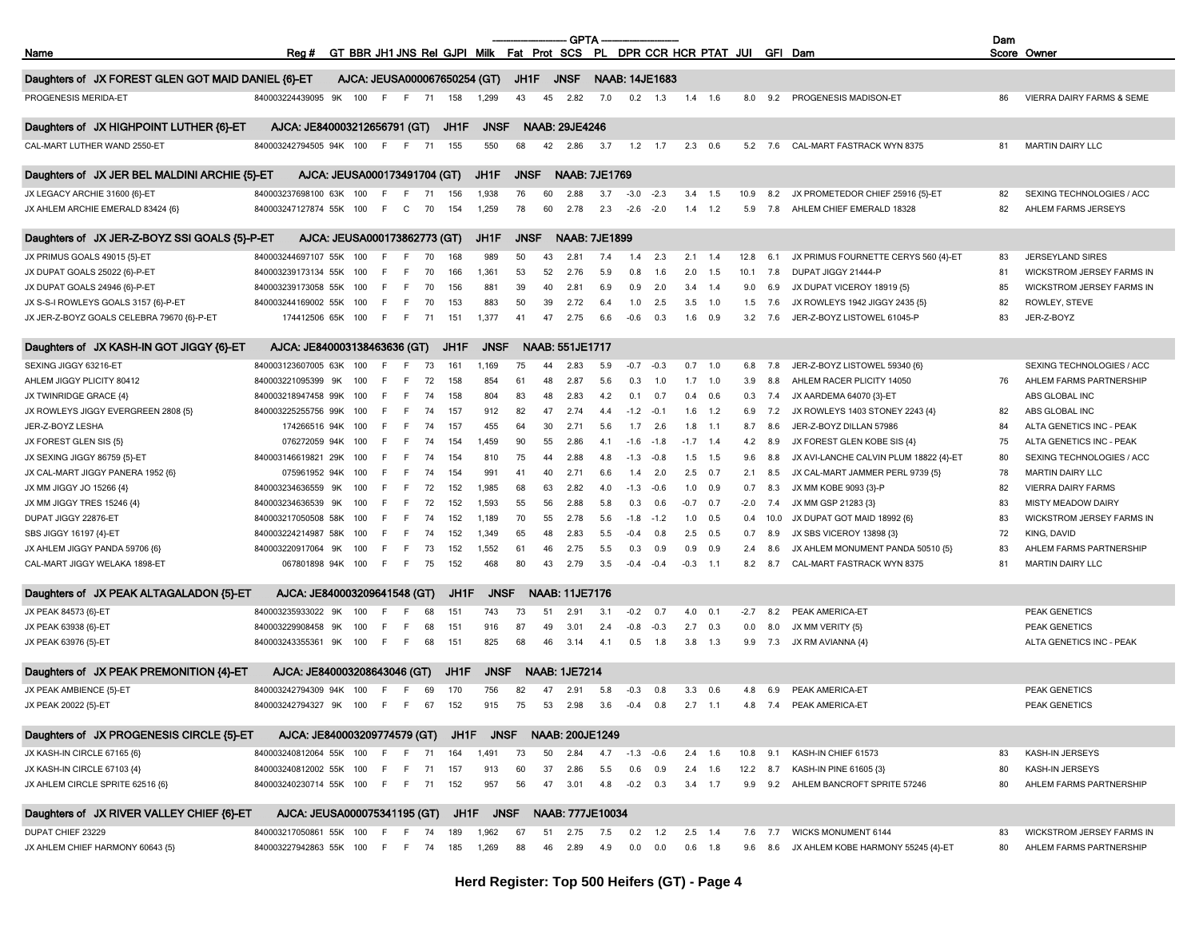| Name | Reg # | GT | BBR | JH1 | JNS | Rel | GJPI | Milk | Fat | Prot | SCS | PL | DPR | CCR | HCR | PTAT | JUI | GFI | Dam | Dam Score | Owner |
|---|---|---|---|---|---|---|---|---|---|---|---|---|---|---|---|---|---|---|---|---|---|
| **Daughters of JX FOREST GLEN GOT MAID DANIEL {6}-ET** | **AJCA: JEUSA000067650254 (GT)** | | | **JH1F** | | **JNSF** | | **NAAB: 14JE1683** | | | | | | | | | | | | | |
| PROGENESIS MERIDA-ET | 840003224439095 | 9K | 100 | F | F | 71 | 158 | 1,299 | 43 | 45 | 2.82 | 7.0 | 0.2 | 1.3 | 1.4 | 1.6 | 8.0 | 9.2 | PROGENESIS MADISON-ET | 86 | VIERRA DAIRY FARMS & SEME |
| **Daughters of JX HIGHPOINT LUTHER {6}-ET** | **AJCA: JE840003212656791 (GT)** | | | **JH1F** | | **JNSF** | | **NAAB: 29JE4246** | | | | | | | | | | | | | |
| CAL-MART LUTHER WAND 2550-ET | 840003242794505 | 94K | 100 | F | F | 71 | 155 | 550 | 68 | 42 | 2.86 | 3.7 | 1.2 | 1.7 | 2.3 | 0.6 | 5.2 | 7.6 | CAL-MART FASTRACK WYN 8375 | 81 | MARTIN DAIRY LLC |
| **Daughters of JX JER BEL MALDINI ARCHIE {5}-ET** | **AJCA: JEUSA000173491704 (GT)** | | | **JH1F** | | **JNSF** | | **NAAB: 7JE1769** | | | | | | | | | | | | | |
| JX LEGACY ARCHIE 31600 {6}-ET | 840003237698100 | 63K | 100 | F | F | 71 | 156 | 1,938 | 76 | 60 | 2.88 | 3.7 | -3.0 | -2.3 | 3.4 | 1.5 | 10.9 | 8.2 | JX PROMETEDOR CHIEF 25916 {5}-ET | 82 | SEXING TECHNOLOGIES / ACC |
| JX AHLEM ARCHIE EMERALD 83424 {6} | 840003247127874 | 55K | 100 | F | C | 70 | 154 | 1,259 | 78 | 60 | 2.78 | 2.3 | -2.6 | -2.0 | 1.4 | 1.2 | 5.9 | 7.8 | AHLEM CHIEF EMERALD 18328 | 82 | AHLEM FARMS JERSEYS |
| **Daughters of JX JER-Z-BOYZ SSI GOALS {5}-P-ET** | **AJCA: JEUSA000173862773 (GT)** | | | **JH1F** | | **JNSF** | | **NAAB: 7JE1899** | | | | | | | | | | | | | |
| JX PRIMUS GOALS 49015 {5}-ET | 840003244697107 | 55K | 100 | F | F | 70 | 168 | 989 | 50 | 43 | 2.81 | 7.4 | 1.4 | 2.3 | 2.1 | 1.4 | 12.8 | 6.1 | JX PRIMUS FOURNETTE CERYS 560 {4}-ET | 83 | JERSEYLAND SIRES |
| JX DUPAT GOALS 25022 {6}-P-ET | 840003239173134 | 55K | 100 | F | F | 70 | 166 | 1,361 | 53 | 52 | 2.76 | 5.9 | 0.8 | 1.6 | 2.0 | 1.5 | 10.1 | 7.8 | DUPAT JIGGY 21444-P | 81 | WICKSTROM JERSEY FARMS IN |
| JX DUPAT GOALS 24946 {6}-P-ET | 840003239173058 | 55K | 100 | F | F | 70 | 156 | 881 | 39 | 40 | 2.81 | 6.9 | 0.9 | 2.0 | 3.4 | 1.4 | 9.0 | 6.9 | JX DUPAT VICEROY 18919 {5} | 85 | WICKSTROM JERSEY FARMS IN |
| JX S-S-I ROWLEYS GOALS 3157 {6}-P-ET | 840003244169002 | 55K | 100 | F | F | 70 | 153 | 883 | 50 | 39 | 2.72 | 6.4 | 1.0 | 2.5 | 3.5 | 1.0 | 1.5 | 7.6 | JX ROWLEYS 1942 JIGGY 2435 {5} | 82 | ROWLEY, STEVE |
| JX JER-Z-BOYZ GOALS CELEBRA 79670 {6}-P-ET | 174412506 | 65K | 100 | F | F | 71 | 151 | 1,377 | 41 | 47 | 2.75 | 6.6 | -0.6 | 0.3 | 1.6 | 0.9 | 3.2 | 7.6 | JER-Z-BOYZ LISTOWEL 61045-P | 83 | JER-Z-BOYZ |
| **Daughters of JX KASH-IN GOT JIGGY {6}-ET** | **AJCA: JE840003138463636 (GT)** | | | **JH1F** | | **JNSF** | | **NAAB: 551JE1717** | | | | | | | | | | | | | |
| SEXING JIGGY 63216-ET | 840003123607005 | 63K | 100 | F | F | 73 | 161 | 1,169 | 75 | 44 | 2.83 | 5.9 | -0.7 | -0.3 | 0.7 | 1.0 | 6.8 | 7.8 | JER-Z-BOYZ LISTOWEL 59340 {6} | | SEXING TECHNOLOGIES / ACC |
| AHLEM JIGGY PLICITY 80412 | 840003221095399 | 9K | 100 | F | F | 72 | 158 | 854 | 61 | 48 | 2.87 | 5.6 | 0.3 | 1.0 | 1.7 | 1.0 | 3.9 | 8.8 | AHLEM RACER PLICITY 14050 | 76 | AHLEM FARMS PARTNERSHIP |
| JX TWINRIDGE GRACE {4} | 840003218947458 | 99K | 100 | F | F | 74 | 158 | 804 | 83 | 48 | 2.83 | 4.2 | 0.1 | 0.7 | 0.4 | 0.6 | 0.3 | 7.4 | JX AARDEMA 64070 {3}-ET | | ABS GLOBAL INC |
| JX ROWLEYS JIGGY EVERGREEN 2808 {5} | 840003225255756 | 99K | 100 | F | F | 74 | 157 | 912 | 82 | 47 | 2.74 | 4.4 | -1.2 | -0.1 | 1.6 | 1.2 | 6.9 | 7.2 | JX ROWLEYS 1403 STONEY 2243 {4} | 82 | ABS GLOBAL INC |
| JER-Z-BOYZ LESHA | 174266516 | 94K | 100 | F | F | 74 | 157 | 455 | 64 | 30 | 2.71 | 5.6 | 1.7 | 2.6 | 1.8 | 1.1 | 8.7 | 8.6 | JER-Z-BOYZ DILLAN 57986 | 84 | ALTA GENETICS INC - PEAK |
| JX FOREST GLEN SIS {5} | 076272059 | 94K | 100 | F | F | 74 | 154 | 1,459 | 90 | 55 | 2.86 | 4.1 | -1.6 | -1.8 | -1.7 | 1.4 | 4.2 | 8.9 | JX FOREST GLEN KOBE SIS {4} | 75 | ALTA GENETICS INC - PEAK |
| JX SEXING JIGGY 86759 {5}-ET | 840003146619821 | 29K | 100 | F | F | 74 | 154 | 810 | 75 | 44 | 2.88 | 4.8 | -1.3 | -0.8 | 1.5 | 1.5 | 9.6 | 8.8 | JX AVI-LANCHE CALVIN PLUM 18822 {4}-ET | 80 | SEXING TECHNOLOGIES / ACC |
| JX CAL-MART JIGGY PANERA 1952 {6} | 075961952 | 94K | 100 | F | F | 74 | 154 | 991 | 41 | 40 | 2.71 | 6.6 | 1.4 | 2.0 | 2.5 | 0.7 | 2.1 | 8.5 | JX CAL-MART JAMMER PEARL 9739 {5} | 78 | MARTIN DAIRY LLC |
| JX MM JIGGY JO 15266 {4} | 840003234636559 | 9K | 100 | F | F | 72 | 152 | 1,985 | 68 | 63 | 2.82 | 4.0 | -1.3 | -0.6 | 1.0 | 0.9 | 0.7 | 8.3 | JX MM KOBE 9093 {3}-P | 82 | VIERRA DAIRY FARMS |
| JX MM JIGGY TRES 15246 {4} | 840003234636539 | 9K | 100 | F | F | 72 | 152 | 1,593 | 55 | 56 | 2.88 | 5.8 | 0.3 | 0.6 | -0.7 | 0.7 | -2.0 | 7.4 | JX MM GSP 21283 {3} | 83 | MISTY MEADOW DAIRY |
| DUPAT JIGGY 22876-ET | 840003217050508 | 58K | 100 | F | F | 74 | 152 | 1,189 | 70 | 55 | 2.78 | 5.6 | -1.8 | -1.2 | 1.0 | 0.5 | 0.4 | 10.0 | JX DUPAT GOT MAID 18992 {6} | 83 | WICKSTROM JERSEY FARMS IN |
| SBS JIGGY 16197 {4}-ET | 840003224214987 | 58K | 100 | F | F | 74 | 152 | 1,349 | 65 | 48 | 2.83 | 5.5 | -0.4 | 0.8 | 2.5 | 0.5 | 0.7 | 8.9 | JX SBS VICEROY 13898 {3} | 72 | KING, DAVID |
| JX AHLEM JIGGY PANDA 59706 {6} | 840003220917064 | 9K | 100 | F | F | 73 | 152 | 1,552 | 61 | 46 | 2.75 | 5.5 | 0.3 | 0.9 | 0.9 | 0.9 | 2.4 | 8.6 | JX AHLEM MONUMENT PANDA 50510 {5} | 83 | AHLEM FARMS PARTNERSHIP |
| CAL-MART JIGGY WELAKA 1898-ET | 067801898 | 94K | 100 | F | F | 75 | 152 | 468 | 80 | 43 | 2.79 | 3.5 | -0.4 | -0.4 | -0.3 | 1.1 | 8.2 | 8.7 | CAL-MART FASTRACK WYN 8375 | 81 | MARTIN DAIRY LLC |
| **Daughters of JX PEAK ALTAGALADON {5}-ET** | **AJCA: JE840003209641548 (GT)** | | | **JH1F** | | **JNSF** | | **NAAB: 11JE7176** | | | | | | | | | | | | | |
| JX PEAK 84573 {6}-ET | 840003235933022 | 9K | 100 | F | F | 68 | 151 | 743 | 73 | 51 | 2.91 | 3.1 | -0.2 | 0.7 | 4.0 | 0.1 | -2.7 | 8.2 | PEAK AMERICA-ET | | PEAK GENETICS |
| JX PEAK 63938 {6}-ET | 840003229908458 | 9K | 100 | F | F | 68 | 151 | 916 | 87 | 49 | 3.01 | 2.4 | -0.8 | -0.3 | 2.7 | 0.3 | 0.0 | 8.0 | JX MM VERITY {5} | | PEAK GENETICS |
| JX PEAK 63976 {5}-ET | 840003243355361 | 9K | 100 | F | F | 68 | 151 | 825 | 68 | 46 | 3.14 | 4.1 | 0.5 | 1.8 | 3.8 | 1.3 | 9.9 | 7.3 | JX RM AVIANNA {4} | | ALTA GENETICS INC - PEAK |
| **Daughters of JX PEAK PREMONITION {4}-ET** | **AJCA: JE840003208643046 (GT)** | | | **JH1F** | | **JNSF** | | **NAAB: 1JE7214** | | | | | | | | | | | | | |
| JX PEAK AMBIENCE {5}-ET | 840003242794309 | 94K | 100 | F | F | 69 | 170 | 756 | 82 | 47 | 2.91 | 5.8 | -0.3 | 0.8 | 3.3 | 0.6 | 4.8 | 6.9 | PEAK AMERICA-ET | | PEAK GENETICS |
| JX PEAK 20022 {5}-ET | 840003242794327 | 9K | 100 | F | F | 67 | 152 | 915 | 75 | 53 | 2.98 | 3.6 | -0.4 | 0.8 | 2.7 | 1.1 | 4.8 | 7.4 | PEAK AMERICA-ET | | PEAK GENETICS |
| **Daughters of JX PROGENESIS CIRCLE {5}-ET** | **AJCA: JE840003209774579 (GT)** | | | **JH1F** | | **JNSF** | | **NAAB: 200JE1249** | | | | | | | | | | | | | |
| JX KASH-IN CIRCLE 67165 {6} | 840003240812064 | 55K | 100 | F | F | 71 | 164 | 1,491 | 73 | 50 | 2.84 | 4.7 | -1.3 | -0.6 | 2.4 | 1.6 | 10.8 | 9.1 | KASH-IN CHIEF 61573 | 83 | KASH-IN JERSEYS |
| JX KASH-IN CIRCLE 67103 {4} | 840003240812002 | 55K | 100 | F | F | 71 | 157 | 913 | 60 | 37 | 2.86 | 5.5 | 0.6 | 0.9 | 2.4 | 1.6 | 12.2 | 8.7 | KASH-IN PINE 61605 {3} | 80 | KASH-IN JERSEYS |
| JX AHLEM CIRCLE SPRITE 62516 {6} | 840003240230714 | 55K | 100 | F | F | 71 | 152 | 957 | 56 | 47 | 3.01 | 4.8 | -0.2 | 0.3 | 3.4 | 1.7 | 9.9 | 9.2 | AHLEM BANCROFT SPRITE 57246 | 80 | AHLEM FARMS PARTNERSHIP |
| **Daughters of JX RIVER VALLEY CHIEF {6}-ET** | **AJCA: JEUSA000075341195 (GT)** | | | **JH1F** | | **JNSF** | | **NAAB: 777JE10034** | | | | | | | | | | | | | |
| DUPAT CHIEF 23229 | 840003217050861 | 55K | 100 | F | F | 74 | 189 | 1,962 | 67 | 51 | 2.75 | 7.5 | 0.2 | 1.2 | 2.5 | 1.4 | 7.6 | 7.7 | WICKS MONUMENT 6144 | 83 | WICKSTROM JERSEY FARMS IN |
| JX AHLEM CHIEF HARMONY 60643 {5} | 840003227942863 | 55K | 100 | F | F | 74 | 185 | 1,269 | 88 | 46 | 2.89 | 4.9 | 0.0 | 0.0 | 0.6 | 1.8 | 9.6 | 8.6 | JX AHLEM KOBE HARMONY 55245 {4}-ET | 80 | AHLEM FARMS PARTNERSHIP |

Herd Register: Top 500 Heifers (GT) - Page 4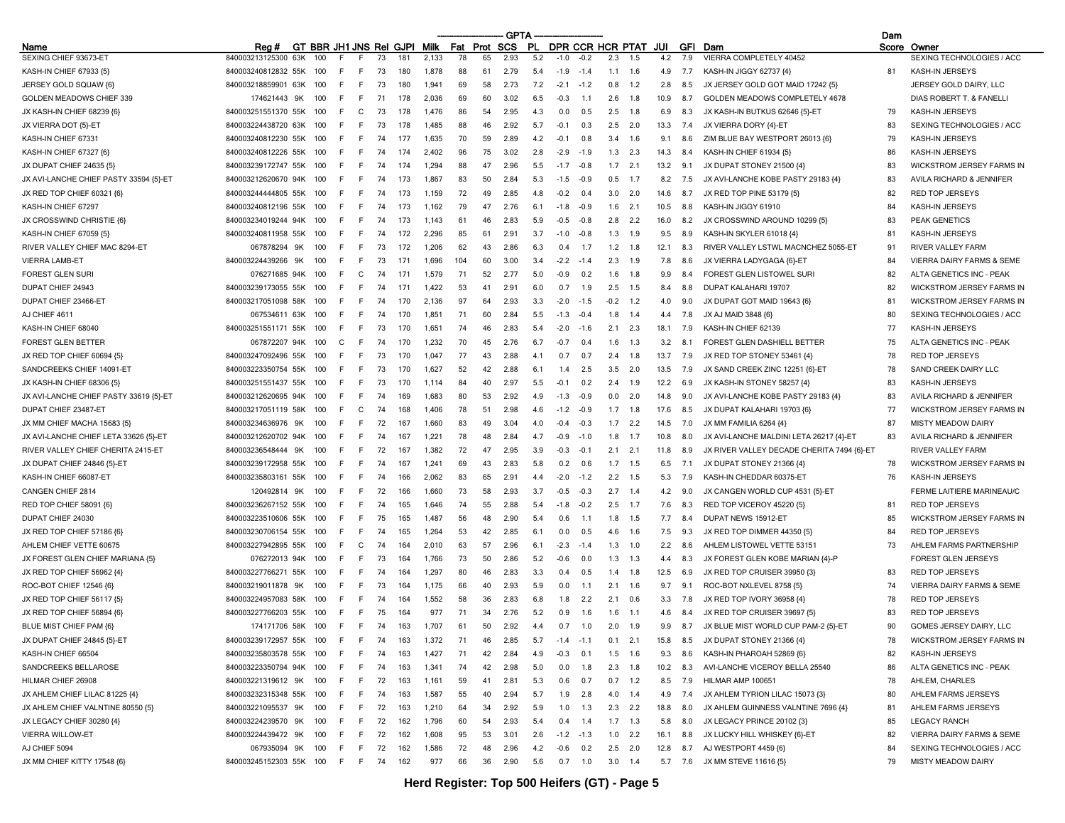| Name | Reg # | GT | BBR | JH1 | JNS | Rel | GJPI | Milk | Fat | Prot | SCS | PL | DPR | CCR | HCR | PTAT | JUI | GFI | Dam | Dam Score | Owner |
|---|---|---|---|---|---|---|---|---|---|---|---|---|---|---|---|---|---|---|---|---|---|
| | | | | | | | | GPTA | | | | | | | | | | | | | |
| SEXING CHIEF 93673-ET | 840003213125300 | 63K | 100 | F | F | 73 | 181 | 2,133 | 78 | 65 | 2.93 | 5.2 | -1.0 | -0.2 | 2.3 | 1.5 | 4.2 | 7.9 | VIERRA COMPLETELY 40452 | | SEXING TECHNOLOGIES / ACC |
| KASH-IN CHIEF 67933 {5} | 840003240812832 | 55K | 100 | F | F | 73 | 180 | 1,878 | 88 | 61 | 2.79 | 5.4 | -1.9 | -1.4 | 1.1 | 1.6 | 4.9 | 7.7 | KASH-IN JIGGY 62737 {4} | 81 | KASH-IN JERSEYS |
| JERSEY GOLD SQUAW {6} | 840003218859901 | 63K | 100 | F | F | 73 | 180 | 1,941 | 69 | 58 | 2.73 | 7.2 | -2.1 | -1.2 | 0.8 | 1.2 | 2.8 | 8.5 | JX JERSEY GOLD GOT MAID 17242 {5} | | JERSEY GOLD DAIRY, LLC |
| GOLDEN MEADOWS CHIEF 339 | 174621443 | 9K | 100 | F | F | 71 | 178 | 2,036 | 69 | 60 | 3.02 | 6.5 | -0.3 | 1.1 | 2.6 | 1.8 | 10.9 | 8.7 | GOLDEN MEADOWS COMPLETELY 4678 | | DIAS ROBERT T. & FANELLI |
| JX KASH-IN CHIEF 68239 {6} | 840003251551370 | 55K | 100 | F | C | 73 | 178 | 1,476 | 86 | 54 | 2.95 | 4.3 | 0.0 | 0.5 | 2.5 | 1.8 | 6.9 | 8.3 | JX KASH-IN BUTKUS 62646 {5}-ET | 79 | KASH-IN JERSEYS |
| JX VIERRA DOT {5}-ET | 840003224438720 | 63K | 100 | F | F | 73 | 178 | 1,485 | 88 | 46 | 2.92 | 5.7 | -0.1 | 0.3 | 2.5 | 2.0 | 13.3 | 7.4 | JX VIERRA DORY {4}-ET | 83 | SEXING TECHNOLOGIES / ACC |
| KASH-IN CHIEF 67331 | 840003240812230 | 55K | 100 | F | F | 74 | 177 | 1,635 | 70 | 59 | 2.89 | 4.2 | -0.1 | 0.8 | 3.4 | 1.6 | 9.1 | 8.6 | ZIM BLUE BAY WESTPORT 26013 {6} | 79 | KASH-IN JERSEYS |
| KASH-IN CHIEF 67327 {6} | 840003240812226 | 55K | 100 | F | F | 74 | 174 | 2,402 | 96 | 75 | 3.02 | 2.8 | -2.9 | -1.9 | 1.3 | 2.3 | 14.3 | 8.4 | KASH-IN CHIEF 61934 {5} | 86 | KASH-IN JERSEYS |
| JX DUPAT CHIEF 24635 {5} | 840003239172747 | 55K | 100 | F | F | 74 | 174 | 1,294 | 88 | 47 | 2.96 | 5.5 | -1.7 | -0.8 | 1.7 | 2.1 | 13.2 | 9.1 | JX DUPAT STONEY 21500 {4} | 83 | WICKSTROM JERSEY FARMS IN |
| JX AVI-LANCHE CHIEF PASTY 33594 {5}-ET | 840003212620670 | 94K | 100 | F | F | 74 | 173 | 1,867 | 83 | 50 | 2.84 | 5.3 | -1.5 | -0.9 | 0.5 | 1.7 | 8.2 | 7.5 | JX AVI-LANCHE KOBE PASTY 29183 {4} | 83 | AVILA RICHARD & JENNIFER |
| JX RED TOP CHIEF 60321 {6} | 840003244444805 | 55K | 100 | F | F | 74 | 173 | 1,159 | 72 | 49 | 2.85 | 4.8 | -0.2 | 0.4 | 3.0 | 2.0 | 14.6 | 8.7 | JX RED TOP PINE 53179 {5} | 82 | RED TOP JERSEYS |
| KASH-IN CHIEF 67297 | 840003240812196 | 55K | 100 | F | F | 74 | 173 | 1,162 | 79 | 47 | 2.76 | 6.1 | -1.8 | -0.9 | 1.6 | 2.1 | 10.5 | 8.8 | KASH-IN JIGGY 61910 | 84 | KASH-IN JERSEYS |
| JX CROSSWIND CHRISTIE {6} | 840003234019244 | 94K | 100 | F | F | 74 | 173 | 1,143 | 61 | 46 | 2.83 | 5.9 | -0.5 | -0.8 | 2.8 | 2.2 | 16.0 | 8.2 | JX CROSSWIND AROUND 10299 {5} | 83 | PEAK GENETICS |
| KASH-IN CHIEF 67059 {5} | 840003240811958 | 55K | 100 | F | F | 74 | 172 | 2,296 | 85 | 61 | 2.91 | 3.7 | -1.0 | -0.8 | 1.3 | 1.9 | 9.5 | 8.9 | KASH-IN SKYLER 61018 {4} | 81 | KASH-IN JERSEYS |
| RIVER VALLEY CHIEF MAC 8294-ET | 067878294 | 9K | 100 | F | F | 73 | 172 | 1,206 | 62 | 43 | 2.86 | 6.3 | 0.4 | 1.7 | 1.2 | 1.8 | 12.1 | 8.3 | RIVER VALLEY LSTWL MACNCHEZ 5055-ET | 91 | RIVER VALLEY FARM |
| VIERRA LAMB-ET | 840003224439266 | 9K | 100 | F | F | 73 | 171 | 1,696 | 104 | 60 | 3.00 | 3.4 | -2.2 | -1.4 | 2.3 | 1.9 | 7.8 | 8.6 | JX VIERRA LADYGAGA {6}-ET | 84 | VIERRA DAIRY FARMS & SEME |
| FOREST GLEN SURI | 076271685 | 94K | 100 | F | C | 74 | 171 | 1,579 | 71 | 52 | 2.77 | 5.0 | -0.9 | 0.2 | 1.6 | 1.8 | 9.9 | 8.4 | FOREST GLEN LISTOWEL SURI | 82 | ALTA GENETICS INC - PEAK |
| DUPAT CHIEF 24943 | 840003239173055 | 55K | 100 | F | F | 74 | 171 | 1,422 | 53 | 41 | 2.91 | 6.0 | 0.7 | 1.9 | 2.5 | 1.5 | 8.4 | 8.8 | DUPAT KALAHARI 19707 | 82 | WICKSTROM JERSEY FARMS IN |
| DUPAT CHIEF 23466-ET | 840003217051098 | 58K | 100 | F | F | 74 | 170 | 2,136 | 97 | 64 | 2.93 | 3.3 | -2.0 | -1.5 | -0.2 | 1.2 | 4.0 | 9.0 | JX DUPAT GOT MAID 19643 {6} | 81 | WICKSTROM JERSEY FARMS IN |
| AJ CHIEF 4611 | 067534611 | 63K | 100 | F | F | 74 | 170 | 1,851 | 71 | 60 | 2.84 | 5.5 | -1.3 | -0.4 | 1.8 | 1.4 | 4.4 | 7.8 | JX AJ MAID 3848 {6} | 80 | SEXING TECHNOLOGIES / ACC |
| KASH-IN CHIEF 68040 | 840003251551171 | 55K | 100 | F | F | 73 | 170 | 1,651 | 74 | 46 | 2.83 | 5.4 | -2.0 | -1.6 | 2.1 | 2.3 | 18.1 | 7.9 | KASH-IN CHIEF 62139 | 77 | KASH-IN JERSEYS |
| FOREST GLEN BETTER | 067872207 | 94K | 100 | C | F | 74 | 170 | 1,232 | 70 | 45 | 2.76 | 6.7 | -0.7 | 0.4 | 1.6 | 1.3 | 3.2 | 8.1 | FOREST GLEN DASHIELL BETTER | 75 | ALTA GENETICS INC - PEAK |
| JX RED TOP CHIEF 60694 {5} | 840003247092496 | 55K | 100 | F | F | 73 | 170 | 1,047 | 77 | 43 | 2.88 | 4.1 | 0.7 | 0.7 | 2.4 | 1.8 | 13.7 | 7.9 | JX RED TOP STONEY 53461 {4} | 78 | RED TOP JERSEYS |
| SANDCREEKS CHIEF 14091-ET | 840003223350754 | 55K | 100 | F | F | 73 | 170 | 1,627 | 52 | 42 | 2.88 | 6.1 | 1.4 | 2.5 | 3.5 | 2.0 | 13.5 | 7.9 | JX SAND CREEK ZINC 12251 {6}-ET | 78 | SAND CREEK DAIRY LLC |
| JX KASH-IN CHIEF 68306 {5} | 840003251551437 | 55K | 100 | F | F | 73 | 170 | 1,114 | 84 | 40 | 2.97 | 5.5 | -0.1 | 0.2 | 2.4 | 1.9 | 12.2 | 6.9 | JX KASH-IN STONEY 58257 {4} | 83 | KASH-IN JERSEYS |
| JX AVI-LANCHE CHIEF PASTY 33619 {5}-ET | 840003212620695 | 94K | 100 | F | F | 74 | 169 | 1,683 | 80 | 53 | 2.92 | 4.9 | -1.3 | -0.9 | 0.0 | 2.0 | 14.8 | 9.0 | JX AVI-LANCHE KOBE PASTY 29183 {4} | 83 | AVILA RICHARD & JENNIFER |
| DUPAT CHIEF 23487-ET | 840003217051119 | 58K | 100 | F | C | 74 | 168 | 1,406 | 78 | 51 | 2.98 | 4.6 | -1.2 | -0.9 | 1.7 | 1.8 | 17.6 | 8.5 | JX DUPAT KALAHARI 19703 {6} | 77 | WICKSTROM JERSEY FARMS IN |
| JX MM CHIEF MACHA 15683 {5} | 840003234636976 | 9K | 100 | F | F | 72 | 167 | 1,660 | 83 | 49 | 3.04 | 4.0 | -0.4 | -0.3 | 1.7 | 2.2 | 14.5 | 7.0 | JX MM FAMILIA 6264 {4} | 87 | MISTY MEADOW DAIRY |
| JX AVI-LANCHE CHIEF LETA 33626 {5}-ET | 840003212620702 | 94K | 100 | F | F | 74 | 167 | 1,221 | 78 | 48 | 2.84 | 4.7 | -0.9 | -1.0 | 1.8 | 1.7 | 10.8 | 8.0 | JX AVI-LANCHE MALDINI LETA 26217 {4}-ET | 83 | AVILA RICHARD & JENNIFER |
| RIVER VALLEY CHIEF CHERITA 2415-ET | 840003236548444 | 9K | 100 | F | F | 72 | 167 | 1,382 | 72 | 47 | 2.95 | 3.9 | -0.3 | -0.1 | 2.1 | 2.1 | 11.8 | 8.9 | JX RIVER VALLEY DECADE CHERITA 7494 {6}-ET | | RIVER VALLEY FARM |
| JX DUPAT CHIEF 24846 {5}-ET | 840003239172958 | 55K | 100 | F | F | 74 | 167 | 1,241 | 69 | 43 | 2.83 | 5.8 | 0.2 | 0.6 | 1.7 | 1.5 | 6.5 | 7.1 | JX DUPAT STONEY 21366 {4} | 78 | WICKSTROM JERSEY FARMS IN |
| KASH-IN CHIEF 66087-ET | 840003235803161 | 55K | 100 | F | F | 74 | 166 | 2,062 | 83 | 65 | 2.91 | 4.4 | -2.0 | -1.2 | 2.2 | 1.5 | 5.3 | 7.9 | KASH-IN CHEDDAR 60375-ET | 76 | KASH-IN JERSEYS |
| CANGEN CHIEF 2814 | 120492814 | 9K | 100 | F | F | 72 | 166 | 1,660 | 73 | 58 | 2.93 | 3.7 | -0.5 | -0.3 | 2.7 | 1.4 | 4.2 | 9.0 | JX CANGEN WORLD CUP 4531 {5}-ET | | FERME LAITIERE MARINEAU/C |
| RED TOP CHIEF 58091 {6} | 840003236267152 | 55K | 100 | F | F | 74 | 165 | 1,646 | 74 | 55 | 2.88 | 5.4 | -1.8 | -0.2 | 2.5 | 1.7 | 7.6 | 8.3 | RED TOP VICEROY 45220 {5} | 81 | RED TOP JERSEYS |
| DUPAT CHIEF 24030 | 840003223510606 | 55K | 100 | F | F | 75 | 165 | 1,487 | 56 | 48 | 2.90 | 5.4 | 0.6 | 1.1 | 1.8 | 1.5 | 7.7 | 8.4 | DUPAT NEWS 15912-ET | 85 | WICKSTROM JERSEY FARMS IN |
| JX RED TOP CHIEF 57186 {6} | 840003230706154 | 55K | 100 | F | F | 74 | 165 | 1,264 | 53 | 42 | 2.85 | 6.1 | 0.0 | 0.5 | 4.6 | 1.6 | 7.5 | 9.3 | JX RED TOP DIMMER 44350 {5} | 84 | RED TOP JERSEYS |
| AHLEM CHIEF VETTE 60675 | 840003227942895 | 55K | 100 | F | C | 74 | 164 | 2,010 | 63 | 57 | 2.96 | 6.1 | -2.3 | -1.4 | 1.3 | 1.0 | 2.2 | 8.6 | AHLEM LISTOWEL VETTE 53151 | 73 | AHLEM FARMS PARTNERSHIP |
| JX FOREST GLEN CHIEF MARIANA {5} | 076272013 | 94K | 100 | F | F | 73 | 164 | 1,766 | 73 | 50 | 2.86 | 5.2 | -0.6 | 0.0 | 1.3 | 1.3 | 4.4 | 8.3 | JX FOREST GLEN KOBE MARIAN {4}-P | | FOREST GLEN JERSEYS |
| JX RED TOP CHIEF 56962 {4} | 840003227766271 | 55K | 100 | F | F | 74 | 164 | 1,297 | 80 | 46 | 2.83 | 3.3 | 0.4 | 0.5 | 1.4 | 1.8 | 12.5 | 6.9 | JX RED TOP CRUISER 39950 {3} | 83 | RED TOP JERSEYS |
| ROC-BOT CHIEF 12546 {6} | 840003219011878 | 9K | 100 | F | F | 73 | 164 | 1,175 | 66 | 40 | 2.93 | 5.9 | 0.0 | 1.1 | 2.1 | 1.6 | 9.7 | 9.1 | ROC-BOT NXLEVEL 8758 {5} | 74 | VIERRA DAIRY FARMS & SEME |
| JX RED TOP CHIEF 56117 {5} | 840003224957083 | 58K | 100 | F | F | 74 | 164 | 1,552 | 58 | 36 | 2.83 | 6.8 | 1.8 | 2.2 | 2.1 | 0.6 | 3.3 | 7.8 | JX RED TOP IVORY 36958 {4} | 78 | RED TOP JERSEYS |
| JX RED TOP CHIEF 56894 {6} | 840003227766203 | 55K | 100 | F | F | 75 | 164 | 977 | 71 | 34 | 2.76 | 5.2 | 0.9 | 1.6 | 1.6 | 1.1 | 4.6 | 8.4 | JX RED TOP CRUISER 39697 {5} | 83 | RED TOP JERSEYS |
| BLUE MIST CHIEF PAM {6} | 174171706 | 58K | 100 | F | F | 74 | 163 | 1,707 | 61 | 50 | 2.92 | 4.4 | 0.7 | 1.0 | 2.0 | 1.9 | 9.9 | 8.7 | JX BLUE MIST WORLD CUP PAM-2 {5}-ET | 90 | GOMES JERSEY DAIRY, LLC |
| JX DUPAT CHIEF 24845 {5}-ET | 840003239172957 | 55K | 100 | F | F | 74 | 163 | 1,372 | 71 | 46 | 2.85 | 5.7 | -1.4 | -1.1 | 0.1 | 2.1 | 15.8 | 8.5 | JX DUPAT STONEY 21366 {4} | 78 | WICKSTROM JERSEY FARMS IN |
| KASH-IN CHIEF 66504 | 840003235803578 | 55K | 100 | F | F | 74 | 163 | 1,427 | 71 | 42 | 2.84 | 4.9 | -0.3 | 0.1 | 1.5 | 1.6 | 9.3 | 8.6 | KASH-IN PHAROAH 52869 {6} | 82 | KASH-IN JERSEYS |
| SANDCREEKS BELLAROSE | 840003223350794 | 94K | 100 | F | F | 74 | 163 | 1,341 | 74 | 42 | 2.98 | 5.0 | 0.0 | 1.8 | 2.3 | 1.8 | 10.2 | 8.3 | AVI-LANCHE VICEROY BELLA 25540 | 86 | ALTA GENETICS INC - PEAK |
| HILMAR CHIEF 26908 | 840003221319612 | 9K | 100 | F | F | 72 | 163 | 1,161 | 59 | 41 | 2.81 | 5.3 | 0.6 | 0.7 | 0.7 | 1.2 | 8.5 | 7.9 | HILMAR AMP 100651 | 78 | AHLEM, CHARLES |
| JX AHLEM CHIEF LILAC 81225 {4} | 840003232315348 | 55K | 100 | F | F | 74 | 163 | 1,587 | 55 | 40 | 2.94 | 5.7 | 1.9 | 2.8 | 4.0 | 1.4 | 4.9 | 7.4 | JX AHLEM TYRION LILAC 15073 {3} | 80 | AHLEM FARMS JERSEYS |
| JX AHLEM CHIEF VALNTINE 80550 {5} | 840003221095537 | 9K | 100 | F | F | 72 | 163 | 1,210 | 64 | 34 | 2.92 | 5.9 | 1.0 | 1.3 | 2.3 | 2.2 | 18.8 | 8.0 | JX AHLEM GUINNESS VALNTINE 7696 {4} | 81 | AHLEM FARMS JERSEYS |
| JX LEGACY CHIEF 30280 {4} | 840003224239570 | 9K | 100 | F | F | 72 | 162 | 1,796 | 60 | 54 | 2.93 | 5.4 | 0.4 | 1.4 | 1.7 | 1.3 | 5.8 | 8.0 | JX LEGACY PRINCE 20102 {3} | 85 | LEGACY RANCH |
| VIERRA WILLOW-ET | 840003224439472 | 9K | 100 | F | F | 72 | 162 | 1,608 | 95 | 53 | 3.01 | 2.6 | -1.2 | -1.3 | 1.0 | 2.2 | 16.1 | 8.8 | JX LUCKY HILL WHISKEY {6}-ET | 82 | VIERRA DAIRY FARMS & SEME |
| AJ CHIEF 5094 | 067935094 | 9K | 100 | F | F | 72 | 162 | 1,586 | 72 | 48 | 2.96 | 4.2 | -0.6 | 0.2 | 2.5 | 2.0 | 12.8 | 8.7 | AJ WESTPORT 4459 {6} | 84 | SEXING TECHNOLOGIES / ACC |
| JX MM CHIEF KITTY 17548 {6} | 840003245152303 | 55K | 100 | F | F | 74 | 162 | 977 | 66 | 36 | 2.90 | 5.6 | 0.7 | 1.0 | 3.0 | 1.4 | 5.7 | 7.6 | JX MM STEVE 11616 {5} | 79 | MISTY MEADOW DAIRY |

**Herd Register: Top 500 Heifers (GT) - Page 5**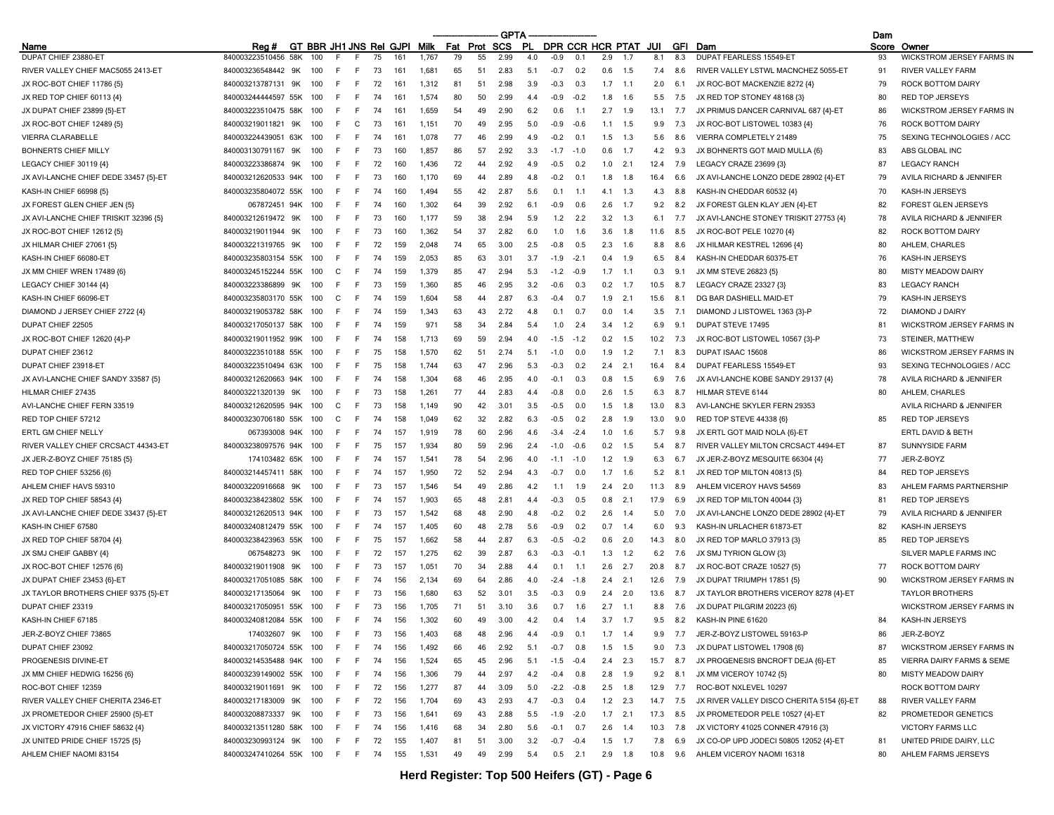| Name | Reg # | GT | BBR | JH1 | JNS | Rel | GJPI | Milk | Fat | Prot | SCS | PL | DPR | CCR | HCR | PTAT | JUI | GFI | Dam | Dam Score | Owner |
|---|---|---|---|---|---|---|---|---|---|---|---|---|---|---|---|---|---|---|---|---|---|
| | | | | | | | | GPTA | | | | | | | | | | | | | |
| DUPAT CHIEF 23880-ET | 840003223510456 | 58K | 100 | F | F | 75 | 161 | 1,767 | 79 | 55 | 2.99 | 4.0 | -0.9 | 0.1 | 2.9 | 1.7 | 8.1 | 8.3 | DUPAT FEARLESS 15549-ET | 93 | WICKSTROM JERSEY FARMS IN |
| RIVER VALLEY CHIEF MAC5055 2413-ET | 840003236548442 | 9K | 100 | F | F | 73 | 161 | 1,681 | 65 | 51 | 2.83 | 5.1 | -0.7 | 0.2 | 0.6 | 1.5 | 7.4 | 8.6 | RIVER VALLEY LSTWL MACNCHEZ 5055-ET | 91 | RIVER VALLEY FARM |
| JX ROC-BOT CHIEF 11786 {5} | 840003213787131 | 9K | 100 | F | F | 72 | 161 | 1,312 | 81 | 51 | 2.98 | 3.9 | -0.3 | 0.3 | 1.7 | 1.1 | 2.0 | 6.1 | JX ROC-BOT MACKENZIE 8272 {4} | 79 | ROCK BOTTOM DAIRY |
| JX RED TOP CHIEF 60113 {4} | 840003244444597 | 55K | 100 | F | F | 74 | 161 | 1,574 | 80 | 50 | 2.99 | 4.4 | -0.9 | -0.2 | 1.8 | 1.6 | 5.5 | 7.5 | JX RED TOP STONEY 48168 {3} | 80 | RED TOP JERSEYS |
| JX DUPAT CHIEF 23899 {5}-ET | 840003223510475 | 58K | 100 | F | F | 74 | 161 | 1,659 | 54 | 49 | 2.90 | 6.2 | 0.6 | 1.1 | 2.7 | 1.9 | 13.1 | 7.7 | JX PRIMUS DANCER CARNIVAL 687 {4}-ET | 86 | WICKSTROM JERSEY FARMS IN |
| JX ROC-BOT CHIEF 12489 {5} | 840003219011821 | 9K | 100 | F | C | 73 | 161 | 1,151 | 70 | 49 | 2.95 | 5.0 | -0.9 | -0.6 | 1.1 | 1.5 | 9.9 | 7.3 | JX ROC-BOT LISTOWEL 10383 {4} | 76 | ROCK BOTTOM DAIRY |
| VIERRA CLARABELLE | 840003224439051 | 63K | 100 | F | F | 74 | 161 | 1,078 | 77 | 46 | 2.99 | 4.9 | -0.2 | 0.1 | 1.5 | 1.3 | 5.6 | 8.6 | VIERRA COMPLETELY 21489 | 75 | SEXING TECHNOLOGIES / ACC |
| BOHNERTS CHIEF MILLY | 840003130791167 | 9K | 100 | F | F | 73 | 160 | 1,857 | 86 | 57 | 2.92 | 3.3 | -1.7 | -1.0 | 0.6 | 1.7 | 4.2 | 9.3 | JX BOHNERTS GOT MAID MULLA {6} | 83 | ABS GLOBAL INC |
| LEGACY CHIEF 30119 {4} | 840003223386874 | 9K | 100 | F | F | 72 | 160 | 1,436 | 72 | 44 | 2.92 | 4.9 | -0.5 | 0.2 | 1.0 | 2.1 | 12.4 | 7.9 | LEGACY CRAZE 23699 {3} | 87 | LEGACY RANCH |
| JX AVI-LANCHE CHIEF DEDE 33457 {5}-ET | 840003212620533 | 94K | 100 | F | F | 73 | 160 | 1,170 | 69 | 44 | 2.89 | 4.8 | -0.2 | 0.1 | 1.8 | 1.8 | 16.4 | 6.6 | JX AVI-LANCHE LONZO DEDE 28902 {4}-ET | 79 | AVILA RICHARD & JENNIFER |
| KASH-IN CHIEF 66998 {5} | 840003235804072 | 55K | 100 | F | F | 74 | 160 | 1,494 | 55 | 42 | 2.87 | 5.6 | 0.1 | 1.1 | 4.1 | 1.3 | 4.3 | 8.8 | KASH-IN CHEDDAR 60532 {4} | 70 | KASH-IN JERSEYS |
| JX FOREST GLEN CHIEF JEN {5} | 067872451 | 94K | 100 | F | F | 74 | 160 | 1,302 | 64 | 39 | 2.92 | 6.1 | -0.9 | 0.6 | 2.6 | 1.7 | 9.2 | 8.2 | JX FOREST GLEN KLAY JEN {4}-ET | 82 | FOREST GLEN JERSEYS |
| JX AVI-LANCHE CHIEF TRISKIT 32396 {5} | 840003212619472 | 9K | 100 | F | F | 73 | 160 | 1,177 | 59 | 38 | 2.94 | 5.9 | 1.2 | 2.2 | 3.2 | 1.3 | 6.1 | 7.7 | JX AVI-LANCHE STONEY TRISKIT 27753 {4} | 78 | AVILA RICHARD & JENNIFER |
| JX ROC-BOT CHIEF 12612 {5} | 840003219011944 | 9K | 100 | F | F | 73 | 160 | 1,362 | 54 | 37 | 2.82 | 6.0 | 1.0 | 1.6 | 3.6 | 1.8 | 11.6 | 8.5 | JX ROC-BOT PELE 10270 {4} | 82 | ROCK BOTTOM DAIRY |
| JX HILMAR CHIEF 27061 {5} | 840003221319765 | 9K | 100 | F | F | 72 | 159 | 2,048 | 74 | 65 | 3.00 | 2.5 | -0.8 | 0.5 | 2.3 | 1.6 | 8.8 | 8.6 | JX HILMAR KESTREL 12696 {4} | 80 | AHLEM, CHARLES |
| KASH-IN CHIEF 66080-ET | 840003235803154 | 55K | 100 | F | F | 74 | 159 | 2,053 | 85 | 63 | 3.01 | 3.7 | -1.9 | -2.1 | 0.4 | 1.9 | 6.5 | 8.4 | KASH-IN CHEDDAR 60375-ET | 76 | KASH-IN JERSEYS |
| JX MM CHIEF WREN 17489 {6} | 840003245152244 | 55K | 100 | C | F | 74 | 159 | 1,379 | 85 | 47 | 2.94 | 5.3 | -1.2 | -0.9 | 1.7 | 1.1 | 0.3 | 9.1 | JX MM STEVE 26823 {5} | 80 | MISTY MEADOW DAIRY |
| LEGACY CHIEF 30144 {4} | 840003223386899 | 9K | 100 | F | F | 73 | 159 | 1,360 | 85 | 46 | 2.95 | 3.2 | -0.6 | 0.3 | 0.2 | 1.7 | 10.5 | 8.7 | LEGACY CRAZE 23327 {3} | 83 | LEGACY RANCH |
| KASH-IN CHIEF 66096-ET | 840003235803170 | 55K | 100 | C | F | 74 | 159 | 1,604 | 58 | 44 | 2.87 | 6.3 | -0.4 | 0.7 | 1.9 | 2.1 | 15.6 | 8.1 | DG BAR DASHIELL MAID-ET | 79 | KASH-IN JERSEYS |
| DIAMOND J JERSEY CHIEF 2722 {4} | 840003219053782 | 58K | 100 | F | F | 74 | 159 | 1,343 | 63 | 43 | 2.72 | 4.8 | 0.1 | 0.7 | 0.0 | 1.4 | 3.5 | 7.1 | DIAMOND J LISTOWEL 1363 {3}-P | 72 | DIAMOND J DAIRY |
| DUPAT CHIEF 22505 | 840003217050137 | 58K | 100 | F | F | 74 | 159 | 971 | 58 | 34 | 2.84 | 5.4 | 1.0 | 2.4 | 3.4 | 1.2 | 6.9 | 9.1 | DUPAT STEVE 17495 | 81 | WICKSTROM JERSEY FARMS IN |
| JX ROC-BOT CHIEF 12620 {4}-P | 840003219011952 | 99K | 100 | F | F | 74 | 158 | 1,713 | 69 | 59 | 2.94 | 4.0 | -1.5 | -1.2 | 0.2 | 1.5 | 10.2 | 7.3 | JX ROC-BOT LISTOWEL 10567 {3}-P | 73 | STEINER, MATTHEW |
| DUPAT CHIEF 23612 | 840003223510188 | 55K | 100 | F | F | 75 | 158 | 1,570 | 62 | 51 | 2.74 | 5.1 | -1.0 | 0.0 | 1.9 | 1.2 | 7.1 | 8.3 | DUPAT ISAAC 15608 | 86 | WICKSTROM JERSEY FARMS IN |
| DUPAT CHIEF 23918-ET | 840003223510494 | 63K | 100 | F | F | 75 | 158 | 1,744 | 63 | 47 | 2.96 | 5.3 | -0.3 | 0.2 | 2.4 | 2.1 | 16.4 | 8.4 | DUPAT FEARLESS 15549-ET | 93 | SEXING TECHNOLOGIES / ACC |
| JX AVI-LANCHE CHIEF SANDY 33587 {5} | 840003212620663 | 94K | 100 | F | F | 74 | 158 | 1,304 | 68 | 46 | 2.95 | 4.0 | -0.1 | 0.3 | 0.8 | 1.5 | 6.9 | 7.6 | JX AVI-LANCHE KOBE SANDY 29137 {4} | 78 | AVILA RICHARD & JENNIFER |
| HILMAR CHIEF 27435 | 840003221320139 | 9K | 100 | F | F | 73 | 158 | 1,261 | 77 | 44 | 2.83 | 4.4 | -0.8 | 0.0 | 2.6 | 1.5 | 6.3 | 8.7 | HILMAR STEVE 6144 | 80 | AHLEM, CHARLES |
| AVI-LANCHE CHIEF FERN 33519 | 840003212620595 | 94K | 100 | C | F | 73 | 158 | 1,149 | 90 | 42 | 3.01 | 3.5 | -0.5 | 0.0 | 1.5 | 1.8 | 13.0 | 8.3 | AVI-LANCHE SKYLER FERN 29353 | | AVILA RICHARD & JENNIFER |
| RED TOP CHIEF 57212 | 840003230706180 | 55K | 100 | C | F | 74 | 158 | 1,049 | 62 | 32 | 2.82 | 6.3 | -0.5 | 0.2 | 2.8 | 1.9 | 13.0 | 9.0 | RED TOP STEVE 44338 {6} | 85 | RED TOP JERSEYS |
| ERTL GM CHIEF NELLY | 067393008 | 94K | 100 | F | F | 74 | 157 | 1,919 | 78 | 60 | 2.96 | 4.6 | -3.4 | -2.4 | 1.0 | 1.6 | 5.7 | 9.8 | JX ERTL GOT MAID NOLA {6}-ET | | ERTL DAVID & BETH |
| RIVER VALLEY CHIEF CRCSACT 44343-ET | 840003238097576 | 94K | 100 | F | F | 75 | 157 | 1,934 | 80 | 59 | 2.96 | 2.4 | -1.0 | -0.6 | 0.2 | 1.5 | 5.4 | 8.7 | RIVER VALLEY MILTON CRCSACT 4494-ET | 87 | SUNNYSIDE FARM |
| JX JER-Z-BOYZ CHIEF 75185 {5} | 174103482 | 65K | 100 | F | F | 74 | 157 | 1,541 | 78 | 54 | 2.96 | 4.0 | -1.1 | -1.0 | 1.2 | 1.9 | 6.3 | 6.7 | JX JER-Z-BOYZ MESQUITE 66304 {4} | 77 | JER-Z-BOYZ |
| RED TOP CHIEF 53256 {6} | 840003214457411 | 58K | 100 | F | F | 74 | 157 | 1,950 | 72 | 52 | 2.94 | 4.3 | -0.7 | 0.0 | 1.7 | 1.6 | 5.2 | 8.1 | JX RED TOP MILTON 40813 {5} | 84 | RED TOP JERSEYS |
| AHLEM CHIEF HAVS 59310 | 840003220916668 | 9K | 100 | F | F | 73 | 157 | 1,546 | 54 | 49 | 2.86 | 4.2 | 1.1 | 1.9 | 2.4 | 2.0 | 11.3 | 8.9 | AHLEM VICEROY HAVS 54569 | 83 | AHLEM FARMS PARTNERSHIP |
| JX RED TOP CHIEF 58543 {4} | 840003238423802 | 55K | 100 | F | F | 74 | 157 | 1,903 | 65 | 48 | 2.81 | 4.4 | -0.3 | 0.5 | 0.8 | 2.1 | 17.9 | 6.9 | JX RED TOP MILTON 40044 {3} | 81 | RED TOP JERSEYS |
| JX AVI-LANCHE CHIEF DEDE 33437 {5}-ET | 840003212620513 | 94K | 100 | F | F | 73 | 157 | 1,542 | 68 | 48 | 2.90 | 4.8 | -0.2 | 0.2 | 2.6 | 1.4 | 5.0 | 7.0 | JX AVI-LANCHE LONZO DEDE 28902 {4}-ET | 79 | AVILA RICHARD & JENNIFER |
| KASH-IN CHIEF 67580 | 840003240812479 | 55K | 100 | F | F | 74 | 157 | 1,405 | 60 | 48 | 2.78 | 5.6 | -0.9 | 0.2 | 0.7 | 1.4 | 6.0 | 9.3 | KASH-IN URLACHER 61873-ET | 82 | KASH-IN JERSEYS |
| JX RED TOP CHIEF 58704 {4} | 840003238423963 | 55K | 100 | F | F | 75 | 157 | 1,662 | 58 | 44 | 2.87 | 6.3 | -0.5 | -0.2 | 0.6 | 2.0 | 14.3 | 8.0 | JX RED TOP MARLO 37913 {3} | 85 | RED TOP JERSEYS |
| JX SMJ CHEIF GABBY {4} | 067548273 | 9K | 100 | F | F | 72 | 157 | 1,275 | 62 | 39 | 2.87 | 6.3 | -0.3 | -0.1 | 1.3 | 1.2 | 6.2 | 7.6 | JX SMJ TYRION GLOW {3} | | SILVER MAPLE FARMS INC |
| JX ROC-BOT CHIEF 12576 {6} | 840003219011908 | 9K | 100 | F | F | 73 | 157 | 1,051 | 70 | 34 | 2.88 | 4.4 | 0.1 | 1.1 | 2.6 | 2.7 | 20.8 | 8.7 | JX ROC-BOT CRAZE 10527 {5} | 77 | ROCK BOTTOM DAIRY |
| JX DUPAT CHIEF 23453 {6}-ET | 840003217051085 | 58K | 100 | F | F | 74 | 156 | 2,134 | 69 | 64 | 2.86 | 4.0 | -2.4 | -1.8 | 2.4 | 2.1 | 12.6 | 7.9 | JX DUPAT TRIUMPH 17851 {5} | 90 | WICKSTROM JERSEY FARMS IN |
| JX TAYLOR BROTHERS CHIEF 9375 {5}-ET | 840003217135064 | 9K | 100 | F | F | 73 | 156 | 1,680 | 63 | 52 | 3.01 | 3.5 | -0.3 | 0.9 | 2.4 | 2.0 | 13.6 | 8.7 | JX TAYLOR BROTHERS VICEROY 8278 {4}-ET | | TAYLOR BROTHERS |
| DUPAT CHIEF 23319 | 840003217050951 | 55K | 100 | F | F | 73 | 156 | 1,705 | 71 | 51 | 3.10 | 3.6 | 0.7 | 1.6 | 2.7 | 1.1 | 8.8 | 7.6 | JX DUPAT PILGRIM 20223 {6} | | WICKSTROM JERSEY FARMS IN |
| KASH-IN CHIEF 67185 | 840003240812084 | 55K | 100 | F | F | 74 | 156 | 1,302 | 60 | 49 | 3.00 | 4.2 | 0.4 | 1.4 | 3.7 | 1.7 | 9.5 | 8.2 | KASH-IN PINE 61620 | 84 | KASH-IN JERSEYS |
| JER-Z-BOYZ CHIEF 73865 | 174032607 | 9K | 100 | F | F | 73 | 156 | 1,403 | 68 | 48 | 2.96 | 4.4 | -0.9 | 0.1 | 1.7 | 1.4 | 9.9 | 7.7 | JER-Z-BOYZ LISTOWEL 59163-P | 86 | JER-Z-BOYZ |
| DUPAT CHIEF 23092 | 840003217050724 | 55K | 100 | F | F | 74 | 156 | 1,492 | 66 | 46 | 2.92 | 5.1 | -0.7 | 0.8 | 1.5 | 1.5 | 9.0 | 7.3 | JX DUPAT LISTOWEL 17908 {6} | 87 | WICKSTROM JERSEY FARMS IN |
| PROGENESIS DIVINE-ET | 840003214535488 | 94K | 100 | F | F | 74 | 156 | 1,524 | 65 | 45 | 2.96 | 5.1 | -1.5 | -0.4 | 2.4 | 2.3 | 15.7 | 8.7 | JX PROGENESIS BNCROFT DEJA {6}-ET | 85 | VIERRA DAIRY FARMS & SEME |
| JX MM CHIEF HEDWIG 16256 {6} | 840003239149002 | 55K | 100 | F | F | 74 | 156 | 1,306 | 79 | 44 | 2.97 | 4.2 | -0.4 | 0.8 | 2.8 | 1.9 | 9.2 | 8.1 | JX MM VICEROY 10742 {5} | 80 | MISTY MEADOW DAIRY |
| ROC-BOT CHIEF 12359 | 840003219011691 | 9K | 100 | F | F | 72 | 156 | 1,277 | 87 | 44 | 3.09 | 5.0 | -2.2 | -0.8 | 2.5 | 1.8 | 12.9 | 7.7 | ROC-BOT NXLEVEL 10297 | | ROCK BOTTOM DAIRY |
| RIVER VALLEY CHIEF CHERITA 2346-ET | 840003217183009 | 9K | 100 | F | F | 72 | 156 | 1,704 | 69 | 43 | 2.93 | 4.7 | -0.3 | 0.4 | 1.2 | 2.3 | 14.7 | 7.5 | JX RIVER VALLEY DISCO CHERITA 5154 {6}-ET | 88 | RIVER VALLEY FARM |
| JX PROMETEDOR CHIEF 25900 {5}-ET | 840003208873337 | 9K | 100 | F | F | 73 | 156 | 1,641 | 69 | 43 | 2.88 | 5.5 | -1.9 | -2.0 | 1.7 | 2.1 | 17.3 | 8.5 | JX PROMETEDOR PELE 10527 {4}-ET | 82 | PROMETEDOR GENETICS |
| JX VICTORY 47916 CHIEF 58632 {4} | 840003213511280 | 58K | 100 | F | F | 74 | 156 | 1,416 | 68 | 34 | 2.80 | 5.6 | -0.1 | 0.7 | 2.6 | 1.4 | 10.3 | 7.8 | JX VICTORY 41025 CONNER 47916 {3} | | VICTORY FARMS LLC |
| JX UNITED PRIDE CHIEF 15725 {5} | 840003230993124 | 9K | 100 | F | F | 72 | 155 | 1,407 | 81 | 51 | 3.00 | 3.2 | -0.7 | -0.4 | 1.5 | 1.7 | 7.8 | 6.9 | JX CO-OP UPD JODECI 50805 12052 {4}-ET | 81 | UNITED PRIDE DAIRY, LLC |
| AHLEM CHIEF NAOMI 83154 | 840003247410264 | 55K | 100 | F | F | 74 | 155 | 1,531 | 49 | 49 | 2.99 | 5.4 | 0.5 | 2.1 | 2.9 | 1.8 | 10.8 | 9.6 | AHLEM VICEROY NAOMI 16318 | 80 | AHLEM FARMS JERSEYS |

**Herd Register: Top 500 Heifers (GT) - Page 6**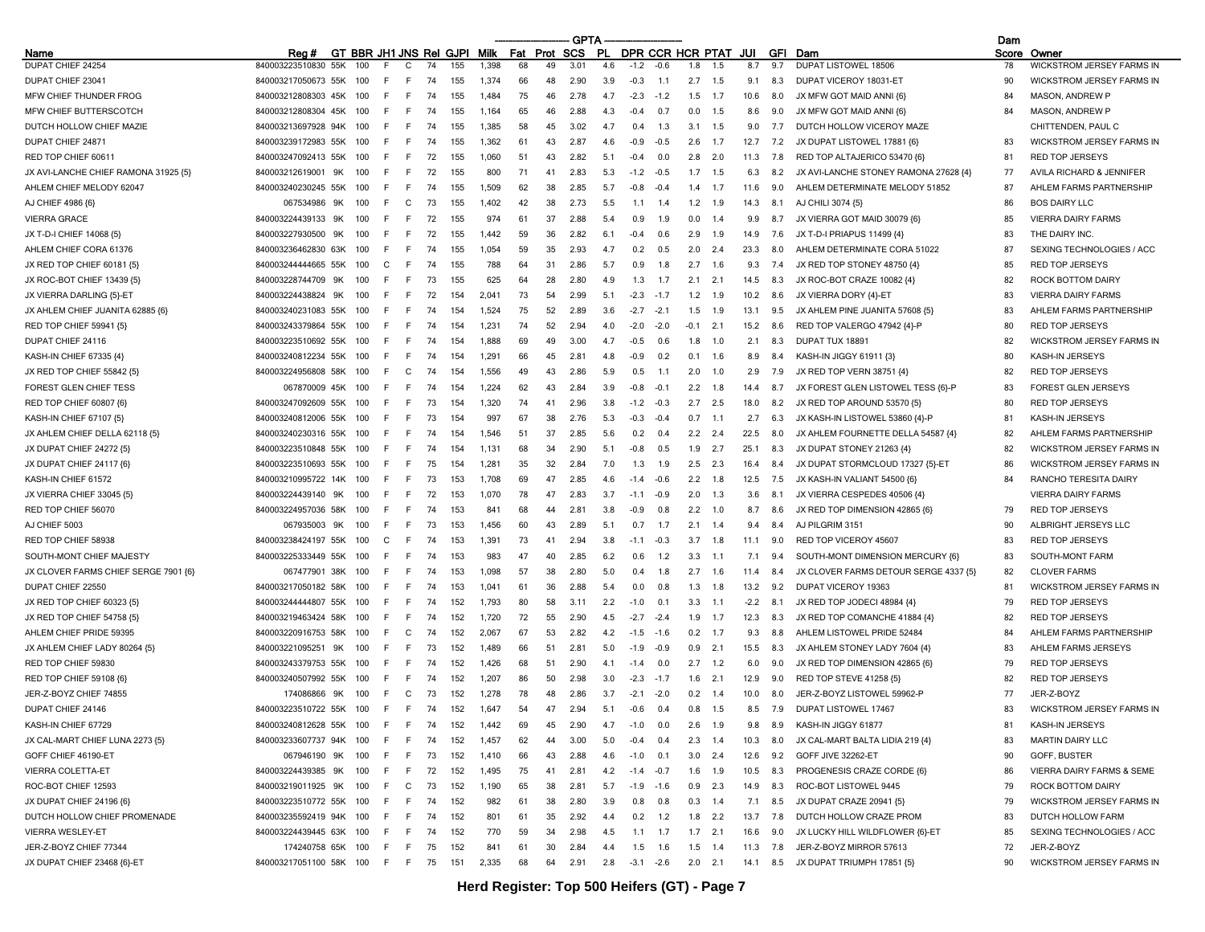| Name | Reg # | GT | BBR | JH1 | JNS | Rel | GJPI | Milk | Fat | Prot | SCS | PL | DPR | CCR | HCR | PTAT | JUI | GFI | Dam | Dam Score | Owner |
|---|---|---|---|---|---|---|---|---|---|---|---|---|---|---|---|---|---|---|---|---|---|
| DUPAT CHIEF 24254 | 840003223510830 | 55K | 100 | F | C | 74 | 155 | 1,398 | 68 | 49 | 3.01 | 4.6 | -1.2 | -0.6 | 1.8 | 1.5 | 8.7 | 9.7 | DUPAT LISTOWEL 18506 | 78 | WICKSTROM JERSEY FARMS IN |
| DUPAT CHIEF 23041 | 840003217050673 | 55K | 100 | F | F | 74 | 155 | 1,374 | 66 | 48 | 2.90 | 3.9 | -0.3 | 1.1 | 2.7 | 1.5 | 9.1 | 8.3 | DUPAT VICEROY 18031-ET | 90 | WICKSTROM JERSEY FARMS IN |
| MFW CHIEF THUNDER FROG | 840003212808303 | 45K | 100 | F | F | 74 | 155 | 1,484 | 75 | 46 | 2.78 | 4.7 | -2.3 | -1.2 | 1.5 | 1.7 | 10.6 | 8.0 | JX MFW GOT MAID ANNI {6} | 84 | MASON, ANDREW P |
| MFW CHIEF BUTTERSCOTCH | 840003212808304 | 45K | 100 | F | F | 74 | 155 | 1,164 | 65 | 46 | 2.88 | 4.3 | -0.4 | 0.7 | 0.0 | 1.5 | 8.6 | 9.0 | JX MFW GOT MAID ANNI {6} | 84 | MASON, ANDREW P |
| DUTCH HOLLOW CHIEF MAZIE | 840003213697928 | 94K | 100 | F | F | 74 | 155 | 1,385 | 58 | 45 | 3.02 | 4.7 | 0.4 | 1.3 | 3.1 | 1.5 | 9.0 | 7.7 | DUTCH HOLLOW VICEROY MAZE | | CHITTENDEN, PAUL C |
| DUPAT CHIEF 24871 | 840003239172983 | 55K | 100 | F | F | 74 | 155 | 1,362 | 61 | 43 | 2.87 | 4.6 | -0.9 | -0.5 | 2.6 | 1.7 | 12.7 | 7.2 | JX DUPAT LISTOWEL 17881 {6} | 83 | WICKSTROM JERSEY FARMS IN |
| RED TOP CHIEF 60611 | 840003247092413 | 55K | 100 | F | F | 72 | 155 | 1,060 | 51 | 43 | 2.82 | 5.1 | -0.4 | 0.0 | 2.8 | 2.0 | 11.3 | 7.8 | RED TOP ALTAJERICO 53470 {6} | 81 | RED TOP JERSEYS |
| JX AVI-LANCHE CHIEF RAMONA 31925 {5} | 840003212619001 | 9K | 100 | F | F | 72 | 155 | 800 | 71 | 41 | 2.83 | 5.3 | -1.2 | -0.5 | 1.7 | 1.5 | 6.3 | 8.2 | JX AVI-LANCHE STONEY RAMONA 27628 {4} | 77 | AVILA RICHARD & JENNIFER |
| AHLEM CHIEF MELODY 62047 | 840003240230245 | 55K | 100 | F | F | 74 | 155 | 1,509 | 62 | 38 | 2.85 | 5.7 | -0.8 | -0.4 | 1.4 | 1.7 | 11.6 | 9.0 | AHLEM DETERMINATE MELODY 51852 | 87 | AHLEM FARMS PARTNERSHIP |
| AJ CHIEF 4986 {6} | 067534986 | 9K | 100 | F | C | 73 | 155 | 1,402 | 42 | 38 | 2.73 | 5.5 | 1.1 | 1.4 | 1.2 | 1.9 | 14.3 | 8.1 | AJ CHILI 3074 {5} | 86 | BOS DAIRY LLC |
| VIERRA GRACE | 840003224439133 | 9K | 100 | F | F | 72 | 155 | 974 | 61 | 37 | 2.88 | 5.4 | 0.9 | 1.9 | 0.0 | 1.4 | 9.9 | 8.7 | JX VIERRA GOT MAID 30079 {6} | 85 | VIERRA DAIRY FARMS |
| JX T-D-I CHIEF 14068 {5} | 840003227930500 | 9K | 100 | F | F | 72 | 155 | 1,442 | 59 | 36 | 2.82 | 6.1 | -0.4 | 0.6 | 2.9 | 1.9 | 14.9 | 7.6 | JX T-D-I PRIAPUS 11499 {4} | 83 | THE DAIRY INC. |
| AHLEM CHIEF CORA 61376 | 840003236462830 | 63K | 100 | F | F | 74 | 155 | 1,054 | 59 | 35 | 2.93 | 4.7 | 0.2 | 0.5 | 2.0 | 2.4 | 23.3 | 8.0 | AHLEM DETERMINATE CORA 51022 | 87 | SEXING TECHNOLOGIES / ACC |
| JX RED TOP CHIEF 60181 {5} | 840003244444665 | 55K | 100 | C | F | 74 | 155 | 788 | 64 | 31 | 2.86 | 5.7 | 0.9 | 1.8 | 2.7 | 1.6 | 9.3 | 7.4 | JX RED TOP STONEY 48750 {4} | 85 | RED TOP JERSEYS |
| JX ROC-BOT CHIEF 13439 {5} | 840003228744709 | 9K | 100 | F | F | 73 | 155 | 625 | 64 | 28 | 2.80 | 4.9 | 1.3 | 1.7 | 2.1 | 2.1 | 14.5 | 8.3 | JX ROC-BOT CRAZE 10082 {4} | 82 | ROCK BOTTOM DAIRY |
| JX VIERRA DARLING {5}-ET | 840003224438824 | 9K | 100 | F | F | 72 | 154 | 2,041 | 73 | 54 | 2.99 | 5.1 | -2.3 | -1.7 | 1.2 | 1.9 | 10.2 | 8.6 | JX VIERRA DORY {4}-ET | 83 | VIERRA DAIRY FARMS |
| JX AHLEM CHIEF JUANITA 62885 {6} | 840003240231083 | 55K | 100 | F | F | 74 | 154 | 1,524 | 75 | 52 | 2.89 | 3.6 | -2.7 | -2.1 | 1.5 | 1.9 | 13.1 | 9.5 | JX AHLEM PINE JUANITA 57608 {5} | 83 | AHLEM FARMS PARTNERSHIP |
| RED TOP CHIEF 59941 {5} | 840003243379864 | 55K | 100 | F | F | 74 | 154 | 1,231 | 74 | 52 | 2.94 | 4.0 | -2.0 | -2.0 | -0.1 | 2.1 | 15.2 | 8.6 | RED TOP VALERGO 47942 {4}-P | 80 | RED TOP JERSEYS |
| DUPAT CHIEF 24116 | 840003223510692 | 55K | 100 | F | F | 74 | 154 | 1,888 | 69 | 49 | 3.00 | 4.7 | -0.5 | 0.6 | 1.8 | 1.0 | 2.1 | 8.3 | DUPAT TUX 18891 | 82 | WICKSTROM JERSEY FARMS IN |
| KASH-IN CHIEF 67335 {4} | 840003240812234 | 55K | 100 | F | F | 74 | 154 | 1,291 | 66 | 45 | 2.81 | 4.8 | -0.9 | 0.2 | 0.1 | 1.6 | 8.9 | 8.4 | KASH-IN JIGGY 61911 {3} | 80 | KASH-IN JERSEYS |
| JX RED TOP CHIEF 55842 {5} | 840003224956808 | 58K | 100 | F | C | 74 | 154 | 1,556 | 49 | 43 | 2.86 | 5.9 | 0.5 | 1.1 | 2.0 | 1.0 | 2.9 | 7.9 | JX RED TOP VERN 38751 {4} | 82 | RED TOP JERSEYS |
| FOREST GLEN CHIEF TESS | 067870009 | 45K | 100 | F | F | 74 | 154 | 1,224 | 62 | 43 | 2.84 | 3.9 | -0.8 | -0.1 | 2.2 | 1.8 | 14.4 | 8.7 | JX FOREST GLEN LISTOWEL TESS {6}-P | 83 | FOREST GLEN JERSEYS |
| RED TOP CHIEF 60807 {6} | 840003247092609 | 55K | 100 | F | F | 73 | 154 | 1,320 | 74 | 41 | 2.96 | 3.8 | -1.2 | -0.3 | 2.7 | 2.5 | 18.0 | 8.2 | JX RED TOP AROUND 53570 {5} | 80 | RED TOP JERSEYS |
| KASH-IN CHIEF 67107 {5} | 840003240812006 | 55K | 100 | F | F | 73 | 154 | 997 | 67 | 38 | 2.76 | 5.3 | -0.3 | -0.4 | 0.7 | 1.1 | 2.7 | 6.3 | JX KASH-IN LISTOWEL 53860 {4}-P | 81 | KASH-IN JERSEYS |
| JX AHLEM CHIEF DELLA 62118 {5} | 840003240230316 | 55K | 100 | F | F | 74 | 154 | 1,546 | 51 | 37 | 2.85 | 5.6 | 0.2 | 0.4 | 2.2 | 2.4 | 22.5 | 8.0 | JX AHLEM FOURNETTE DELLA 54587 {4} | 82 | AHLEM FARMS PARTNERSHIP |
| JX DUPAT CHIEF 24272 {5} | 840003223510848 | 55K | 100 | F | F | 74 | 154 | 1,131 | 68 | 34 | 2.90 | 5.1 | -0.8 | 0.5 | 1.9 | 2.7 | 25.1 | 8.3 | JX DUPAT STONEY 21263 {4} | 82 | WICKSTROM JERSEY FARMS IN |
| JX DUPAT CHIEF 24117 {6} | 840003223510693 | 55K | 100 | F | F | 75 | 154 | 1,281 | 35 | 32 | 2.84 | 7.0 | 1.3 | 1.9 | 2.5 | 2.3 | 16.4 | 8.4 | JX DUPAT STORMCLOUD 17327 {5}-ET | 86 | WICKSTROM JERSEY FARMS IN |
| KASH-IN CHIEF 61572 | 840003210995722 | 14K | 100 | F | F | 73 | 153 | 1,708 | 69 | 47 | 2.85 | 4.6 | -1.4 | -0.6 | 2.2 | 1.8 | 12.5 | 7.5 | JX KASH-IN VALIANT 54500 {6} | 84 | RANCHO TERESITA DAIRY |
| JX VIERRA CHIEF 33045 {5} | 840003224439140 | 9K | 100 | F | F | 72 | 153 | 1,070 | 78 | 47 | 2.83 | 3.7 | -1.1 | -0.9 | 2.0 | 1.3 | 3.6 | 8.1 | JX VIERRA CESPEDES 40506 {4} | | VIERRA DAIRY FARMS |
| RED TOP CHIEF 56070 | 840003224957036 | 58K | 100 | F | F | 74 | 153 | 841 | 68 | 44 | 2.81 | 3.8 | -0.9 | 0.8 | 2.2 | 1.0 | 8.7 | 8.6 | JX RED TOP DIMENSION 42865 {6} | 79 | RED TOP JERSEYS |
| AJ CHIEF 5003 | 067935003 | 9K | 100 | F | F | 73 | 153 | 1,456 | 60 | 43 | 2.89 | 5.1 | 0.7 | 1.7 | 2.1 | 1.4 | 9.4 | 8.4 | AJ PILGRIM 3151 | 90 | ALBRIGHT JERSEYS LLC |
| RED TOP CHIEF 58938 | 840003238424197 | 55K | 100 | C | F | 74 | 153 | 1,391 | 73 | 41 | 2.94 | 3.8 | -1.1 | -0.3 | 3.7 | 1.8 | 11.1 | 9.0 | RED TOP VICEROY 45607 | 83 | RED TOP JERSEYS |
| SOUTH-MONT CHIEF MAJESTY | 840003225333449 | 55K | 100 | F | F | 74 | 153 | 983 | 47 | 40 | 2.85 | 6.2 | 0.6 | 1.2 | 3.3 | 1.1 | 7.1 | 9.4 | SOUTH-MONT DIMENSION MERCURY {6} | 83 | SOUTH-MONT FARM |
| JX CLOVER FARMS CHIEF SERGE 7901 {6} | 067477901 | 38K | 100 | F | F | 74 | 153 | 1,098 | 57 | 38 | 2.80 | 5.0 | 0.4 | 1.8 | 2.7 | 1.6 | 11.4 | 8.4 | JX CLOVER FARMS DETOUR SERGE 4337 {5} | 82 | CLOVER FARMS |
| DUPAT CHIEF 22550 | 840003217050182 | 58K | 100 | F | F | 74 | 153 | 1,041 | 61 | 36 | 2.88 | 5.4 | 0.0 | 0.8 | 1.3 | 1.8 | 13.2 | 9.2 | DUPAT VICEROY 19363 | 81 | WICKSTROM JERSEY FARMS IN |
| JX RED TOP CHIEF 60323 {5} | 840003244444807 | 55K | 100 | F | F | 74 | 152 | 1,793 | 80 | 58 | 3.11 | 2.2 | -1.0 | 0.1 | 3.3 | 1.1 | -2.2 | 8.1 | JX RED TOP JODECI 48984 {4} | 79 | RED TOP JERSEYS |
| JX RED TOP CHIEF 54758 {5} | 840003219463424 | 58K | 100 | F | F | 74 | 152 | 1,720 | 72 | 55 | 2.90 | 4.5 | -2.7 | -2.4 | 1.9 | 1.7 | 12.3 | 8.3 | JX RED TOP COMANCHE 41884 {4} | 82 | RED TOP JERSEYS |
| AHLEM CHIEF PRIDE 59395 | 840003220916753 | 58K | 100 | F | C | 74 | 152 | 2,067 | 67 | 53 | 2.82 | 4.2 | -1.5 | -1.6 | 0.2 | 1.7 | 9.3 | 8.8 | AHLEM LISTOWEL PRIDE 52484 | 84 | AHLEM FARMS PARTNERSHIP |
| JX AHLEM CHIEF LADY 80264 {5} | 840003221095251 | 9K | 100 | F | F | 73 | 152 | 1,489 | 66 | 51 | 2.81 | 5.0 | -1.9 | -0.9 | 0.9 | 2.1 | 15.5 | 8.3 | JX AHLEM STONEY LADY 7604 {4} | 83 | AHLEM FARMS JERSEYS |
| RED TOP CHIEF 59830 | 840003243379753 | 55K | 100 | F | F | 74 | 152 | 1,426 | 68 | 51 | 2.90 | 4.1 | -1.4 | 0.0 | 2.7 | 1.2 | 6.0 | 9.0 | JX RED TOP DIMENSION 42865 {6} | 79 | RED TOP JERSEYS |
| RED TOP CHIEF 59108 {6} | 840003240507992 | 55K | 100 | F | F | 74 | 152 | 1,207 | 86 | 50 | 2.98 | 3.0 | -2.3 | -1.7 | 1.6 | 2.1 | 12.9 | 9.0 | RED TOP STEVE 41258 {5} | 82 | RED TOP JERSEYS |
| JER-Z-BOYZ CHIEF 74855 | 174086866 | 9K | 100 | F | C | 73 | 152 | 1,278 | 78 | 48 | 2.86 | 3.7 | -2.1 | -2.0 | 0.2 | 1.4 | 10.0 | 8.0 | JER-Z-BOYZ LISTOWEL 59962-P | 77 | JER-Z-BOYZ |
| DUPAT CHIEF 24146 | 840003223510722 | 55K | 100 | F | F | 74 | 152 | 1,647 | 54 | 47 | 2.94 | 5.1 | -0.6 | 0.4 | 0.8 | 1.5 | 8.5 | 7.9 | DUPAT LISTOWEL 17467 | 83 | WICKSTROM JERSEY FARMS IN |
| KASH-IN CHIEF 67729 | 840003240812628 | 55K | 100 | F | F | 74 | 152 | 1,442 | 69 | 45 | 2.90 | 4.7 | -1.0 | 0.0 | 2.6 | 1.9 | 9.8 | 8.9 | KASH-IN JIGGY 61877 | 81 | KASH-IN JERSEYS |
| JX CAL-MART CHIEF LUNA 2273 {5} | 840003233607737 | 94K | 100 | F | F | 74 | 152 | 1,457 | 62 | 44 | 3.00 | 5.0 | -0.4 | 0.4 | 2.3 | 1.4 | 10.3 | 8.0 | JX CAL-MART BALTA LIDIA 219 {4} | 83 | MARTIN DAIRY LLC |
| GOFF CHIEF 46190-ET | 067946190 | 9K | 100 | F | F | 73 | 152 | 1,410 | 66 | 43 | 2.88 | 4.6 | -1.0 | 0.1 | 3.0 | 2.4 | 12.6 | 9.2 | GOFF JIVE 32262-ET | 90 | GOFF, BUSTER |
| VIERRA COLETTA-ET | 840003224439385 | 9K | 100 | F | F | 72 | 152 | 1,495 | 75 | 41 | 2.81 | 4.2 | -1.4 | -0.7 | 1.6 | 1.9 | 10.5 | 8.3 | PROGENESIS CRAZE CORDE {6} | 86 | VIERRA DAIRY FARMS & SEME |
| ROC-BOT CHIEF 12593 | 840003219011925 | 9K | 100 | F | C | 73 | 152 | 1,190 | 65 | 38 | 2.81 | 5.7 | -1.9 | -1.6 | 0.9 | 2.3 | 14.9 | 8.3 | ROC-BOT LISTOWEL 9445 | 79 | ROCK BOTTOM DAIRY |
| JX DUPAT CHIEF 24196 {6} | 840003223510772 | 55K | 100 | F | F | 74 | 152 | 982 | 61 | 38 | 2.80 | 3.9 | 0.8 | 0.8 | 0.3 | 1.4 | 7.1 | 8.5 | JX DUPAT CRAZE 20941 {5} | 79 | WICKSTROM JERSEY FARMS IN |
| DUTCH HOLLOW CHIEF PROMENADE | 840003235592419 | 94K | 100 | F | F | 74 | 152 | 801 | 61 | 35 | 2.92 | 4.4 | 0.2 | 1.2 | 1.8 | 2.2 | 13.7 | 7.8 | DUTCH HOLLOW CRAZE PROM | 83 | DUTCH HOLLOW FARM |
| VIERRA WESLEY-ET | 840003224439445 | 63K | 100 | F | F | 74 | 152 | 770 | 59 | 34 | 2.98 | 4.5 | 1.1 | 1.7 | 1.7 | 2.1 | 16.6 | 9.0 | JX LUCKY HILL WILDFLOWER {6}-ET | 85 | SEXING TECHNOLOGIES / ACC |
| JER-Z-BOYZ CHIEF 77344 | 174240758 | 65K | 100 | F | F | 75 | 152 | 841 | 61 | 30 | 2.84 | 4.4 | 1.5 | 1.6 | 1.5 | 1.4 | 11.3 | 7.8 | JER-Z-BOYZ MIRROR 57613 | 72 | JER-Z-BOYZ |
| JX DUPAT CHIEF 23468 {6}-ET | 840003217051100 | 58K | 100 | F | F | 75 | 151 | 2,335 | 68 | 64 | 2.91 | 2.8 | -3.1 | -2.6 | 2.0 | 2.1 | 14.1 | 8.5 | JX DUPAT TRIUMPH 17851 {5} | 90 | WICKSTROM JERSEY FARMS IN |

**Herd Register: Top 500 Heifers (GT) - Page 7**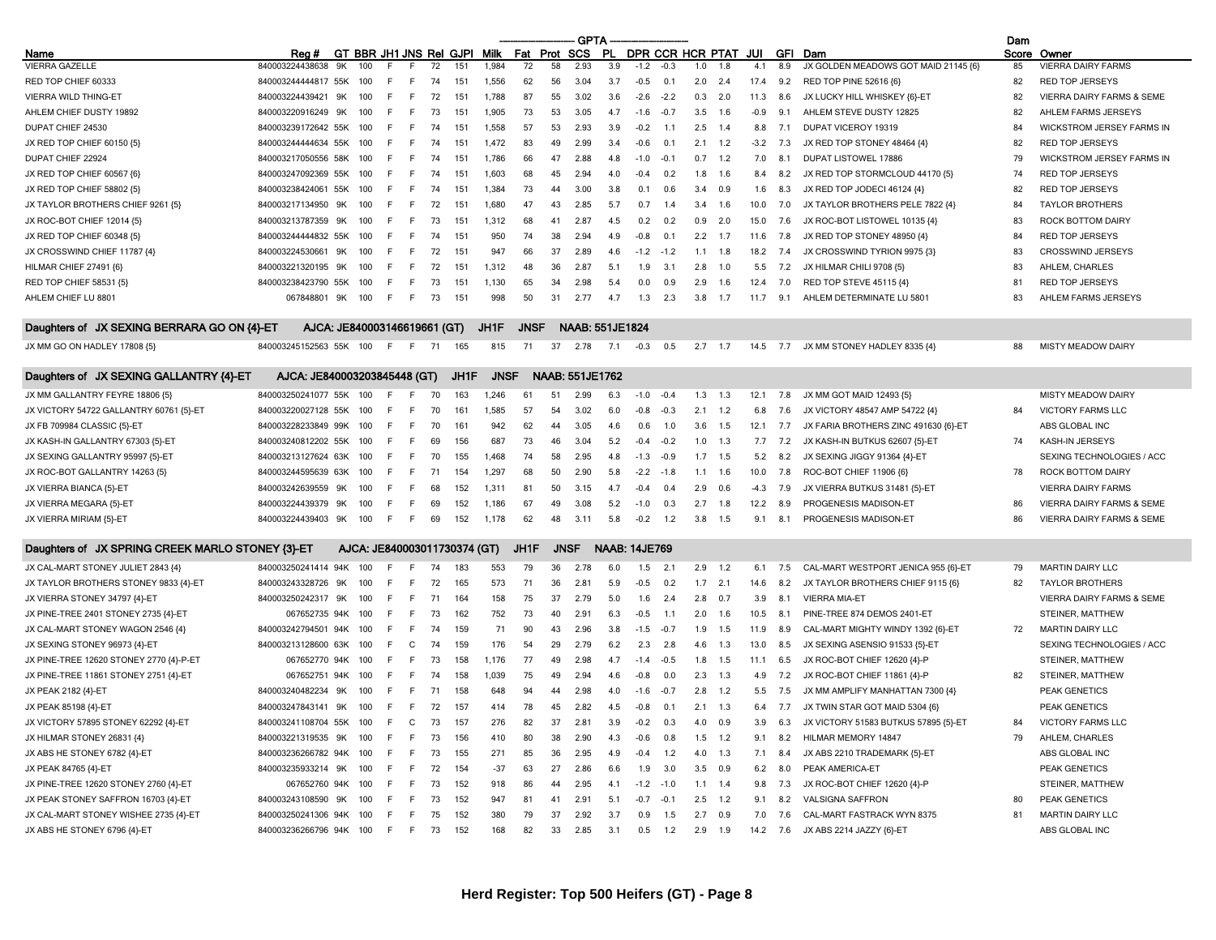| Name | Reg # | GT | BBR | JH1 | JNS | Rel | GJPI | Milk | Fat | Prot | SCS | PL | DPR | CCR | HCR | PTAT | JUI | GFI | Dam | Dam Score | Owner |
|---|---|---|---|---|---|---|---|---|---|---|---|---|---|---|---|---|---|---|---|---|---|
| | | | | | | | | GPTA | | | | | | | | | | | | | |
| VIERRA GAZELLE | 840003224438638 | 9K | 100 | F | F | 72 | 151 | 1,984 | 72 | 58 | 2.93 | 3.9 | -1.2 | -0.3 | 1.0 | 1.8 | 4.1 | 8.9 | JX GOLDEN MEADOWS GOT MAID 21145 {6} | 85 | VIERRA DAIRY FARMS |
| RED TOP CHIEF 60333 | 840003244444817 | 55K | 100 | F | F | 74 | 151 | 1,556 | 62 | 56 | 3.04 | 3.7 | -0.5 | 0.1 | 2.0 | 2.4 | 17.4 | 9.2 | RED TOP PINE 52616 {6} | 82 | RED TOP JERSEYS |
| VIERRA WILD THING-ET | 840003224439421 | 9K | 100 | F | F | 72 | 151 | 1,788 | 87 | 55 | 3.02 | 3.6 | -2.6 | -2.2 | 0.3 | 2.0 | 11.3 | 8.6 | JX LUCKY HILL WHISKEY {6}-ET | 82 | VIERRA DAIRY FARMS & SEME |
| AHLEM CHIEF DUSTY 19892 | 840003220916249 | 9K | 100 | F | F | 73 | 151 | 1,905 | 73 | 53 | 3.05 | 4.7 | -1.6 | -0.7 | 3.5 | 1.6 | -0.9 | 9.1 | AHLEM STEVE DUSTY 12825 | 82 | AHLEM FARMS JERSEYS |
| DUPAT CHIEF 24530 | 840003239172642 | 55K | 100 | F | F | 74 | 151 | 1,558 | 57 | 53 | 2.93 | 3.9 | -0.2 | 1.1 | 2.5 | 1.4 | 8.8 | 7.1 | DUPAT VICEROY 19319 | 84 | WICKSTROM JERSEY FARMS IN |
| JX RED TOP CHIEF 60150 {5} | 840003244444634 | 55K | 100 | F | F | 74 | 151 | 1,472 | 83 | 49 | 2.99 | 3.4 | -0.6 | 0.1 | 2.1 | 1.2 | -3.2 | 7.3 | JX RED TOP STONEY 48464 {4} | 82 | RED TOP JERSEYS |
| DUPAT CHIEF 22924 | 840003217050556 | 58K | 100 | F | F | 74 | 151 | 1,786 | 66 | 47 | 2.88 | 4.8 | -1.0 | -0.1 | 0.7 | 1.2 | 7.0 | 8.1 | DUPAT LISTOWEL 17886 | 79 | WICKSTROM JERSEY FARMS IN |
| JX RED TOP CHIEF 60567 {6} | 840003247092369 | 55K | 100 | F | F | 74 | 151 | 1,603 | 68 | 45 | 2.94 | 4.0 | -0.4 | 0.2 | 1.8 | 1.6 | 8.4 | 8.2 | JX RED TOP STORMCLOUD 44170 {5} | 74 | RED TOP JERSEYS |
| JX RED TOP CHIEF 58802 {5} | 840003238424061 | 55K | 100 | F | F | 74 | 151 | 1,384 | 73 | 44 | 3.00 | 3.8 | 0.1 | 0.6 | 3.4 | 0.9 | 1.6 | 8.3 | JX RED TOP JODECI 46124 {4} | 82 | RED TOP JERSEYS |
| JX TAYLOR BROTHERS CHIEF 9261 {5} | 840003217134950 | 9K | 100 | F | F | 72 | 151 | 1,680 | 47 | 43 | 2.85 | 5.7 | 0.7 | 1.4 | 3.4 | 1.6 | 10.0 | 7.0 | JX TAYLOR BROTHERS PELE 7822 {4} | 84 | TAYLOR BROTHERS |
| JX ROC-BOT CHIEF 12014 {5} | 840003213787359 | 9K | 100 | F | F | 73 | 151 | 1,312 | 68 | 41 | 2.87 | 4.5 | 0.2 | 0.2 | 0.9 | 2.0 | 15.0 | 7.6 | JX ROC-BOT LISTOWEL 10135 {4} | 83 | ROCK BOTTOM DAIRY |
| JX RED TOP CHIEF 60348 {5} | 840003244444832 | 55K | 100 | F | F | 74 | 151 | 950 | 74 | 38 | 2.94 | 4.9 | -0.8 | 0.1 | 2.2 | 1.7 | 11.6 | 7.8 | JX RED TOP STONEY 48950 {4} | 84 | RED TOP JERSEYS |
| JX CROSSWIND CHIEF 11787 {4} | 840003224530661 | 9K | 100 | F | F | 72 | 151 | 947 | 66 | 37 | 2.89 | 4.6 | -1.2 | -1.2 | 1.1 | 1.8 | 18.2 | 7.4 | JX CROSSWIND TYRION 9975 {3} | 83 | CROSSWIND JERSEYS |
| HILMAR CHIEF 27491 {6} | 840003221320195 | 9K | 100 | F | F | 72 | 151 | 1,312 | 48 | 36 | 2.87 | 5.1 | 1.9 | 3.1 | 2.8 | 1.0 | 5.5 | 7.2 | JX HILMAR CHILI 9708 {5} | 83 | AHLEM, CHARLES |
| RED TOP CHIEF 58531 {5} | 840003238423790 | 55K | 100 | F | F | 73 | 151 | 1,130 | 65 | 34 | 2.98 | 5.4 | 0.0 | 0.9 | 2.9 | 1.6 | 12.4 | 7.0 | RED TOP STEVE 45115 {4} | 81 | RED TOP JERSEYS |
| AHLEM CHIEF LU 8801 | 067848801 | 9K | 100 | F | F | 73 | 151 | 998 | 50 | 31 | 2.77 | 4.7 | 1.3 | 2.3 | 3.8 | 1.7 | 11.7 | 9.1 | AHLEM DETERMINATE LU 5801 | 83 | AHLEM FARMS JERSEYS |

**Daughters of JX SEXING BERRARA GO ON {4}-ET** — AJCA: JE840003146619661 (GT) — JH1F — JNSF — NAAB: 551JE1824

| Name | Reg # | GT | BBR | JH1 | JNS | Rel | GJPI | Milk | Fat | Prot | SCS | PL | DPR | CCR | HCR | PTAT | JUI | GFI | Dam | Dam Score | Owner |
|---|---|---|---|---|---|---|---|---|---|---|---|---|---|---|---|---|---|---|---|---|---|
| JX MM GO ON HADLEY 17808 {5} | 840003245152563 | 55K | 100 | F | F | 71 | 165 | 815 | 71 | 37 | 2.78 | 7.1 | -0.3 | 0.5 | 2.7 | 1.7 | 14.5 | 7.7 | JX MM STONEY HADLEY 8335 {4} | 88 | MISTY MEADOW DAIRY |

**Daughters of JX SEXING GALLANTRY {4}-ET** — AJCA: JE840003203845448 (GT) — JH1F — JNSF — NAAB: 551JE1762

| Name | Reg # | GT | BBR | JH1 | JNS | Rel | GJPI | Milk | Fat | Prot | SCS | PL | DPR | CCR | HCR | PTAT | JUI | GFI | Dam | Dam Score | Owner |
|---|---|---|---|---|---|---|---|---|---|---|---|---|---|---|---|---|---|---|---|---|---|
| JX MM GALLANTRY FEYRE 18806 {5} | 840003250241077 | 55K | 100 | F | F | 70 | 163 | 1,246 | 61 | 51 | 2.99 | 6.3 | -1.0 | -0.4 | 1.3 | 1.3 | 12.1 | 7.8 | JX MM GOT MAID 12493 {5} | | MISTY MEADOW DAIRY |
| JX VICTORY 54722 GALLANTRY 60761 {5}-ET | 840003220027128 | 55K | 100 | F | F | 70 | 161 | 1,585 | 57 | 54 | 3.02 | 6.0 | -0.8 | -0.3 | 2.1 | 1.2 | 6.8 | 7.6 | JX VICTORY 48547 AMP 54722 {4} | 84 | VICTORY FARMS LLC |
| JX FB 709984 CLASSIC {5}-ET | 840003228233849 | 99K | 100 | F | F | 70 | 161 | 942 | 62 | 44 | 3.05 | 4.6 | 0.6 | 1.0 | 3.6 | 1.5 | 12.1 | 7.7 | JX FARIA BROTHERS ZINC 491630 {6}-ET | | ABS GLOBAL INC |
| JX KASH-IN GALLANTRY 67303 {5}-ET | 840003240812202 | 55K | 100 | F | F | 69 | 156 | 687 | 73 | 46 | 3.04 | 5.2 | -0.4 | -0.2 | 1.0 | 1.3 | 7.7 | 7.2 | JX KASH-IN BUTKUS 62607 {5}-ET | 74 | KASH-IN JERSEYS |
| JX SEXING GALLANTRY 95997 {5}-ET | 840003213127624 | 63K | 100 | F | F | 70 | 155 | 1,468 | 74 | 58 | 2.95 | 4.8 | -1.3 | -0.9 | 1.7 | 1.5 | 5.2 | 8.2 | JX SEXING JIGGY 91364 {4}-ET | | SEXING TECHNOLOGIES / ACC |
| JX ROC-BOT GALLANTRY 14263 {5} | 840003244595639 | 63K | 100 | F | F | 71 | 154 | 1,297 | 68 | 50 | 2.90 | 5.8 | -2.2 | -1.8 | 1.1 | 1.6 | 10.0 | 7.8 | ROC-BOT CHIEF 11906 {6} | 78 | ROCK BOTTOM DAIRY |
| JX VIERRA BIANCA {5}-ET | 840003242639559 | 9K | 100 | F | F | 68 | 152 | 1,311 | 81 | 50 | 3.15 | 4.7 | -0.4 | 0.4 | 2.9 | 0.6 | -4.3 | 7.9 | JX VIERRA BUTKUS 31481 {5}-ET | | VIERRA DAIRY FARMS |
| JX VIERRA MEGARA {5}-ET | 840003224439379 | 9K | 100 | F | F | 69 | 152 | 1,186 | 67 | 49 | 3.08 | 5.2 | -1.0 | 0.3 | 2.7 | 1.8 | 12.2 | 8.9 | PROGENESIS MADISON-ET | 86 | VIERRA DAIRY FARMS & SEME |
| JX VIERRA MIRIAM {5}-ET | 840003224439403 | 9K | 100 | F | F | 69 | 152 | 1,178 | 62 | 48 | 3.11 | 5.8 | -0.2 | 1.2 | 3.8 | 1.5 | 9.1 | 8.1 | PROGENESIS MADISON-ET | 86 | VIERRA DAIRY FARMS & SEME |

**Daughters of JX SPRING CREEK MARLO STONEY {3}-ET** — AJCA: JE840003011730374 (GT) — JH1F — JNSF — NAAB: 14JE769

| Name | Reg # | GT | BBR | JH1 | JNS | Rel | GJPI | Milk | Fat | Prot | SCS | PL | DPR | CCR | HCR | PTAT | JUI | GFI | Dam | Dam Score | Owner |
|---|---|---|---|---|---|---|---|---|---|---|---|---|---|---|---|---|---|---|---|---|---|
| JX CAL-MART STONEY JULIET 2843 {4} | 840003250241414 | 94K | 100 | F | F | 74 | 183 | 553 | 79 | 36 | 2.78 | 6.0 | 1.5 | 2.1 | 2.9 | 1.2 | 6.1 | 7.5 | CAL-MART WESTPORT JENICA 955 {6}-ET | 79 | MARTIN DAIRY LLC |
| JX TAYLOR BROTHERS STONEY 9833 {4}-ET | 840003243328726 | 9K | 100 | F | F | 72 | 165 | 573 | 71 | 36 | 2.81 | 5.9 | -0.5 | 0.2 | 1.7 | 2.1 | 14.6 | 8.2 | JX TAYLOR BROTHERS CHIEF 9115 {6} | 82 | TAYLOR BROTHERS |
| JX VIERRA STONEY 34797 {4}-ET | 840003250242317 | 9K | 100 | F | F | 71 | 164 | 158 | 75 | 37 | 2.79 | 5.0 | 1.6 | 2.4 | 2.8 | 0.7 | 3.9 | 8.1 | VIERRA MIA-ET | | VIERRA DAIRY FARMS & SEME |
| JX PINE-TREE 2401 STONEY 2735 {4}-ET | 067652735 | 94K | 100 | F | F | 73 | 162 | 752 | 73 | 40 | 2.91 | 6.3 | -0.5 | 1.1 | 2.0 | 1.6 | 10.5 | 8.1 | PINE-TREE 874 DEMOS 2401-ET | | STEINER, MATTHEW |
| JX CAL-MART STONEY WAGON 2546 {4} | 840003242794501 | 94K | 100 | F | F | 74 | 159 | 71 | 90 | 43 | 2.96 | 3.8 | -1.5 | -0.7 | 1.9 | 1.5 | 11.9 | 8.9 | CAL-MART MIGHTY WINDY 1392 {6}-ET | 72 | MARTIN DAIRY LLC |
| JX SEXING STONEY 96973 {4}-ET | 840003213128600 | 63K | 100 | F | C | 74 | 159 | 176 | 54 | 29 | 2.79 | 6.2 | 2.3 | 2.8 | 4.6 | 1.3 | 13.0 | 8.5 | JX SEXING ASENSIO 91533 {5}-ET | | SEXING TECHNOLOGIES / ACC |
| JX PINE-TREE 12620 STONEY 2770 {4}-P-ET | 067652770 | 94K | 100 | F | F | 73 | 158 | 1,176 | 77 | 49 | 2.98 | 4.7 | -1.4 | -0.5 | 1.8 | 1.5 | 11.1 | 6.5 | JX ROC-BOT CHIEF 12620 {4}-P | | STEINER, MATTHEW |
| JX PINE-TREE 11861 STONEY 2751 {4}-ET | 067652751 | 94K | 100 | F | F | 74 | 158 | 1,039 | 75 | 49 | 2.94 | 4.6 | -0.8 | 0.0 | 2.3 | 1.3 | 4.9 | 7.2 | JX ROC-BOT CHIEF 11861 {4}-P | 82 | STEINER, MATTHEW |
| JX PEAK 2182 {4}-ET | 840003240482234 | 9K | 100 | F | F | 71 | 158 | 648 | 94 | 44 | 2.98 | 4.0 | -1.6 | -0.7 | 2.8 | 1.2 | 5.5 | 7.5 | JX MM AMPLIFY MANHATTAN 7300 {4} | | PEAK GENETICS |
| JX PEAK 85198 {4}-ET | 840003247843141 | 9K | 100 | F | F | 72 | 157 | 414 | 78 | 45 | 2.82 | 4.5 | -0.8 | 0.1 | 2.1 | 1.3 | 6.4 | 7.7 | JX TWIN STAR GOT MAID 5304 {6} | | PEAK GENETICS |
| JX VICTORY 57895 STONEY 62292 {4}-ET | 840003241108704 | 55K | 100 | F | C | 73 | 157 | 276 | 82 | 37 | 2.81 | 3.9 | -0.2 | 0.3 | 4.0 | 0.9 | 3.9 | 6.3 | JX VICTORY 51583 BUTKUS 57895 {5}-ET | 84 | VICTORY FARMS LLC |
| JX HILMAR STONEY 26831 {4} | 840003221319535 | 9K | 100 | F | F | 73 | 156 | 410 | 80 | 38 | 2.90 | 4.3 | -0.6 | 0.8 | 1.5 | 1.2 | 9.1 | 8.2 | HILMAR MEMORY 14847 | 79 | AHLEM, CHARLES |
| JX ABS HE STONEY 6782 {4}-ET | 840003236266782 | 94K | 100 | F | F | 73 | 155 | 271 | 85 | 36 | 2.95 | 4.9 | -0.4 | 1.2 | 4.0 | 1.3 | 7.1 | 8.4 | JX ABS 2210 TRADEMARK {5}-ET | | ABS GLOBAL INC |
| JX PEAK 84765 {4}-ET | 840003235933214 | 9K | 100 | F | F | 72 | 154 | -37 | 63 | 27 | 2.86 | 6.6 | 1.9 | 3.0 | 3.5 | 0.9 | 6.2 | 8.0 | PEAK AMERICA-ET | | PEAK GENETICS |
| JX PINE-TREE 12620 STONEY 2760 {4}-ET | 067652760 | 94K | 100 | F | F | 73 | 152 | 918 | 86 | 44 | 2.95 | 4.1 | -1.2 | -1.0 | 1.1 | 1.4 | 9.8 | 7.3 | JX ROC-BOT CHIEF 12620 {4}-P | | STEINER, MATTHEW |
| JX PEAK STONEY SAFFRON 16703 {4}-ET | 840003243108590 | 9K | 100 | F | F | 73 | 152 | 947 | 81 | 41 | 2.91 | 5.1 | -0.7 | -0.1 | 2.5 | 1.2 | 9.1 | 8.2 | VALSIGNA SAFFRON | 80 | PEAK GENETICS |
| JX CAL-MART STONEY WISHEE 2735 {4}-ET | 840003250241306 | 94K | 100 | F | F | 75 | 152 | 380 | 79 | 37 | 2.92 | 3.7 | 0.9 | 1.5 | 2.7 | 0.9 | 7.0 | 7.6 | CAL-MART FASTRACK WYN 8375 | 81 | MARTIN DAIRY LLC |
| JX ABS HE STONEY 6796 {4}-ET | 840003236266796 | 94K | 100 | F | F | 73 | 152 | 168 | 82 | 33 | 2.85 | 3.1 | 0.5 | 1.2 | 2.9 | 1.9 | 14.2 | 7.6 | JX ABS 2214 JAZZY {6}-ET | | ABS GLOBAL INC |

**Herd Register: Top 500 Heifers (GT) - Page 8**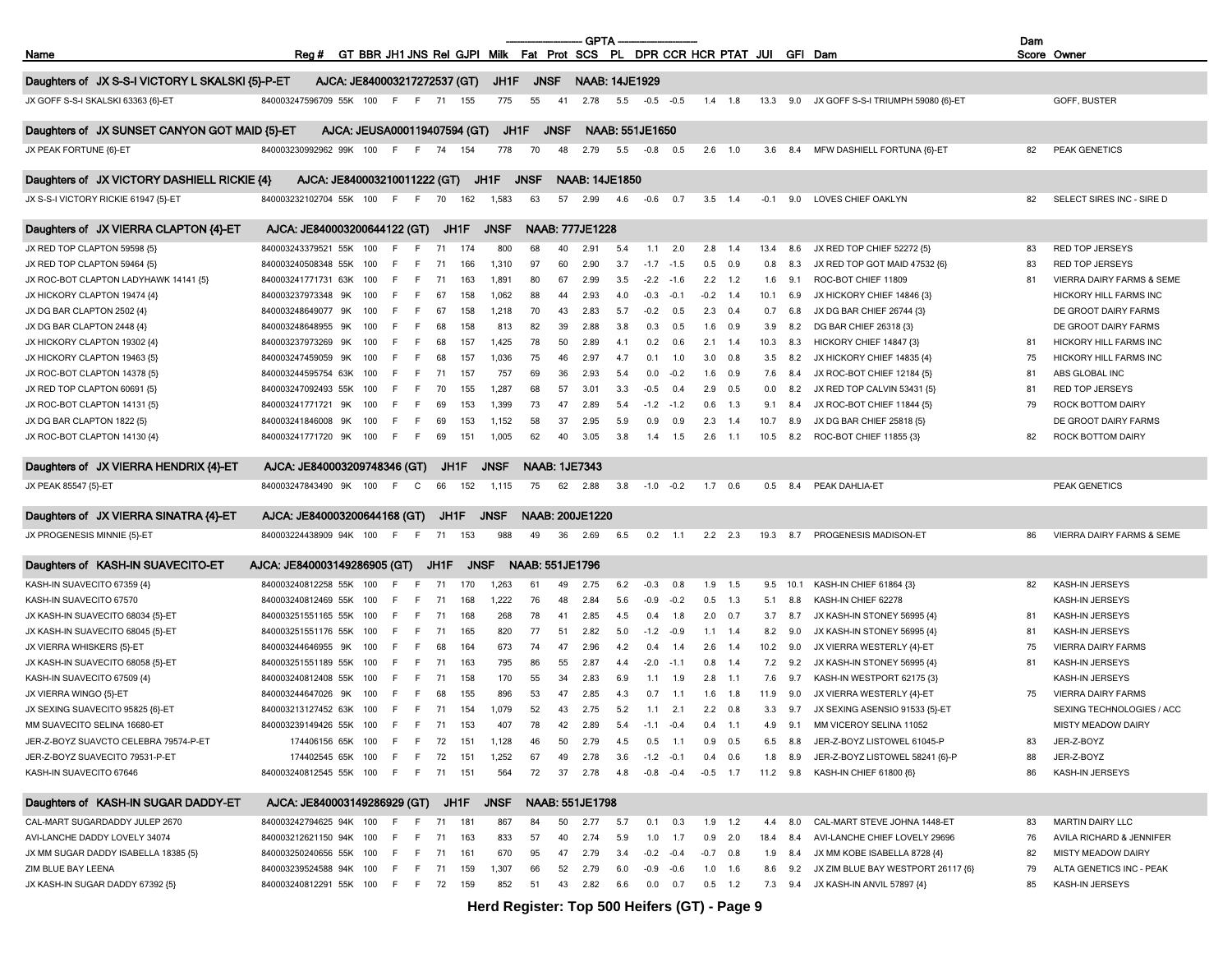| Name | Reg # | GT | BBR | JH1 | JNS | Rel | GJPI | Milk | Fat | Prot | SCS | PL | DPR | CCR | HCR | PTAT | JUI | GFI | Dam | Dam Score | Owner |
|---|---|---|---|---|---|---|---|---|---|---|---|---|---|---|---|---|---|---|---|---|---|
| **Daughters of JX S-S-I VICTORY L SKALSKI {5}-P-ET** | **AJCA: JE840003217272537 (GT)** | | | **JH1F** | **JNSF** | | **NAAB: 14JE1929** | | | | | | | | | | | | | | |
| JX GOFF S-S-I SKALSKI 63363 {6}-ET | 840003247596709 | 55K | 100 | F | F | 71 | 155 | 775 | 55 | 41 | 2.78 | 5.5 | -0.5 | -0.5 | 1.4 | 1.8 | 13.3 | 9.0 | JX GOFF S-S-I TRIUMPH 59080 {6}-ET | | GOFF, BUSTER |
| **Daughters of JX SUNSET CANYON GOT MAID {5}-ET** | **AJCA: JEUSA000119407594 (GT)** | | | **JH1F** | **JNSF** | | **NAAB: 551JE1650** | | | | | | | | | | | | | | |
| JX PEAK FORTUNE {6}-ET | 840003230992962 | 99K | 100 | F | F | 74 | 154 | 778 | 70 | 48 | 2.79 | 5.5 | -0.8 | 0.5 | 2.6 | 1.0 | 3.6 | 8.4 | MFW DASHIELL FORTUNA {6}-ET | 82 | PEAK GENETICS |
| **Daughters of JX VICTORY DASHIELL RICKIE {4}** | **AJCA: JE840003210011222 (GT)** | | | **JH1F** | **JNSF** | | **NAAB: 14JE1850** | | | | | | | | | | | | | | |
| JX S-S-I VICTORY RICKIE 61947 {5}-ET | 840003232102704 | 55K | 100 | F | F | 70 | 162 | 1,583 | 63 | 57 | 2.99 | 4.6 | -0.6 | 0.7 | 3.5 | 1.4 | -0.1 | 9.0 | LOVES CHIEF OAKLYN | 82 | SELECT SIRES INC - SIRE D |
| **Daughters of JX VIERRA CLAPTON {4}-ET** | **AJCA: JE840003200644122 (GT)** | | | **JH1F** | **JNSF** | | **NAAB: 777JE1228** | | | | | | | | | | | | | | |
| JX RED TOP CLAPTON 59598 {5} | 840003243379521 | 55K | 100 | F | F | 71 | 174 | 800 | 68 | 40 | 2.91 | 5.4 | 1.1 | 2.0 | 2.8 | 1.4 | 13.4 | 8.6 | JX RED TOP CHIEF 52272 {5} | 83 | RED TOP JERSEYS |
| JX RED TOP CLAPTON 59464 {5} | 840003240508348 | 55K | 100 | F | F | 71 | 166 | 1,310 | 97 | 60 | 2.90 | 3.7 | -1.7 | -1.5 | 0.5 | 0.9 | 0.8 | 8.3 | JX RED TOP GOT MAID 47532 {6} | 83 | RED TOP JERSEYS |
| JX ROC-BOT CLAPTON LADYHAWK 14141 {5} | 840003241771731 | 63K | 100 | F | F | 71 | 163 | 1,891 | 80 | 67 | 2.99 | 3.5 | -2.2 | -1.6 | 2.2 | 1.2 | 1.6 | 9.1 | ROC-BOT CHIEF 11809 | 81 | VIERRA DAIRY FARMS & SEME |
| JX HICKORY CLAPTON 19474 {4} | 840003237973348 | 9K | 100 | F | F | 67 | 158 | 1,062 | 88 | 44 | 2.93 | 4.0 | -0.3 | -0.1 | -0.2 | 1.4 | 10.1 | 6.9 | JX HICKORY CHIEF 14846 {3} | | HICKORY HILL FARMS INC |
| JX DG BAR CLAPTON 2502 {4} | 840003248649077 | 9K | 100 | F | F | 67 | 158 | 1,218 | 70 | 43 | 2.83 | 5.7 | -0.2 | 0.5 | 2.3 | 0.4 | 0.7 | 6.8 | JX DG BAR CHIEF 26744 {3} | | DE GROOT DAIRY FARMS |
| JX DG BAR CLAPTON 2448 {4} | 840003248648955 | 9K | 100 | F | F | 68 | 158 | 813 | 82 | 39 | 2.88 | 3.8 | 0.3 | 0.5 | 1.6 | 0.9 | 3.9 | 8.2 | DG BAR CHIEF 26318 {3} | | DE GROOT DAIRY FARMS |
| JX HICKORY CLAPTON 19302 {4} | 840003237973269 | 9K | 100 | F | F | 68 | 157 | 1,425 | 78 | 50 | 2.89 | 4.1 | 0.2 | 0.6 | 2.1 | 1.4 | 10.3 | 8.3 | HICKORY CHIEF 14847 {3} | 81 | HICKORY HILL FARMS INC |
| JX HICKORY CLAPTON 19463 {5} | 840003247459059 | 9K | 100 | F | F | 68 | 157 | 1,036 | 75 | 46 | 2.97 | 4.7 | 0.1 | 1.0 | 3.0 | 0.8 | 3.5 | 8.2 | JX HICKORY CHIEF 14835 {4} | 75 | HICKORY HILL FARMS INC |
| JX ROC-BOT CLAPTON 14378 {5} | 840003244595754 | 63K | 100 | F | F | 71 | 157 | 757 | 69 | 36 | 2.93 | 5.4 | 0.0 | -0.2 | 1.6 | 0.9 | 7.6 | 8.4 | JX ROC-BOT CHIEF 12184 {5} | 81 | ABS GLOBAL INC |
| JX RED TOP CLAPTON 60691 {5} | 840003247092493 | 55K | 100 | F | F | 70 | 155 | 1,287 | 68 | 57 | 3.01 | 3.3 | -0.5 | 0.4 | 2.9 | 0.5 | 0.0 | 8.2 | JX RED TOP CALVIN 53431 {5} | 81 | RED TOP JERSEYS |
| JX ROC-BOT CLAPTON 14131 {5} | 840003241771721 | 9K | 100 | F | F | 69 | 153 | 1,399 | 73 | 47 | 2.89 | 5.4 | -1.2 | -1.2 | 0.6 | 1.3 | 9.1 | 8.4 | JX ROC-BOT CHIEF 11844 {5} | 79 | ROCK BOTTOM DAIRY |
| JX DG BAR CLAPTON 1822 {5} | 840003241846008 | 9K | 100 | F | F | 69 | 153 | 1,152 | 58 | 37 | 2.95 | 5.9 | 0.9 | 0.9 | 2.3 | 1.4 | 10.7 | 8.9 | JX DG BAR CHIEF 25818 {5} | | DE GROOT DAIRY FARMS |
| JX ROC-BOT CLAPTON 14130 {4} | 840003241771720 | 9K | 100 | F | F | 69 | 151 | 1,005 | 62 | 40 | 3.05 | 3.8 | 1.4 | 1.5 | 2.6 | 1.1 | 10.5 | 8.2 | ROC-BOT CHIEF 11855 {3} | 82 | ROCK BOTTOM DAIRY |
| **Daughters of JX VIERRA HENDRIX {4}-ET** | **AJCA: JE840003209748346 (GT)** | | | **JH1F** | **JNSF** | | **NAAB: 1JE7343** | | | | | | | | | | | | | | |
| JX PEAK 85547 {5}-ET | 840003247843490 | 9K | 100 | F | C | 66 | 152 | 1,115 | 75 | 62 | 2.88 | 3.8 | -1.0 | -0.2 | 1.7 | 0.6 | 0.5 | 8.4 | PEAK DAHLIA-ET | | PEAK GENETICS |
| **Daughters of JX VIERRA SINATRA {4}-ET** | **AJCA: JE840003200644168 (GT)** | | | **JH1F** | **JNSF** | | **NAAB: 200JE1220** | | | | | | | | | | | | | | |
| JX PROGENESIS MINNIE {5}-ET | 840003224438909 | 94K | 100 | F | F | 71 | 153 | 988 | 49 | 36 | 2.69 | 6.5 | 0.2 | 1.1 | 2.2 | 2.3 | 19.3 | 8.7 | PROGENESIS MADISON-ET | 86 | VIERRA DAIRY FARMS & SEME |
| **Daughters of KASH-IN SUAVECITO-ET** | **AJCA: JE840003149286905 (GT)** | | | **JH1F** | **JNSF** | | **NAAB: 551JE1796** | | | | | | | | | | | | | | |
| KASH-IN SUAVECITO 67359 {4} | 840003240812258 | 55K | 100 | F | F | 71 | 170 | 1,263 | 61 | 49 | 2.75 | 6.2 | -0.3 | 0.8 | 1.9 | 1.5 | 9.5 | 10.1 | KASH-IN CHIEF 61864 {3} | 82 | KASH-IN JERSEYS |
| KASH-IN SUAVECITO 67570 | 840003240812469 | 55K | 100 | F | F | 71 | 168 | 1,222 | 76 | 48 | 2.84 | 5.6 | -0.9 | -0.2 | 0.5 | 1.3 | 5.1 | 8.8 | KASH-IN CHIEF 62278 | | KASH-IN JERSEYS |
| JX KASH-IN SUAVECITO 68034 {5}-ET | 840003251551165 | 55K | 100 | F | F | 71 | 168 | 268 | 78 | 41 | 2.85 | 4.5 | 0.4 | 1.8 | 2.0 | 0.7 | 3.7 | 8.7 | JX KASH-IN STONEY 56995 {4} | 81 | KASH-IN JERSEYS |
| JX KASH-IN SUAVECITO 68045 {5}-ET | 840003251551176 | 55K | 100 | F | F | 71 | 165 | 820 | 77 | 51 | 2.82 | 5.0 | -1.2 | -0.9 | 1.1 | 1.4 | 8.2 | 9.0 | JX KASH-IN STONEY 56995 {4} | 81 | KASH-IN JERSEYS |
| JX VIERRA WHISKERS {5}-ET | 840003244646955 | 9K | 100 | F | F | 68 | 164 | 673 | 74 | 47 | 2.96 | 4.2 | 0.4 | 1.4 | 2.6 | 1.4 | 10.2 | 9.0 | JX VIERRA WESTERLY {4}-ET | 75 | VIERRA DAIRY FARMS |
| JX KASH-IN SUAVECITO 68058 {5}-ET | 840003251551189 | 55K | 100 | F | F | 71 | 163 | 795 | 86 | 55 | 2.87 | 4.4 | -2.0 | -1.1 | 0.8 | 1.4 | 7.2 | 9.2 | JX KASH-IN STONEY 56995 {4} | 81 | KASH-IN JERSEYS |
| KASH-IN SUAVECITO 67509 {4} | 840003240812408 | 55K | 100 | F | F | 71 | 158 | 170 | 55 | 34 | 2.83 | 6.9 | 1.1 | 1.9 | 2.8 | 1.1 | 7.6 | 9.7 | KASH-IN WESTPORT 62175 {3} | | KASH-IN JERSEYS |
| JX VIERRA WINGO {5}-ET | 840003244647026 | 9K | 100 | F | F | 68 | 155 | 896 | 53 | 47 | 2.85 | 4.3 | 0.7 | 1.1 | 1.6 | 1.8 | 11.9 | 9.0 | JX VIERRA WESTERLY {4}-ET | 75 | VIERRA DAIRY FARMS |
| JX SEXING SUAVECITO 95825 {6}-ET | 840003213127452 | 63K | 100 | F | F | 71 | 154 | 1,079 | 52 | 43 | 2.75 | 5.2 | 1.1 | 2.1 | 2.2 | 0.8 | 3.3 | 9.7 | JX SEXING ASENSIO 91533 {5}-ET | | SEXING TECHNOLOGIES / ACC |
| MM SUAVECITO SELINA 16680-ET | 840003239149426 | 55K | 100 | F | F | 71 | 153 | 407 | 78 | 42 | 2.89 | 5.4 | -1.1 | -0.4 | 0.4 | 1.1 | 4.9 | 9.1 | MM VICEROY SELINA 11052 | | MISTY MEADOW DAIRY |
| JER-Z-BOYZ SUAVCTO CELEBRA 79574-P-ET | 174406156 | 65K | 100 | F | F | 72 | 151 | 1,128 | 46 | 50 | 2.79 | 4.5 | 0.5 | 1.1 | 0.9 | 0.5 | 6.5 | 8.8 | JER-Z-BOYZ LISTOWEL 61045-P | 83 | JER-Z-BOYZ |
| JER-Z-BOYZ SUAVECITO 79531-P-ET | 174402545 | 65K | 100 | F | F | 72 | 151 | 1,252 | 67 | 49 | 2.78 | 3.6 | -1.2 | -0.1 | 0.4 | 0.6 | 1.8 | 8.9 | JER-Z-BOYZ LISTOWEL 58241 {6}-P | 88 | JER-Z-BOYZ |
| KASH-IN SUAVECITO 67646 | 840003240812545 | 55K | 100 | F | F | 71 | 151 | 564 | 72 | 37 | 2.78 | 4.8 | -0.8 | -0.4 | -0.5 | 1.7 | 11.2 | 9.8 | KASH-IN CHIEF 61800 {6} | 86 | KASH-IN JERSEYS |
| **Daughters of KASH-IN SUGAR DADDY-ET** | **AJCA: JE840003149286929 (GT)** | | | **JH1F** | **JNSF** | | **NAAB: 551JE1798** | | | | | | | | | | | | | | |
| CAL-MART SUGARDADDY JULEP 2670 | 840003242794625 | 94K | 100 | F | F | 71 | 181 | 867 | 84 | 50 | 2.77 | 5.7 | 0.1 | 0.3 | 1.9 | 1.2 | 4.4 | 8.0 | CAL-MART STEVE JOHNA 1448-ET | 83 | MARTIN DAIRY LLC |
| AVI-LANCHE DADDY LOVELY 34074 | 840003212621150 | 94K | 100 | F | F | 71 | 163 | 833 | 57 | 40 | 2.74 | 5.9 | 1.0 | 1.7 | 0.9 | 2.0 | 18.4 | 8.4 | AVI-LANCHE CHIEF LOVELY 29696 | 76 | AVILA RICHARD & JENNIFER |
| JX MM SUGAR DADDY ISABELLA 18385 {5} | 840003250240656 | 55K | 100 | F | F | 71 | 161 | 670 | 95 | 47 | 2.79 | 3.4 | -0.2 | -0.4 | -0.7 | 0.8 | 1.9 | 8.4 | JX MM KOBE ISABELLA 8728 {4} | 82 | MISTY MEADOW DAIRY |
| ZIM BLUE BAY LEENA | 840003239524588 | 94K | 100 | F | F | 71 | 159 | 1,307 | 66 | 52 | 2.79 | 6.0 | -0.9 | -0.6 | 1.0 | 1.6 | 8.6 | 9.2 | JX ZIM BLUE BAY WESTPORT 26117 {6} | 79 | ALTA GENETICS INC - PEAK |
| JX KASH-IN SUGAR DADDY 67392 {5} | 840003240812291 | 55K | 100 | F | F | 72 | 159 | 852 | 51 | 43 | 2.82 | 6.6 | 0.0 | 0.7 | 0.5 | 1.2 | 7.3 | 9.4 | JX KASH-IN ANVIL 57897 {4} | 85 | KASH-IN JERSEYS |

Herd Register: Top 500 Heifers (GT) - Page 9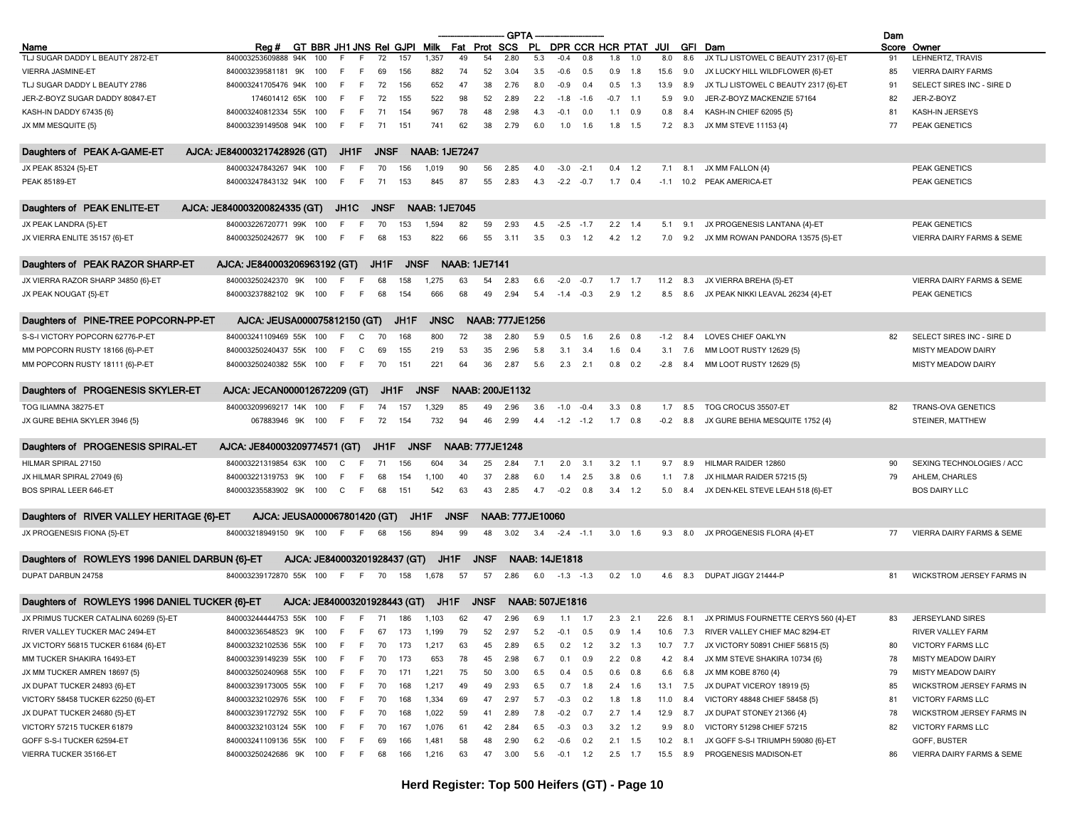| Name | Reg # | GT | BBR | JH1 | JNS | Rel | GJPI | Milk | Fat | Prot | SCS | PL | DPR | CCR | HCR | PTAT | JUI | GFI | Dam | Dam Score | Owner |
|---|---|---|---|---|---|---|---|---|---|---|---|---|---|---|---|---|---|---|---|---|---|
| TLJ SUGAR DADDY L BEAUTY 2872-ET | 840003253609888 | 94K | 100 | F | F | 72 | 157 | 1,357 | 49 | 54 | 2.80 | 5.3 | -0.4 | 0.8 | 1.8 | 1.0 | 8.0 | 8.6 | JX TLJ LISTOWEL C BEAUTY 2317 {6}-ET | 91 | LEHNERTZ, TRAVIS |
| VIERRA JASMINE-ET | 840003239581181 | 9K | 100 | F | F | 69 | 156 | 882 | 74 | 52 | 3.04 | 3.5 | -0.6 | 0.5 | 0.9 | 1.8 | 15.6 | 9.0 | JX LUCKY HILL WILDFLOWER {6}-ET | 85 | VIERRA DAIRY FARMS |
| TLJ SUGAR DADDY L BEAUTY 2786 | 840003241705476 | 94K | 100 | F | F | 72 | 156 | 652 | 47 | 38 | 2.76 | 8.0 | -0.9 | 0.4 | 0.5 | 1.3 | 13.9 | 8.9 | JX TLJ LISTOWEL C BEAUTY 2317 {6}-ET | 91 | SELECT SIRES INC - SIRE D |
| JER-Z-BOYZ SUGAR DADDY 80847-ET | 174601412 | 65K | 100 | F | F | 72 | 155 | 522 | 98 | 52 | 2.89 | 2.2 | -1.8 | -1.6 | -0.7 | 1.1 | 5.9 | 9.0 | JER-Z-BOYZ MACKENZIE 57164 | 82 | JER-Z-BOYZ |
| KASH-IN DADDY 67435 {6} | 840003240812334 | 55K | 100 | F | F | 71 | 154 | 967 | 78 | 48 | 2.98 | 4.3 | -0.1 | 0.0 | 1.1 | 0.9 | 0.8 | 8.4 | KASH-IN CHIEF 62095 {5} | 81 | KASH-IN JERSEYS |
| JX MM MESQUITE {5} | 840003239149508 | 94K | 100 | F | F | 71 | 151 | 741 | 62 | 38 | 2.79 | 6.0 | 1.0 | 1.6 | 1.8 | 1.5 | 7.2 | 8.3 | JX MM STEVE 11153 {4} | 77 | PEAK GENETICS |
| **Daughters of PEAK A-GAME-ET** | **AJCA: JE840003217428926 (GT)** | | | **JH1F** | **JNSF** | | | **NAAB: 1JE7247** | | | | | | | | | | | | | |
| JX PEAK 85324 {5}-ET | 840003247843267 | 94K | 100 | F | F | 70 | 156 | 1,019 | 90 | 56 | 2.85 | 4.0 | -3.0 | -2.1 | 0.4 | 1.2 | 7.1 | 8.1 | JX MM FALLON {4} | | PEAK GENETICS |
| PEAK 85189-ET | 840003247843132 | 94K | 100 | F | F | 71 | 153 | 845 | 87 | 55 | 2.83 | 4.3 | -2.2 | -0.7 | 1.7 | 0.4 | -1.1 | 10.2 | PEAK AMERICA-ET | | PEAK GENETICS |
| **Daughters of PEAK ENLITE-ET** | **AJCA: JE840003200824335 (GT)** | | | **JH1C** | **JNSF** | | | **NAAB: 1JE7045** | | | | | | | | | | | | | |
| JX PEAK LANDRA {5}-ET | 840003226720771 | 99K | 100 | F | F | 70 | 153 | 1,594 | 82 | 59 | 2.93 | 4.5 | -2.5 | -1.7 | 2.2 | 1.4 | 5.1 | 9.1 | JX PROGENESIS LANTANA {4}-ET | | PEAK GENETICS |
| JX VIERRA ENLITE 35157 {6}-ET | 840003250242677 | 9K | 100 | F | F | 68 | 153 | 822 | 66 | 55 | 3.11 | 3.5 | 0.3 | 1.2 | 4.2 | 1.2 | 7.0 | 9.2 | JX MM ROWAN PANDORA 13575 {5}-ET | | VIERRA DAIRY FARMS & SEME |
| **Daughters of PEAK RAZOR SHARP-ET** | **AJCA: JE840003206963192 (GT)** | | | **JH1F** | **JNSF** | | | **NAAB: 1JE7141** | | | | | | | | | | | | | |
| JX VIERRA RAZOR SHARP 34850 {6}-ET | 840003250242370 | 9K | 100 | F | F | 68 | 158 | 1,275 | 63 | 54 | 2.83 | 6.6 | -2.0 | -0.7 | 1.7 | 1.7 | 11.2 | 8.3 | JX VIERRA BREHA {5}-ET | | VIERRA DAIRY FARMS & SEME |
| JX PEAK NOUGAT {5}-ET | 840003237882102 | 9K | 100 | F | F | 68 | 154 | 666 | 68 | 49 | 2.94 | 5.4 | -1.4 | -0.3 | 2.9 | 1.2 | 8.5 | 8.6 | JX PEAK NIKKI LEAVAL 26234 {4}-ET | | PEAK GENETICS |
| **Daughters of PINE-TREE POPCORN-PP-ET** | **AJCA: JEUSA000075812150 (GT)** | | | **JH1F** | **JNSC** | | | **NAAB: 777JE1256** | | | | | | | | | | | | | |
| S-S-I VICTORY POPCORN 62776-P-ET | 840003241109469 | 55K | 100 | F | C | 70 | 168 | 800 | 72 | 38 | 2.80 | 5.9 | 0.5 | 1.6 | 2.6 | 0.8 | -1.2 | 8.4 | LOVES CHIEF OAKLYN | 82 | SELECT SIRES INC - SIRE D |
| MM POPCORN RUSTY 18166 {6}-P-ET | 840003250240437 | 55K | 100 | F | C | 69 | 155 | 219 | 53 | 35 | 2.96 | 5.8 | 3.1 | 3.4 | 1.6 | 0.4 | 3.1 | 7.6 | MM LOOT RUSTY 12629 {5} | | MISTY MEADOW DAIRY |
| MM POPCORN RUSTY 18111 {6}-P-ET | 840003250240382 | 55K | 100 | F | F | 70 | 151 | 221 | 64 | 36 | 2.87 | 5.6 | 2.3 | 2.1 | 0.8 | 0.2 | -2.8 | 8.4 | MM LOOT RUSTY 12629 {5} | | MISTY MEADOW DAIRY |
| **Daughters of PROGENESIS SKYLER-ET** | **AJCA: JECAN000012672209 (GT)** | | | **JH1F** | **JNSF** | | | **NAAB: 200JE1132** | | | | | | | | | | | | | |
| TOG ILIAMNA 38275-ET | 840003209969217 | 14K | 100 | F | F | 74 | 157 | 1,329 | 85 | 49 | 2.96 | 3.6 | -1.0 | -0.4 | 3.3 | 0.8 | 1.7 | 8.5 | TOG CROCUS 35507-ET | 82 | TRANS-OVA GENETICS |
| JX GURE BEHIA SKYLER 3946 {5} | 067883946 | 9K | 100 | F | F | 72 | 154 | 732 | 94 | 46 | 2.99 | 4.4 | -1.2 | -1.2 | 1.7 | 0.8 | -0.2 | 8.8 | JX GURE BEHIA MESQUITE 1752 {4} | | STEINER, MATTHEW |
| **Daughters of PROGENESIS SPIRAL-ET** | **AJCA: JE840003209774571 (GT)** | | | **JH1F** | **JNSF** | | | **NAAB: 777JE1248** | | | | | | | | | | | | | |
| HILMAR SPIRAL 27150 | 840003221319854 | 63K | 100 | C | F | 71 | 156 | 604 | 34 | 25 | 2.84 | 7.1 | 2.0 | 3.1 | 3.2 | 1.1 | 9.7 | 8.9 | HILMAR RAIDER 12860 | 90 | SEXING TECHNOLOGIES / ACC |
| JX HILMAR SPIRAL 27049 {6} | 840003221319753 | 9K | 100 | F | F | 68 | 154 | 1,100 | 40 | 37 | 2.88 | 6.0 | 1.4 | 2.5 | 3.8 | 0.6 | 1.1 | 7.8 | JX HILMAR RAIDER 57215 {5} | 79 | AHLEM, CHARLES |
| BOS SPIRAL LEER 646-ET | 840003235583902 | 9K | 100 | C | F | 68 | 151 | 542 | 63 | 43 | 2.85 | 4.7 | -0.2 | 0.8 | 3.4 | 1.2 | 5.0 | 8.4 | JX DEN-KEL STEVE LEAH 518 {6}-ET | | BOS DAIRY LLC |
| **Daughters of RIVER VALLEY HERITAGE {6}-ET** | **AJCA: JEUSA000067801420 (GT)** | | | **JH1F** | **JNSF** | | | **NAAB: 777JE10060** | | | | | | | | | | | | | |
| JX PROGENESIS FIONA {5}-ET | 840003218949150 | 9K | 100 | F | F | 68 | 156 | 894 | 99 | 48 | 3.02 | 3.4 | -2.4 | -1.1 | 3.0 | 1.6 | 9.3 | 8.0 | JX PROGENESIS FLORA {4}-ET | 77 | VIERRA DAIRY FARMS & SEME |
| **Daughters of ROWLEYS 1996 DANIEL DARBUN {6}-ET** | **AJCA: JE840003201928437 (GT)** | | | **JH1F** | **JNSF** | | | **NAAB: 14JE1818** | | | | | | | | | | | | | |
| DUPAT DARBUN 24758 | 840003239172870 | 55K | 100 | F | F | 70 | 158 | 1,678 | 57 | 57 | 2.86 | 6.0 | -1.3 | -1.3 | 0.2 | 1.0 | 4.6 | 8.3 | DUPAT JIGGY 21444-P | 81 | WICKSTROM JERSEY FARMS IN |
| **Daughters of ROWLEYS 1996 DANIEL TUCKER {6}-ET** | **AJCA: JE840003201928443 (GT)** | | | **JH1F** | **JNSF** | | | **NAAB: 507JE1816** | | | | | | | | | | | | | |
| JX PRIMUS TUCKER CATALINA 60269 {5}-ET | 840003244444753 | 55K | 100 | F | F | 71 | 186 | 1,103 | 62 | 47 | 2.96 | 6.9 | 1.1 | 1.7 | 2.3 | 2.1 | 22.6 | 8.1 | JX PRIMUS FOURNETTE CERYS 560 {4}-ET | 83 | JERSEYLAND SIRES |
| RIVER VALLEY TUCKER MAC 2494-ET | 840003236548523 | 9K | 100 | F | F | 67 | 173 | 1,199 | 79 | 52 | 2.97 | 5.2 | -0.1 | 0.5 | 0.9 | 1.4 | 10.6 | 7.3 | RIVER VALLEY CHIEF MAC 8294-ET | | RIVER VALLEY FARM |
| JX VICTORY 56815 TUCKER 61684 {6}-ET | 840003232102536 | 55K | 100 | F | F | 70 | 173 | 1,217 | 63 | 45 | 2.89 | 6.5 | 0.2 | 1.2 | 3.2 | 1.3 | 10.7 | 7.7 | JX VICTORY 50891 CHIEF 56815 {5} | 80 | VICTORY FARMS LLC |
| MM TUCKER SHAKIRA 16493-ET | 840003239149239 | 55K | 100 | F | F | 70 | 173 | 653 | 78 | 45 | 2.98 | 6.7 | 0.1 | 0.9 | 2.2 | 0.8 | 4.2 | 8.4 | JX MM STEVE SHAKIRA 10734 {6} | 78 | MISTY MEADOW DAIRY |
| JX MM TUCKER AMREN 18697 {5} | 840003250240968 | 55K | 100 | F | F | 70 | 171 | 1,221 | 75 | 50 | 3.00 | 6.5 | 0.4 | 0.5 | 0.6 | 0.8 | 6.6 | 6.8 | JX MM KOBE 8760 {4} | 79 | MISTY MEADOW DAIRY |
| JX DUPAT TUCKER 24893 {6}-ET | 840003239173005 | 55K | 100 | F | F | 70 | 168 | 1,217 | 49 | 49 | 2.93 | 6.5 | 0.7 | 1.8 | 2.4 | 1.6 | 13.1 | 7.5 | JX DUPAT VICEROY 18919 {5} | 85 | WICKSTROM JERSEY FARMS IN |
| VICTORY 58458 TUCKER 62250 {6}-ET | 840003232102976 | 55K | 100 | F | F | 70 | 168 | 1,334 | 69 | 47 | 2.97 | 5.7 | -0.3 | 0.2 | 1.8 | 1.8 | 11.0 | 8.4 | VICTORY 48848 CHIEF 58458 {5} | 81 | VICTORY FARMS LLC |
| JX DUPAT TUCKER 24680 {5}-ET | 840003239172792 | 55K | 100 | F | F | 70 | 168 | 1,022 | 59 | 41 | 2.89 | 7.8 | -0.2 | 0.7 | 2.7 | 1.4 | 12.9 | 8.7 | JX DUPAT STONEY 21366 {4} | 78 | WICKSTROM JERSEY FARMS IN |
| VICTORY 57215 TUCKER 61879 | 840003232103124 | 55K | 100 | F | F | 70 | 167 | 1,076 | 61 | 42 | 2.84 | 6.5 | -0.3 | 0.3 | 3.2 | 1.2 | 9.9 | 8.0 | VICTORY 51298 CHIEF 57215 | 82 | VICTORY FARMS LLC |
| GOFF S-S-I TUCKER 62594-ET | 840003241109136 | 55K | 100 | F | F | 69 | 166 | 1,481 | 58 | 48 | 2.90 | 6.2 | -0.6 | 0.2 | 2.1 | 1.5 | 10.2 | 8.1 | JX GOFF S-S-I TRIUMPH 59080 {6}-ET | | GOFF, BUSTER |
| VIERRA TUCKER 35166-ET | 840003250242686 | 9K | 100 | F | F | 68 | 166 | 1,216 | 63 | 47 | 3.00 | 5.6 | -0.1 | 1.2 | 2.5 | 1.7 | 15.5 | 8.9 | PROGENESIS MADISON-ET | 86 | VIERRA DAIRY FARMS & SEME |

**Herd Register: Top 500 Heifers (GT) - Page 10**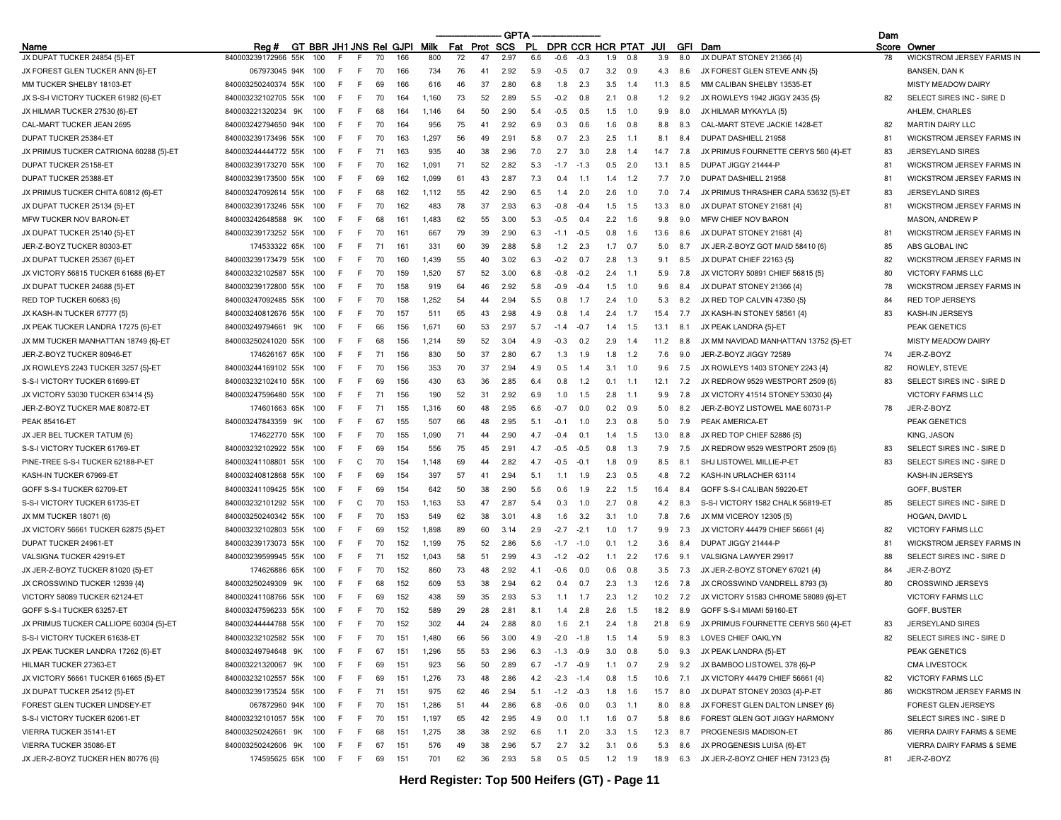| Name | Reg # | GT | BBR | JH1 | JNS | Rel | GJPI | Milk | Fat | Prot | SCS | PL | DPR | CCR | HCR | PTAT | JUI | GFI | Dam | Dam Score | Owner |
|---|---|---|---|---|---|---|---|---|---|---|---|---|---|---|---|---|---|---|---|---|---|
| JX DUPAT TUCKER 24854 {5}-ET | 840003239172966 | 55K | 100 | F | F | 70 | 166 | 800 | 72 | 47 | 2.97 | 6.6 | -0.6 | -0.3 | 1.9 | 0.8 | 3.9 | 8.0 | JX DUPAT STONEY 21366 {4} | 78 | WICKSTROM JERSEY FARMS IN |
| JX FOREST GLEN TUCKER ANN {6}-ET | 067973045 | 94K | 100 | F | F | 70 | 166 | 734 | 76 | 41 | 2.92 | 5.9 | -0.5 | 0.7 | 3.2 | 0.9 | 4.3 | 8.6 | JX FOREST GLEN STEVE ANN {5} | | BANSEN, DAN K |
| MM TUCKER SHELBY 18103-ET | 840003250240374 | 55K | 100 | F | F | 69 | 166 | 616 | 46 | 37 | 2.80 | 6.8 | 1.8 | 2.3 | 3.5 | 1.4 | 11.3 | 8.5 | MM CALIBAN SHELBY 13535-ET | | MISTY MEADOW DAIRY |
| JX S-S-I VICTORY TUCKER 61982 {6}-ET | 840003232102705 | 55K | 100 | F | F | 70 | 164 | 1,160 | 73 | 52 | 2.89 | 5.5 | -0.2 | 0.8 | 2.1 | 0.8 | 1.2 | 9.2 | JX ROWLEYS 1942 JIGGY 2435 {5} | 82 | SELECT SIRES INC - SIRE D |
| JX HILMAR TUCKER 27530 {6}-ET | 840003221320234 | 9K | 100 | F | F | 68 | 164 | 1,146 | 64 | 50 | 2.90 | 5.4 | -0.5 | 0.5 | 1.5 | 1.0 | 9.9 | 8.0 | JX HILMAR MYKAYLA {5} | | AHLEM, CHARLES |
| CAL-MART TUCKER JEAN 2695 | 840003242794650 | 94K | 100 | F | F | 70 | 164 | 956 | 75 | 41 | 2.92 | 6.9 | 0.3 | 0.6 | 1.6 | 0.8 | 8.8 | 8.3 | CAL-MART STEVE JACKIE 1428-ET | 82 | MARTIN DAIRY LLC |
| DUPAT TUCKER 25384-ET | 840003239173496 | 55K | 100 | F | F | 70 | 163 | 1,297 | 56 | 49 | 2.91 | 5.8 | 0.7 | 2.3 | 2.5 | 1.1 | 8.1 | 8.4 | DUPAT DASHIELL 21958 | 81 | WICKSTROM JERSEY FARMS IN |
| JX PRIMUS TUCKER CATRIONA 60288 {5}-ET | 840003244444772 | 55K | 100 | F | F | 71 | 163 | 935 | 40 | 38 | 2.96 | 7.0 | 2.7 | 3.0 | 2.8 | 1.4 | 14.7 | 7.8 | JX PRIMUS FOURNETTE CERYS 560 {4}-ET | 83 | JERSEYLAND SIRES |
| DUPAT TUCKER 25158-ET | 840003239173270 | 55K | 100 | F | F | 70 | 162 | 1,091 | 71 | 52 | 2.82 | 5.3 | -1.7 | -1.3 | 0.5 | 2.0 | 13.1 | 8.5 | DUPAT JIGGY 21444-P | 81 | WICKSTROM JERSEY FARMS IN |
| DUPAT TUCKER 25388-ET | 840003239173500 | 55K | 100 | F | F | 69 | 162 | 1,099 | 61 | 43 | 2.87 | 7.3 | 0.4 | 1.1 | 1.4 | 1.2 | 7.7 | 7.0 | DUPAT DASHIELL 21958 | 81 | WICKSTROM JERSEY FARMS IN |
| JX PRIMUS TUCKER CHITA 60812 {6}-ET | 840003247092614 | 55K | 100 | F | F | 68 | 162 | 1,112 | 55 | 42 | 2.90 | 6.5 | 1.4 | 2.0 | 2.6 | 1.0 | 7.0 | 7.4 | JX PRIMUS THRASHER CARA 53632 {5}-ET | 83 | JERSEYLAND SIRES |
| JX DUPAT TUCKER 25134 {5}-ET | 840003239173246 | 55K | 100 | F | F | 70 | 162 | 483 | 78 | 37 | 2.93 | 6.3 | -0.8 | -0.4 | 1.5 | 1.5 | 13.3 | 8.0 | JX DUPAT STONEY 21681 {4} | 81 | WICKSTROM JERSEY FARMS IN |
| MFW TUCKER NOV BARON-ET | 840003242648588 | 9K | 100 | F | F | 68 | 161 | 1,483 | 62 | 55 | 3.00 | 5.3 | -0.5 | 0.4 | 2.2 | 1.6 | 9.8 | 9.0 | MFW CHIEF NOV BARON | | MASON, ANDREW P |
| JX DUPAT TUCKER 25140 {5}-ET | 840003239173252 | 55K | 100 | F | F | 70 | 161 | 667 | 79 | 39 | 2.90 | 6.3 | -1.1 | -0.5 | 0.8 | 1.6 | 13.6 | 8.6 | JX DUPAT STONEY 21681 {4} | 81 | WICKSTROM JERSEY FARMS IN |
| JER-Z-BOYZ TUCKER 80303-ET | 174533322 | 65K | 100 | F | F | 71 | 161 | 331 | 60 | 39 | 2.88 | 5.8 | 1.2 | 2.3 | 1.7 | 0.7 | 5.0 | 8.7 | JX JER-Z-BOYZ GOT MAID 58410 {6} | 85 | ABS GLOBAL INC |
| JX DUPAT TUCKER 25367 {6}-ET | 840003239173479 | 55K | 100 | F | F | 70 | 160 | 1,439 | 55 | 40 | 3.02 | 6.3 | -0.2 | 0.7 | 2.8 | 1.3 | 9.1 | 8.5 | JX DUPAT CHIEF 22163 {5} | 82 | WICKSTROM JERSEY FARMS IN |
| JX VICTORY 56815 TUCKER 61688 {6}-ET | 840003232102587 | 55K | 100 | F | F | 70 | 159 | 1,520 | 57 | 52 | 3.00 | 6.8 | -0.8 | -0.2 | 2.4 | 1.1 | 5.9 | 7.8 | JX VICTORY 50891 CHIEF 56815 {5} | 80 | VICTORY FARMS LLC |
| JX DUPAT TUCKER 24688 {5}-ET | 840003239172800 | 55K | 100 | F | F | 70 | 158 | 919 | 64 | 46 | 2.92 | 5.8 | -0.9 | -0.4 | 1.5 | 1.0 | 9.6 | 8.4 | JX DUPAT STONEY 21366 {4} | 78 | WICKSTROM JERSEY FARMS IN |
| RED TOP TUCKER 60683 {6} | 840003247092485 | 55K | 100 | F | F | 70 | 158 | 1,252 | 54 | 44 | 2.94 | 5.5 | 0.8 | 1.7 | 2.4 | 1.0 | 5.3 | 8.2 | JX RED TOP CALVIN 47350 {5} | 84 | RED TOP JERSEYS |
| JX KASH-IN TUCKER 67777 {5} | 840003240812676 | 55K | 100 | F | F | 70 | 157 | 511 | 65 | 43 | 2.98 | 4.9 | 0.8 | 1.4 | 2.4 | 1.7 | 15.4 | 7.7 | JX KASH-IN STONEY 58561 {4} | 83 | KASH-IN JERSEYS |
| JX PEAK TUCKER LANDRA 17275 {6}-ET | 840003249794661 | 9K | 100 | F | F | 66 | 156 | 1,671 | 60 | 53 | 2.97 | 5.7 | -1.4 | -0.7 | 1.4 | 1.5 | 13.1 | 8.1 | JX PEAK LANDRA {5}-ET | | PEAK GENETICS |
| JX MM TUCKER MANHATTAN 18749 {6}-ET | 840003250241020 | 55K | 100 | F | F | 68 | 156 | 1,214 | 59 | 52 | 3.04 | 4.9 | -0.3 | 0.2 | 2.9 | 1.4 | 11.2 | 8.8 | JX MM NAVIDAD MANHATTAN 13752 {5}-ET | | MISTY MEADOW DAIRY |
| JER-Z-BOYZ TUCKER 80946-ET | 174626167 | 65K | 100 | F | F | 71 | 156 | 830 | 50 | 37 | 2.80 | 6.7 | 1.3 | 1.9 | 1.8 | 1.2 | 7.6 | 9.0 | JER-Z-BOYZ JIGGY 72589 | 74 | JER-Z-BOYZ |
| JX ROWLEYS 2243 TUCKER 3257 {5}-ET | 840003244169102 | 55K | 100 | F | F | 70 | 156 | 353 | 70 | 37 | 2.94 | 4.9 | 0.5 | 1.4 | 3.1 | 1.0 | 9.6 | 7.5 | JX ROWLEYS 1403 STONEY 2243 {4} | 82 | ROWLEY, STEVE |
| S-S-I VICTORY TUCKER 61699-ET | 840003232102410 | 55K | 100 | F | F | 69 | 156 | 430 | 63 | 36 | 2.85 | 6.4 | 0.8 | 1.2 | 0.1 | 1.1 | 12.1 | 7.2 | JX REDROW 9529 WESTPORT 2509 {6} | 83 | SELECT SIRES INC - SIRE D |
| JX VICTORY 53030 TUCKER 63414 {5} | 840003247596480 | 55K | 100 | F | F | 71 | 156 | 190 | 52 | 31 | 2.92 | 6.9 | 1.0 | 1.5 | 2.8 | 1.1 | 9.9 | 7.8 | JX VICTORY 41514 STONEY 53030 {4} | | VICTORY FARMS LLC |
| JER-Z-BOYZ TUCKER MAE 80872-ET | 174601663 | 65K | 100 | F | F | 71 | 155 | 1,316 | 60 | 48 | 2.95 | 6.6 | -0.7 | 0.0 | 0.2 | 0.9 | 5.0 | 8.2 | JER-Z-BOYZ LISTOWEL MAE 60731-P | 78 | JER-Z-BOYZ |
| PEAK 85416-ET | 840003247843359 | 9K | 100 | F | F | 67 | 155 | 507 | 66 | 48 | 2.95 | 5.1 | -0.1 | 1.0 | 2.3 | 0.8 | 5.0 | 7.9 | PEAK AMERICA-ET | | PEAK GENETICS |
| JX JER BEL TUCKER TATUM {6} | 174622770 | 55K | 100 | F | F | 70 | 155 | 1,090 | 71 | 44 | 2.90 | 4.7 | -0.4 | 0.1 | 1.4 | 1.5 | 13.0 | 8.8 | JX RED TOP CHIEF 52886 {5} | | KING, JASON |
| S-S-I VICTORY TUCKER 61769-ET | 840003232102922 | 55K | 100 | F | F | 69 | 154 | 556 | 75 | 45 | 2.91 | 4.7 | -0.5 | -0.5 | 0.8 | 1.3 | 7.9 | 7.5 | JX REDROW 9529 WESTPORT 2509 {6} | 83 | SELECT SIRES INC - SIRE D |
| PINE-TREE S-S-I TUCKER 62188-P-ET | 840003241108801 | 55K | 100 | F | C | 70 | 154 | 1,148 | 69 | 44 | 2.82 | 4.7 | -0.5 | -0.1 | 1.8 | 0.9 | 8.5 | 8.1 | SHJ LISTOWEL MILLIE-P-ET | 83 | SELECT SIRES INC - SIRE D |
| KASH-IN TUCKER 67969-ET | 840003240812868 | 55K | 100 | F | F | 69 | 154 | 397 | 57 | 41 | 2.94 | 5.1 | 1.1 | 1.9 | 2.3 | 0.5 | 4.8 | 7.2 | KASH-IN URLACHER 63114 | | KASH-IN JERSEYS |
| GOFF S-S-I TUCKER 62709-ET | 840003241109425 | 55K | 100 | F | F | 69 | 154 | 642 | 50 | 38 | 2.90 | 5.6 | 0.6 | 1.9 | 2.2 | 1.5 | 16.4 | 8.4 | GOFF S-S-I CALIBAN 59220-ET | | GOFF, BUSTER |
| S-S-I VICTORY TUCKER 61735-ET | 840003232101292 | 55K | 100 | F | C | 70 | 153 | 1,163 | 53 | 47 | 2.87 | 5.4 | 0.3 | 1.0 | 2.7 | 0.8 | 4.2 | 8.3 | S-S-I VICTORY 1582 CHALK 56819-ET | 85 | SELECT SIRES INC - SIRE D |
| JX MM TUCKER 18071 {6} | 840003250240342 | 55K | 100 | F | F | 70 | 153 | 549 | 62 | 38 | 3.01 | 4.8 | 1.6 | 3.2 | 3.1 | 1.0 | 7.8 | 7.6 | JX MM VICEROY 12305 {5} | | HOGAN, DAVID L |
| JX VICTORY 56661 TUCKER 62875 {5}-ET | 840003232102803 | 55K | 100 | F | F | 69 | 152 | 1,898 | 89 | 60 | 3.14 | 2.9 | -2.7 | -2.1 | 1.0 | 1.7 | 9.9 | 7.3 | JX VICTORY 44479 CHIEF 56661 {4} | 82 | VICTORY FARMS LLC |
| DUPAT TUCKER 24961-ET | 840003239173073 | 55K | 100 | F | F | 70 | 152 | 1,199 | 75 | 52 | 2.86 | 5.6 | -1.7 | -1.0 | 0.1 | 1.2 | 3.6 | 8.4 | DUPAT JIGGY 21444-P | 81 | WICKSTROM JERSEY FARMS IN |
| VALSIGNA TUCKER 42919-ET | 840003239599945 | 55K | 100 | F | F | 71 | 152 | 1,043 | 58 | 51 | 2.99 | 4.3 | -1.2 | -0.2 | 1.1 | 2.2 | 17.6 | 9.1 | VALSIGNA LAWYER 29917 | 88 | SELECT SIRES INC - SIRE D |
| JX JER-Z-BOYZ TUCKER 81020 {5}-ET | 174626886 | 65K | 100 | F | F | 70 | 152 | 860 | 73 | 48 | 2.92 | 4.1 | -0.6 | 0.0 | 0.6 | 0.8 | 3.5 | 7.3 | JX JER-Z-BOYZ STONEY 67021 {4} | 84 | JER-Z-BOYZ |
| JX CROSSWIND TUCKER 12939 {4} | 840003250249309 | 9K | 100 | F | F | 68 | 152 | 609 | 53 | 38 | 2.94 | 6.2 | 0.4 | 0.7 | 2.3 | 1.3 | 12.6 | 7.8 | JX CROSSWIND VANDRELL 8793 {3} | 80 | CROSSWIND JERSEYS |
| VICTORY 58089 TUCKER 62124-ET | 840003241108766 | 55K | 100 | F | F | 69 | 152 | 438 | 59 | 35 | 2.93 | 5.3 | 1.1 | 1.7 | 2.3 | 1.2 | 10.2 | 7.2 | JX VICTORY 51583 CHROME 58089 {6}-ET | | VICTORY FARMS LLC |
| GOFF S-S-I TUCKER 63257-ET | 840003247596233 | 55K | 100 | F | F | 70 | 152 | 589 | 29 | 28 | 2.81 | 8.1 | 1.4 | 2.8 | 2.6 | 1.5 | 18.2 | 8.9 | GOFF S-S-I MIAMI 59160-ET | | GOFF, BUSTER |
| JX PRIMUS TUCKER CALLIOPE 60304 {5}-ET | 840003244444788 | 55K | 100 | F | F | 70 | 152 | 302 | 44 | 24 | 2.88 | 8.0 | 1.6 | 2.1 | 2.4 | 1.8 | 21.8 | 6.9 | JX PRIMUS FOURNETTE CERYS 560 {4}-ET | 83 | JERSEYLAND SIRES |
| S-S-I VICTORY TUCKER 61638-ET | 840003232102582 | 55K | 100 | F | F | 70 | 151 | 1,480 | 66 | 56 | 3.00 | 4.9 | -2.0 | -1.8 | 1.5 | 1.4 | 5.9 | 8.3 | LOVES CHIEF OAKLYN | 82 | SELECT SIRES INC - SIRE D |
| JX PEAK TUCKER LANDRA 17262 {6}-ET | 840003249794648 | 9K | 100 | F | F | 67 | 151 | 1,296 | 55 | 53 | 2.96 | 6.3 | -1.3 | -0.9 | 3.0 | 0.8 | 5.0 | 9.3 | JX PEAK LANDRA {5}-ET | | PEAK GENETICS |
| HILMAR TUCKER 27363-ET | 840003221320067 | 9K | 100 | F | F | 69 | 151 | 923 | 56 | 50 | 2.89 | 6.7 | -1.7 | -0.9 | 1.1 | 0.7 | 2.9 | 9.2 | JX BAMBOO LISTOWEL 378 {6}-P | | CMA LIVESTOCK |
| JX VICTORY 56661 TUCKER 61665 {5}-ET | 840003232102557 | 55K | 100 | F | F | 69 | 151 | 1,276 | 73 | 48 | 2.86 | 4.2 | -2.3 | -1.4 | 0.8 | 1.5 | 10.6 | 7.1 | JX VICTORY 44479 CHIEF 56661 {4} | 82 | VICTORY FARMS LLC |
| JX DUPAT TUCKER 25412 {5}-ET | 840003239173524 | 55K | 100 | F | F | 71 | 151 | 975 | 62 | 46 | 2.94 | 5.1 | -1.2 | -0.3 | 1.8 | 1.6 | 15.7 | 8.0 | JX DUPAT STONEY 20303 {4}-P-ET | 86 | WICKSTROM JERSEY FARMS IN |
| FOREST GLEN TUCKER LINDSEY-ET | 067872960 | 94K | 100 | F | F | 70 | 151 | 1,286 | 51 | 44 | 2.86 | 6.8 | -0.6 | 0.0 | 0.3 | 1.1 | 8.0 | 8.8 | JX FOREST GLEN DALTON LINSEY {6} | | FOREST GLEN JERSEYS |
| S-S-I VICTORY TUCKER 62061-ET | 840003232101057 | 55K | 100 | F | F | 70 | 151 | 1,197 | 65 | 42 | 2.95 | 4.9 | 0.0 | 1.1 | 1.6 | 0.7 | 5.8 | 8.6 | FOREST GLEN GOT JIGGY HARMONY | | SELECT SIRES INC - SIRE D |
| VIERRA TUCKER 35141-ET | 840003250242661 | 9K | 100 | F | F | 68 | 151 | 1,275 | 38 | 38 | 2.92 | 6.6 | 1.1 | 2.0 | 3.3 | 1.5 | 12.3 | 8.7 | PROGENESIS MADISON-ET | 86 | VIERRA DAIRY FARMS & SEME |
| VIERRA TUCKER 35086-ET | 840003250242606 | 9K | 100 | F | F | 67 | 151 | 576 | 49 | 38 | 2.96 | 5.7 | 2.7 | 3.2 | 3.1 | 0.6 | 5.3 | 8.6 | JX PROGENESIS LUISA {6}-ET | | VIERRA DAIRY FARMS & SEME |
| JX JER-Z-BOYZ TUCKER HEN 80776 {6} | 174595625 | 65K | 100 | F | F | 69 | 151 | 701 | 62 | 36 | 2.93 | 5.8 | 0.5 | 0.5 | 1.2 | 1.9 | 18.9 | 6.3 | JX JER-Z-BOYZ CHIEF HEN 73123 {5} | 81 | JER-Z-BOYZ |

**Herd Register: Top 500 Heifers (GT) - Page 11**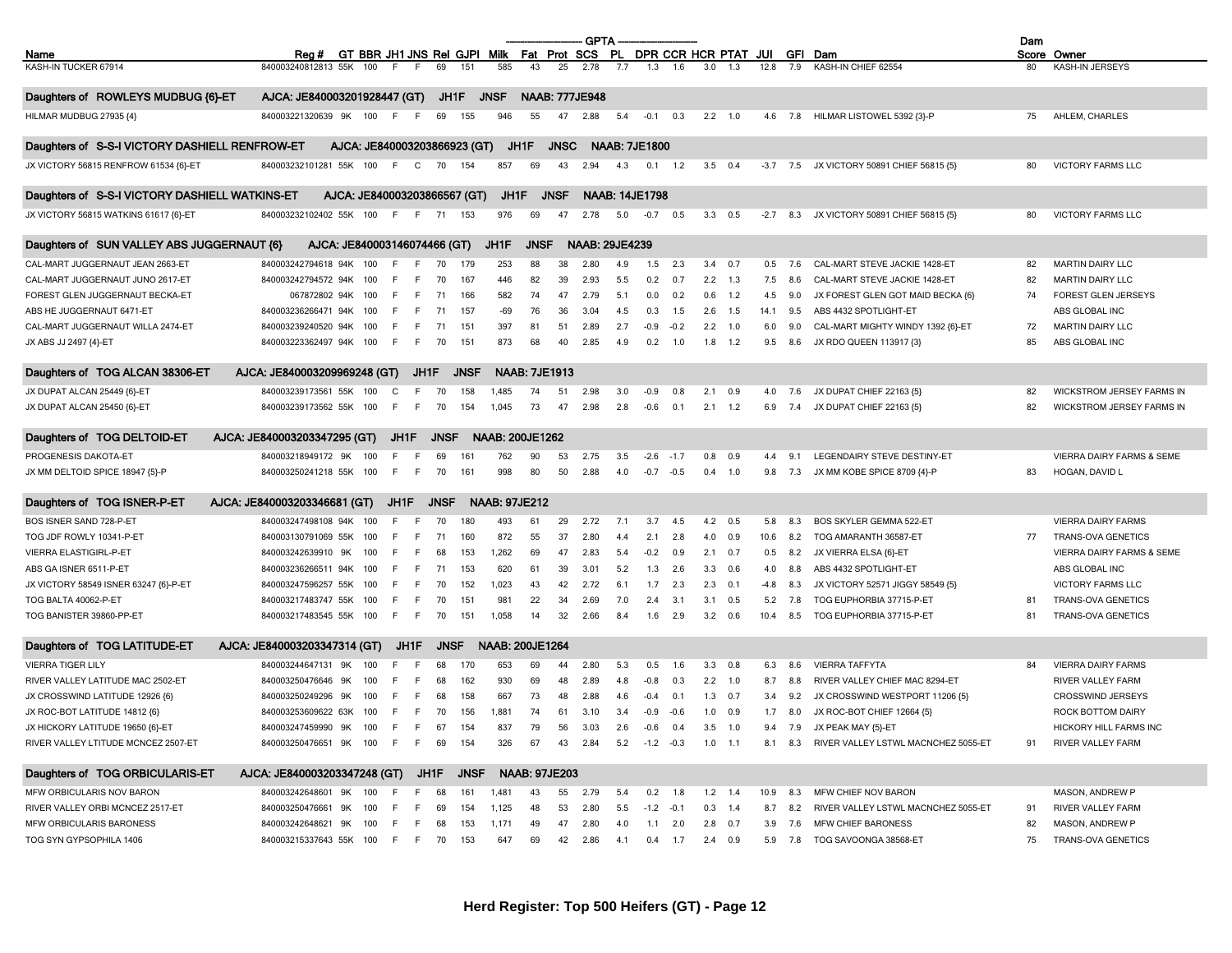| Name | Reg # | GT | BBR | JH1 | JNS | Rel | GJPI | Milk | Fat | Prot | SCS | PL | DPR | CCR | HCR | PTAT | JUI | GFI | Dam | Dam Score | Owner |
|---|---|---|---|---|---|---|---|---|---|---|---|---|---|---|---|---|---|---|---|---|---|
| KASH-IN TUCKER 67914 | 840003240812813 | 55K | 100 | F | F | 69 | 151 | 585 | 43 | 25 | 2.78 | 7.7 | 1.3 | 1.6 | 3.0 | 1.3 | 12.8 | 7.9 | KASH-IN CHIEF 62554 | 80 | KASH-IN JERSEYS |
| **Daughters of ROWLEYS MUDBUG {6}-ET** | **AJCA: JE840003201928447 (GT)** | **JH1F** | **JNSF** | **NAAB: 777JE948** | | | | | | | | | | | | | | | | | |
| HILMAR MUDBUG 27935 {4} | 840003221320639 | 9K | 100 | F | F | 69 | 155 | 946 | 55 | 47 | 2.88 | 5.4 | -0.1 | 0.3 | 2.2 | 1.0 | 4.6 | 7.8 | HILMAR LISTOWEL 5392 {3}-P | 75 | AHLEM, CHARLES |
| **Daughters of S-S-I VICTORY DASHIELL RENFROW-ET** | **AJCA: JE840003203866923 (GT)** | **JH1F** | **JNSC** | **NAAB: 7JE1800** | | | | | | | | | | | | | | | | | |
| JX VICTORY 56815 RENFROW 61534 {6}-ET | 840003232101281 | 55K | 100 | F | C | 70 | 154 | 857 | 69 | 43 | 2.94 | 4.3 | 0.1 | 1.2 | 3.5 | 0.4 | -3.7 | 7.5 | JX VICTORY 50891 CHIEF 56815 {5} | 80 | VICTORY FARMS LLC |
| **Daughters of S-S-I VICTORY DASHIELL WATKINS-ET** | **AJCA: JE840003203866567 (GT)** | **JH1F** | **JNSF** | **NAAB: 14JE1798** | | | | | | | | | | | | | | | | | |
| JX VICTORY 56815 WATKINS 61617 {6}-ET | 840003232102402 | 55K | 100 | F | F | 71 | 153 | 976 | 69 | 47 | 2.78 | 5.0 | -0.7 | 0.5 | 3.3 | 0.5 | -2.7 | 8.3 | JX VICTORY 50891 CHIEF 56815 {5} | 80 | VICTORY FARMS LLC |
| **Daughters of SUN VALLEY ABS JUGGERNAUT {6}** | **AJCA: JE840003146074466 (GT)** | **JH1F** | **JNSF** | **NAAB: 29JE4239** | | | | | | | | | | | | | | | | | |
| CAL-MART JUGGERNAUT JEAN 2663-ET | 840003242794618 | 94K | 100 | F | F | 70 | 179 | 253 | 88 | 38 | 2.80 | 4.9 | 1.5 | 2.3 | 3.4 | 0.7 | 0.5 | 7.6 | CAL-MART STEVE JACKIE 1428-ET | 82 | MARTIN DAIRY LLC |
| CAL-MART JUGGERNAUT JUNO 2617-ET | 840003242794572 | 94K | 100 | F | F | 70 | 167 | 446 | 82 | 39 | 2.93 | 5.5 | 0.2 | 0.7 | 2.2 | 1.3 | 7.5 | 8.6 | CAL-MART STEVE JACKIE 1428-ET | 82 | MARTIN DAIRY LLC |
| FOREST GLEN JUGGERNAUT BECKA-ET | 067872802 | 94K | 100 | F | F | 71 | 166 | 582 | 74 | 47 | 2.79 | 5.1 | 0.0 | 0.2 | 0.6 | 1.2 | 4.5 | 9.0 | JX FOREST GLEN GOT MAID BECKA {6} | 74 | FOREST GLEN JERSEYS |
| ABS HE JUGGERNAUT 6471-ET | 840003236266471 | 94K | 100 | F | F | 71 | 157 | -69 | 76 | 36 | 3.04 | 4.5 | 0.3 | 1.5 | 2.6 | 1.5 | 14.1 | 9.5 | ABS 4432 SPOTLIGHT-ET | | ABS GLOBAL INC |
| CAL-MART JUGGERNAUT WILLA 2474-ET | 840003239240520 | 94K | 100 | F | F | 71 | 151 | 397 | 81 | 51 | 2.89 | 2.7 | -0.9 | -0.2 | 2.2 | 1.0 | 6.0 | 9.0 | CAL-MART MIGHTY WINDY 1392 {6}-ET | 72 | MARTIN DAIRY LLC |
| JX ABS JJ 2497 {4}-ET | 840003223362497 | 94K | 100 | F | F | 70 | 151 | 873 | 68 | 40 | 2.85 | 4.9 | 0.2 | 1.0 | 1.8 | 1.2 | 9.5 | 8.6 | JX RDO QUEEN 113917 {3} | 85 | ABS GLOBAL INC |
| **Daughters of TOG ALCAN 38306-ET** | **AJCA: JE840003209969248 (GT)** | **JH1F** | **JNSF** | **NAAB: 7JE1913** | | | | | | | | | | | | | | | | | |
| JX DUPAT ALCAN 25449 {6}-ET | 840003239173561 | 55K | 100 | C | F | 70 | 158 | 1,485 | 74 | 51 | 2.98 | 3.0 | -0.9 | 0.8 | 2.1 | 0.9 | 4.0 | 7.6 | JX DUPAT CHIEF 22163 {5} | 82 | WICKSTROM JERSEY FARMS IN |
| JX DUPAT ALCAN 25450 {6}-ET | 840003239173562 | 55K | 100 | F | F | 70 | 154 | 1,045 | 73 | 47 | 2.98 | 2.8 | -0.6 | 0.1 | 2.1 | 1.2 | 6.9 | 7.4 | JX DUPAT CHIEF 22163 {5} | 82 | WICKSTROM JERSEY FARMS IN |
| **Daughters of TOG DELTOID-ET** | **AJCA: JE840003203347295 (GT)** | **JH1F** | **JNSF** | **NAAB: 200JE1262** | | | | | | | | | | | | | | | | | |
| PROGENESIS DAKOTA-ET | 840003218949172 | 9K | 100 | F | F | 69 | 161 | 762 | 90 | 53 | 2.75 | 3.5 | -2.6 | -1.7 | 0.8 | 0.9 | 4.4 | 9.1 | LEGENDAIRY STEVE DESTINY-ET | | VIERRA DAIRY FARMS & SEME |
| JX MM DELTOID SPICE 18947 {5}-P | 840003250241218 | 55K | 100 | F | F | 70 | 161 | 998 | 80 | 50 | 2.88 | 4.0 | -0.7 | -0.5 | 0.4 | 1.0 | 9.8 | 7.3 | JX MM KOBE SPICE 8709 {4}-P | 83 | HOGAN, DAVID L |
| **Daughters of TOG ISNER-P-ET** | **AJCA: JE840003203346681 (GT)** | **JH1F** | **JNSF** | **NAAB: 97JE212** | | | | | | | | | | | | | | | | | |
| BOS ISNER SAND 728-P-ET | 840003247498108 | 94K | 100 | F | F | 70 | 180 | 493 | 61 | 29 | 2.72 | 7.1 | 3.7 | 4.5 | 4.2 | 0.5 | 5.8 | 8.3 | BOS SKYLER GEMMA 522-ET | | VIERRA DAIRY FARMS |
| TOG JDF ROWLY 10341-P-ET | 840003130791069 | 55K | 100 | F | F | 71 | 160 | 872 | 55 | 37 | 2.80 | 4.4 | 2.1 | 2.8 | 4.0 | 0.9 | 10.6 | 8.2 | TOG AMARANTH 36587-ET | 77 | TRANS-OVA GENETICS |
| VIERRA ELASTIGIRL-P-ET | 840003242639910 | 9K | 100 | F | F | 68 | 153 | 1,262 | 69 | 47 | 2.83 | 5.4 | -0.2 | 0.9 | 2.1 | 0.7 | 0.5 | 8.2 | JX VIERRA ELSA {6}-ET | | VIERRA DAIRY FARMS & SEME |
| ABS GA ISNER 6511-P-ET | 840003236266511 | 94K | 100 | F | F | 71 | 153 | 620 | 61 | 39 | 3.01 | 5.2 | 1.3 | 2.6 | 3.3 | 0.6 | 4.0 | 8.8 | ABS 4432 SPOTLIGHT-ET | | ABS GLOBAL INC |
| JX VICTORY 58549 ISNER 63247 {6}-P-ET | 840003247596257 | 55K | 100 | F | F | 70 | 152 | 1,023 | 43 | 42 | 2.72 | 6.1 | 1.7 | 2.3 | 2.3 | 0.1 | -4.8 | 8.3 | JX VICTORY 52571 JIGGY 58549 {5} | | VICTORY FARMS LLC |
| TOG BALTA 40062-P-ET | 840003217483747 | 55K | 100 | F | F | 70 | 151 | 981 | 22 | 34 | 2.69 | 7.0 | 2.4 | 3.1 | 3.1 | 0.5 | 5.2 | 7.8 | TOG EUPHORBIA 37715-P-ET | 81 | TRANS-OVA GENETICS |
| TOG BANISTER 39860-PP-ET | 840003217483545 | 55K | 100 | F | F | 70 | 151 | 1,058 | 14 | 32 | 2.66 | 8.4 | 1.6 | 2.9 | 3.2 | 0.6 | 10.4 | 8.5 | TOG EUPHORBIA 37715-P-ET | 81 | TRANS-OVA GENETICS |
| **Daughters of TOG LATITUDE-ET** | **AJCA: JE840003203347314 (GT)** | **JH1F** | **JNSF** | **NAAB: 200JE1264** | | | | | | | | | | | | | | | | | |
| VIERRA TIGER LILY | 840003244647131 | 9K | 100 | F | F | 68 | 170 | 653 | 69 | 44 | 2.80 | 5.3 | 0.5 | 1.6 | 3.3 | 0.8 | 6.3 | 8.6 | VIERRA TAFFYTA | 84 | VIERRA DAIRY FARMS |
| RIVER VALLEY LATITUDE MAC 2502-ET | 840003250476646 | 9K | 100 | F | F | 68 | 162 | 930 | 69 | 48 | 2.89 | 4.8 | -0.8 | 0.3 | 2.2 | 1.0 | 8.7 | 8.8 | RIVER VALLEY CHIEF MAC 8294-ET | | RIVER VALLEY FARM |
| JX CROSSWIND LATITUDE 12926 {6} | 840003250249296 | 9K | 100 | F | F | 68 | 158 | 667 | 73 | 48 | 2.88 | 4.6 | -0.4 | 0.1 | 1.3 | 0.7 | 3.4 | 9.2 | JX CROSSWIND WESTPORT 11206 {5} | | CROSSWIND JERSEYS |
| JX ROC-BOT LATITUDE 14812 {6} | 840003253609622 | 63K | 100 | F | F | 70 | 156 | 1,881 | 74 | 61 | 3.10 | 3.4 | -0.9 | -0.6 | 1.0 | 0.9 | 1.7 | 8.0 | JX ROC-BOT CHIEF 12664 {5} | | ROCK BOTTOM DAIRY |
| JX HICKORY LATITUDE 19650 {6}-ET | 840003247459990 | 9K | 100 | F | F | 67 | 154 | 837 | 79 | 56 | 3.03 | 2.6 | -0.6 | 0.4 | 3.5 | 1.0 | 9.4 | 7.9 | JX PEAK MAY {5}-ET | | HICKORY HILL FARMS INC |
| RIVER VALLEY LTITUDE MCNCEZ 2507-ET | 840003250476651 | 9K | 100 | F | F | 69 | 154 | 326 | 67 | 43 | 2.84 | 5.2 | -1.2 | -0.3 | 1.0 | 1.1 | 8.1 | 8.3 | RIVER VALLEY LSTWL MACNCHEZ 5055-ET | 91 | RIVER VALLEY FARM |
| **Daughters of TOG ORBICULARIS-ET** | **AJCA: JE840003203347248 (GT)** | **JH1F** | **JNSF** | **NAAB: 97JE203** | | | | | | | | | | | | | | | | | |
| MFW ORBICULARIS NOV BARON | 840003242648601 | 9K | 100 | F | F | 68 | 161 | 1,481 | 43 | 55 | 2.79 | 5.4 | 0.2 | 1.8 | 1.2 | 1.4 | 10.9 | 8.3 | MFW CHIEF NOV BARON | | MASON, ANDREW P |
| RIVER VALLEY ORBI MCNCEZ 2517-ET | 840003250476661 | 9K | 100 | F | F | 69 | 154 | 1,125 | 48 | 53 | 2.80 | 5.5 | -1.2 | -0.1 | 0.3 | 1.4 | 8.7 | 8.2 | RIVER VALLEY LSTWL MACNCHEZ 5055-ET | 91 | RIVER VALLEY FARM |
| MFW ORBICULARIS BARONESS | 840003242648621 | 9K | 100 | F | F | 68 | 153 | 1,171 | 49 | 47 | 2.80 | 4.0 | 1.1 | 2.0 | 2.8 | 0.7 | 3.9 | 7.6 | MFW CHIEF BARONESS | 82 | MASON, ANDREW P |
| TOG SYN GYPSOPHILA 1406 | 840003215337643 | 55K | 100 | F | F | 70 | 153 | 647 | 69 | 42 | 2.86 | 4.1 | 0.4 | 1.7 | 2.4 | 0.9 | 5.9 | 7.8 | TOG SAVOONGA 38568-ET | 75 | TRANS-OVA GENETICS |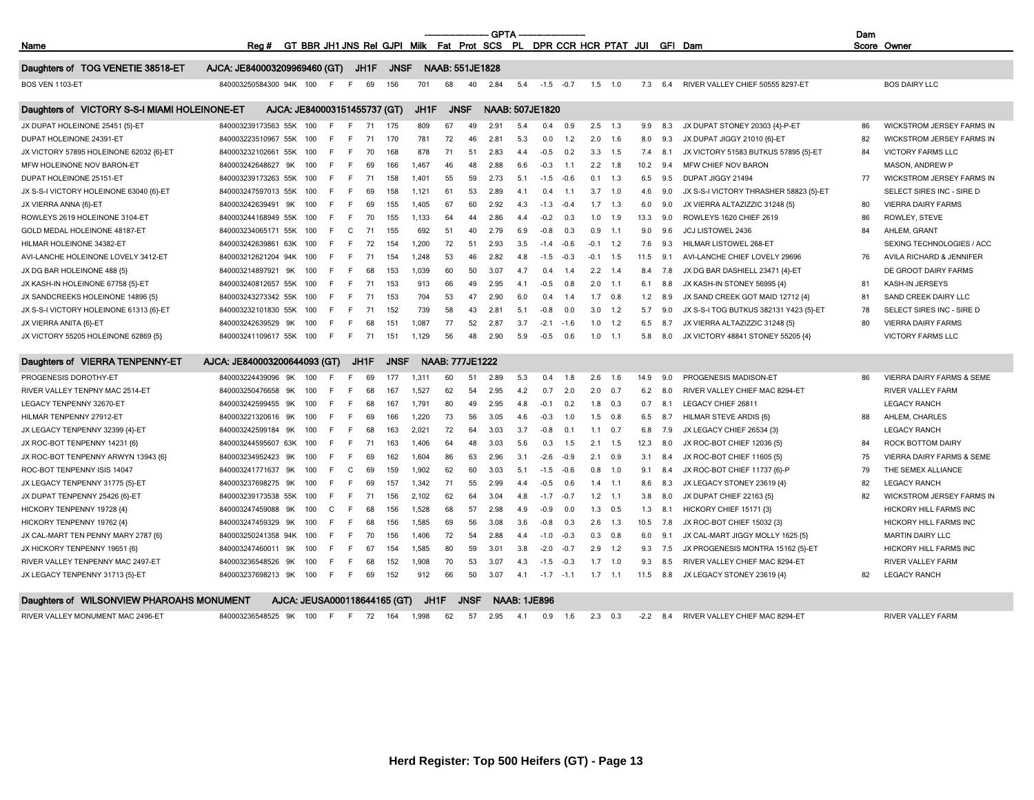| Name | Reg # | GT | BBR | JH1 | JNS | Rel | GJPI | Milk | Fat | Prot | SCS | PL | DPR | CCR | HCR | PTAT | JUI | GFI | Dam | Dam Score | Owner |
|---|---|---|---|---|---|---|---|---|---|---|---|---|---|---|---|---|---|---|---|---|---|
| **Daughters of TOG VENETIE 38518-ET** | **AJCA: JE840003209969460 (GT)** | | | **JH1F** | | **JNSF** | | **NAAB: 551JE1828** | | | | | | | | | | | | | |
| BOS VEN 1103-ET | 840003250584300 | 94K | 100 | F | F | 69 | 156 | 701 | 68 | 40 | 2.84 | 5.4 | -1.5 | -0.7 | 1.5 | 1.0 | 7.3 | 6.4 | RIVER VALLEY CHIEF 50555 8297-ET | | BOS DAIRY LLC |
| **Daughters of VICTORY S-S-I MIAMI HOLEINONE-ET** | **AJCA: JE840003151455737 (GT)** | | | **JH1F** | | **JNSF** | | **NAAB: 507JE1820** | | | | | | | | | | | | | |
| JX DUPAT HOLEINONE 25451 {5}-ET | 840003239173563 | 55K | 100 | F | F | 71 | 175 | 809 | 67 | 49 | 2.91 | 5.4 | 0.4 | 0.9 | 2.5 | 1.3 | 9.9 | 8.3 | JX DUPAT STONEY 20303 {4}-P-ET | 86 | WICKSTROM JERSEY FARMS IN |
| DUPAT HOLEINONE 24391-ET | 840003223510967 | 55K | 100 | F | F | 71 | 170 | 781 | 72 | 46 | 2.81 | 5.3 | 0.0 | 1.2 | 2.0 | 1.6 | 8.0 | 9.3 | JX DUPAT JIGGY 21010 {6}-ET | 82 | WICKSTROM JERSEY FARMS IN |
| JX VICTORY 57895 HOLEINONE 62032 {6}-ET | 840003232102661 | 55K | 100 | F | F | 70 | 168 | 878 | 71 | 51 | 2.83 | 4.4 | -0.5 | 0.2 | 3.3 | 1.5 | 7.4 | 8.1 | JX VICTORY 51583 BUTKUS 57895 {5}-ET | 84 | VICTORY FARMS LLC |
| MFW HOLEINONE NOV BARON-ET | 840003242648627 | 9K | 100 | F | F | 69 | 166 | 1,467 | 46 | 48 | 2.88 | 6.6 | -0.3 | 1.1 | 2.2 | 1.8 | 10.2 | 9.4 | MFW CHIEF NOV BARON | | MASON, ANDREW P |
| DUPAT HOLEINONE 25151-ET | 840003239173263 | 55K | 100 | F | F | 71 | 158 | 1,401 | 55 | 59 | 2.73 | 5.1 | -1.5 | -0.6 | 0.1 | 1.3 | 6.5 | 9.5 | DUPAT JIGGY 21494 | 77 | WICKSTROM JERSEY FARMS IN |
| JX S-S-I VICTORY HOLEINONE 63040 {6}-ET | 840003247597013 | 55K | 100 | F | F | 69 | 158 | 1,121 | 61 | 53 | 2.89 | 4.1 | 0.4 | 1.1 | 3.7 | 1.0 | 4.6 | 9.0 | JX S-S-I VICTORY THRASHER 58823 {5}-ET | | SELECT SIRES INC - SIRE D |
| JX VIERRA ANNA {6}-ET | 840003242639491 | 9K | 100 | F | F | 69 | 155 | 1,405 | 67 | 60 | 2.92 | 4.3 | -1.3 | -0.4 | 1.7 | 1.3 | 6.0 | 9.0 | JX VIERRA ALTAZIZZIC 31248 {5} | 80 | VIERRA DAIRY FARMS |
| ROWLEYS 2619 HOLEINONE 3104-ET | 840003244168949 | 55K | 100 | F | F | 70 | 155 | 1,133 | 64 | 44 | 2.86 | 4.4 | -0.2 | 0.3 | 1.0 | 1.9 | 13.3 | 9.0 | ROWLEYS 1620 CHIEF 2619 | 86 | ROWLEY, STEVE |
| GOLD MEDAL HOLEINONE 48187-ET | 840003234065171 | 55K | 100 | F | C | 71 | 155 | 692 | 51 | 40 | 2.79 | 6.9 | -0.8 | 0.3 | 0.9 | 1.1 | 9.0 | 9.6 | JCJ LISTOWEL 2436 | 84 | AHLEM, GRANT |
| HILMAR HOLEINONE 34382-ET | 840003242639861 | 63K | 100 | F | F | 72 | 154 | 1,200 | 72 | 51 | 2.93 | 3.5 | -1.4 | -0.6 | -0.1 | 1.2 | 7.6 | 9.3 | HILMAR LISTOWEL 268-ET | | SEXING TECHNOLOGIES / ACC |
| AVI-LANCHE HOLEINONE LOVELY 3412-ET | 840003212621204 | 94K | 100 | F | F | 71 | 154 | 1,248 | 53 | 46 | 2.82 | 4.8 | -1.5 | -0.3 | -0.1 | 1.5 | 11.5 | 9.1 | AVI-LANCHE CHIEF LOVELY 29696 | 76 | AVILA RICHARD & JENNIFER |
| JX DG BAR HOLEINONE 488 {5} | 840003214897921 | 9K | 100 | F | F | 68 | 153 | 1,039 | 60 | 50 | 3.07 | 4.7 | 0.4 | 1.4 | 2.2 | 1.4 | 8.4 | 7.8 | JX DG BAR DASHIELL 23471 {4}-ET | | DE GROOT DAIRY FARMS |
| JX KASH-IN HOLEINONE 67758 {5}-ET | 840003240812657 | 55K | 100 | F | F | 71 | 153 | 913 | 66 | 49 | 2.95 | 4.1 | -0.5 | 0.8 | 2.0 | 1.1 | 6.1 | 8.8 | JX KASH-IN STONEY 56995 {4} | 81 | KASH-IN JERSEYS |
| JX SANDCREEKS HOLEINONE 14896 {5} | 840003247273342 | 55K | 100 | F | F | 71 | 153 | 704 | 53 | 47 | 2.90 | 6.0 | 0.4 | 1.4 | 1.7 | 0.8 | 1.2 | 8.9 | JX SAND CREEK GOT MAID 12712 {4} | 81 | SAND CREEK DAIRY LLC |
| JX S-S-I VICTORY HOLEINONE 61313 {6}-ET | 840003232101830 | 55K | 100 | F | F | 71 | 152 | 739 | 58 | 43 | 2.81 | 5.1 | -0.8 | 0.0 | 3.0 | 1.2 | 5.7 | 9.0 | JX S-S-I TOG BUTKUS 382131 Y423 {5}-ET | 78 | SELECT SIRES INC - SIRE D |
| JX VIERRA ANITA {6}-ET | 840003242639529 | 9K | 100 | F | F | 68 | 151 | 1,087 | 77 | 52 | 2.87 | 3.7 | -2.1 | -1.6 | 1.0 | 1.2 | 6.5 | 8.7 | JX VIERRA ALTAZIZZIC 31248 {5} | 80 | VIERRA DAIRY FARMS |
| JX VICTORY 55205 HOLEINONE 62869 {5} | 840003241109617 | 55K | 100 | F | F | 71 | 151 | 1,129 | 56 | 48 | 2.90 | 5.9 | -0.5 | 0.6 | 1.0 | 1.1 | 5.8 | 8.0 | JX VICTORY 48841 STONEY 55205 {4} | | VICTORY FARMS LLC |
| **Daughters of VIERRA TENPENNY-ET** | **AJCA: JE840003200644093 (GT)** | | | **JH1F** | | **JNSF** | | **NAAB: 777JE1222** | | | | | | | | | | | | | |
| PROGENESIS DOROTHY-ET | 840003224439096 | 9K | 100 | F | F | 69 | 177 | 1,311 | 60 | 51 | 2.89 | 5.3 | 0.4 | 1.8 | 2.6 | 1.6 | 14.9 | 9.0 | PROGENESIS MADISON-ET | 86 | VIERRA DAIRY FARMS & SEME |
| RIVER VALLEY TENPNY MAC 2514-ET | 840003250476658 | 9K | 100 | F | F | 68 | 167 | 1,527 | 62 | 54 | 2.95 | 4.2 | 0.7 | 2.0 | 2.0 | 0.7 | 6.2 | 8.0 | RIVER VALLEY CHIEF MAC 8294-ET | | RIVER VALLEY FARM |
| LEGACY TENPENNY 32670-ET | 840003242599455 | 9K | 100 | F | F | 68 | 167 | 1,791 | 80 | 49 | 2.95 | 4.8 | -0.1 | 0.2 | 1.8 | 0.3 | 0.7 | 8.1 | LEGACY CHIEF 26811 | | LEGACY RANCH |
| HILMAR TENPENNY 27912-ET | 840003221320616 | 9K | 100 | F | F | 69 | 166 | 1,220 | 73 | 56 | 3.05 | 4.6 | -0.3 | 1.0 | 1.5 | 0.8 | 6.5 | 8.7 | HILMAR STEVE ARDIS {6} | 88 | AHLEM, CHARLES |
| JX LEGACY TENPENNY 32399 {4}-ET | 840003242599184 | 9K | 100 | F | F | 68 | 163 | 2,021 | 72 | 64 | 3.03 | 3.7 | -0.8 | 0.1 | 1.1 | 0.7 | 6.8 | 7.9 | JX LEGACY CHIEF 26534 {3} | | LEGACY RANCH |
| JX ROC-BOT TENPENNY 14231 {6} | 840003244595607 | 63K | 100 | F | F | 71 | 163 | 1,406 | 64 | 48 | 3.03 | 5.6 | 0.3 | 1.5 | 2.1 | 1.5 | 12.3 | 8.0 | JX ROC-BOT CHIEF 12036 {5} | 84 | ROCK BOTTOM DAIRY |
| JX ROC-BOT TENPENNY ARWYN 13943 {6} | 840003234952423 | 9K | 100 | F | F | 69 | 162 | 1,604 | 86 | 63 | 2.96 | 3.1 | -2.6 | -0.9 | 2.1 | 0.9 | 3.1 | 8.4 | JX ROC-BOT CHIEF 11605 {5} | 75 | VIERRA DAIRY FARMS & SEME |
| ROC-BOT TENPENNY ISIS 14047 | 840003241771637 | 9K | 100 | F | C | 69 | 159 | 1,902 | 62 | 60 | 3.03 | 5.1 | -1.5 | -0.6 | 0.8 | 1.0 | 9.1 | 8.4 | JX ROC-BOT CHIEF 11737 {6}-P | 79 | THE SEMEX ALLIANCE |
| JX LEGACY TENPENNY 31775 {5}-ET | 840003237698275 | 9K | 100 | F | F | 69 | 157 | 1,342 | 71 | 55 | 2.99 | 4.4 | -0.5 | 0.6 | 1.4 | 1.1 | 8.6 | 8.3 | JX LEGACY STONEY 23619 {4} | 82 | LEGACY RANCH |
| JX DUPAT TENPENNY 25426 {6}-ET | 840003239173538 | 55K | 100 | F | F | 71 | 156 | 2,102 | 62 | 64 | 3.04 | 4.8 | -1.7 | -0.7 | 1.2 | 1.1 | 3.8 | 8.0 | JX DUPAT CHIEF 22163 {5} | 82 | WICKSTROM JERSEY FARMS IN |
| HICKORY TENPENNY 19728 {4} | 840003247459088 | 9K | 100 | C | F | 68 | 156 | 1,528 | 68 | 57 | 2.98 | 4.9 | -0.9 | 0.0 | 1.3 | 0.5 | 1.3 | 8.1 | HICKORY CHIEF 15171 {3} | | HICKORY HILL FARMS INC |
| HICKORY TENPENNY 19762 {4} | 840003247459329 | 9K | 100 | F | F | 68 | 156 | 1,585 | 69 | 56 | 3.08 | 3.6 | -0.8 | 0.3 | 2.6 | 1.3 | 10.5 | 7.8 | JX ROC-BOT CHIEF 15032 {3} | | HICKORY HILL FARMS INC |
| JX CAL-MART TEN PENNY MARY 2787 {6} | 840003250241358 | 94K | 100 | F | F | 70 | 156 | 1,406 | 72 | 54 | 2.88 | 4.4 | -1.0 | -0.3 | 0.3 | 0.8 | 6.0 | 9.1 | JX CAL-MART JIGGY MOLLY 1625 {5} | | MARTIN DAIRY LLC |
| JX HICKORY TENPENNY 19651 {6} | 840003247460011 | 9K | 100 | F | F | 67 | 154 | 1,585 | 80 | 59 | 3.01 | 3.8 | -2.0 | -0.7 | 2.9 | 1.2 | 9.3 | 7.5 | JX PROGENESIS MONTRA 15162 {5}-ET | | HICKORY HILL FARMS INC |
| RIVER VALLEY TENPENNY MAC 2497-ET | 840003236548526 | 9K | 100 | F | F | 68 | 152 | 1,908 | 70 | 53 | 3.07 | 4.3 | -1.5 | -0.3 | 1.7 | 1.0 | 9.3 | 8.5 | RIVER VALLEY CHIEF MAC 8294-ET | | RIVER VALLEY FARM |
| JX LEGACY TENPENNY 31713 {5}-ET | 840003237698213 | 9K | 100 | F | F | 69 | 152 | 912 | 66 | 50 | 3.07 | 4.1 | -1.7 | -1.1 | 1.7 | 1.1 | 11.5 | 8.8 | JX LEGACY STONEY 23619 {4} | 82 | LEGACY RANCH |
| **Daughters of WILSONVIEW PHARAOHS MONUMENT** | **AJCA: JEUSA000118644165 (GT)** | | | **JH1F** | | **JNSF** | | **NAAB: 1JE896** | | | | | | | | | | | | | |
| RIVER VALLEY MONUMENT MAC 2496-ET | 840003236548525 | 9K | 100 | F | F | 72 | 164 | 1,998 | 62 | 57 | 2.95 | 4.1 | 0.9 | 1.6 | 2.3 | 0.3 | -2.2 | 8.4 | RIVER VALLEY CHIEF MAC 8294-ET | | RIVER VALLEY FARM |

Herd Register: Top 500 Heifers (GT) - Page 13